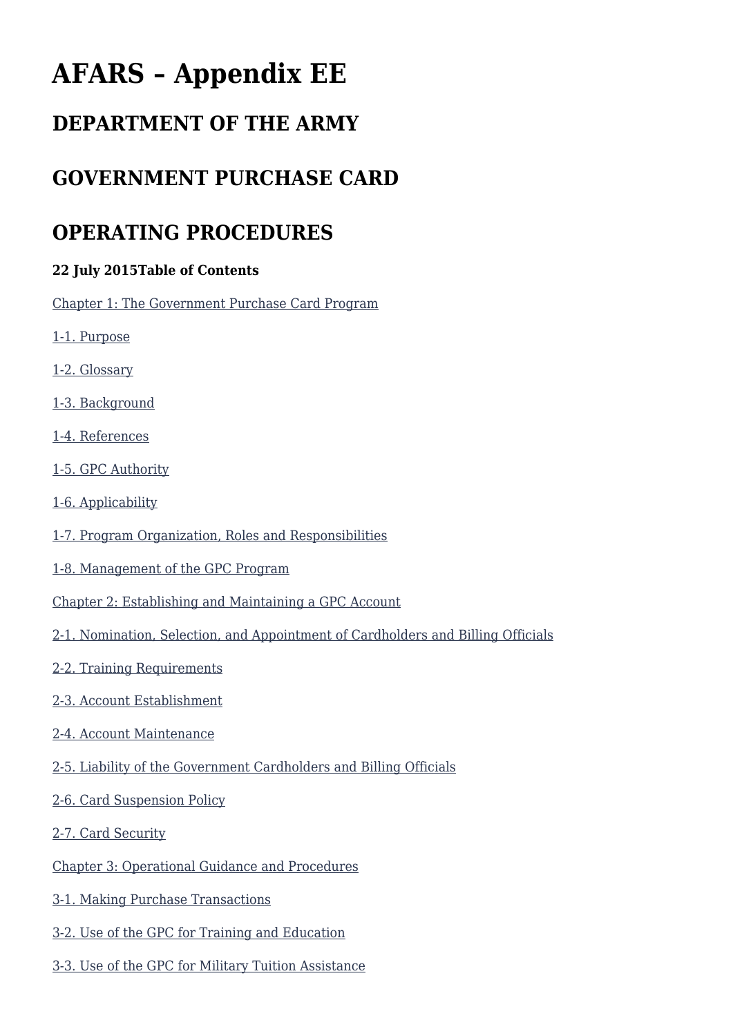# AFARS – Appendix EE

## DEPARTMENT OF THE ARMY

## GOVERNMENT PURCHASE CARD

## OPERATING PROCEDURES

**22 July 2015Table of Contents**

Chapter 1: The Government Purchase Card Program

1-1. Purpose

1-2. Glossary

1-3. Background

1-4. References

1-5. GPC Authority

1-6. Applicability

1-7. Program Organization, Roles and Responsibilities

1-8. Management of the GPC Program

Chapter 2: Establishing and Maintaining a GPC Account

2-1. Nomination, Selection, and Appointment of Cardholders and Billing Officials

2-2. Training Requirements

2-3. Account Establishment

2-4. Account Maintenance

2-5. Liability of the Government Cardholders and Billing Officials

2-6. Card Suspension Policy

2-7. Card Security

Chapter 3: Operational Guidance and Procedures

3-1. Making Purchase Transactions

3-2. Use of the GPC for Training and Education

3-3. Use of the GPC for Military Tuition Assistance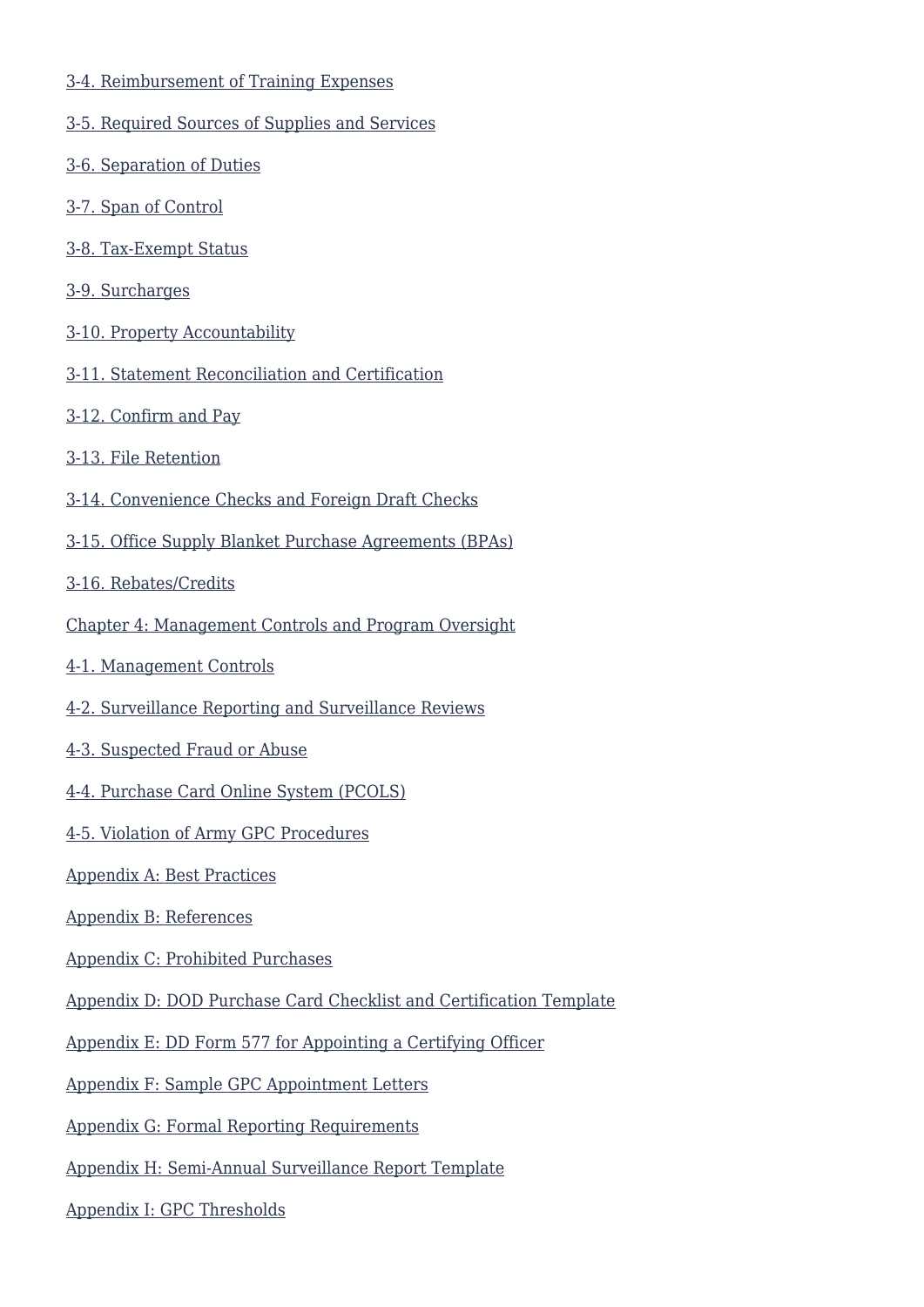3-4. Reimbursement of Training Expenses

3-5. Required Sources of Supplies and Services

3-6. Separation of Duties

3-7. Span of Control

3-8. Tax-Exempt Status

3-9. Surcharges

3-10. Property Accountability

3-11. Statement Reconciliation and Certification

3-12. Confirm and Pay

3-13. File Retention

3-14. Convenience Checks and Foreign Draft Checks

3-15. Office Supply Blanket Purchase Agreements (BPAs)

3-16. Rebates/Credits

Chapter 4: Management Controls and Program Oversight

4-1. Management Controls

4-2. Surveillance Reporting and Surveillance Reviews

4-3. Suspected Fraud or Abuse

4-4. Purchase Card Online System (PCOLS)

4-5. Violation of Army GPC Procedures

Appendix A: Best Practices

Appendix B: References

Appendix C: Prohibited Purchases

Appendix D: DOD Purchase Card Checklist and Certification Template

Appendix E: DD Form 577 for Appointing a Certifying Officer

Appendix F: Sample GPC Appointment Letters

Appendix G: Formal Reporting Requirements

Appendix H: Semi-Annual Surveillance Report Template

Appendix I: GPC Thresholds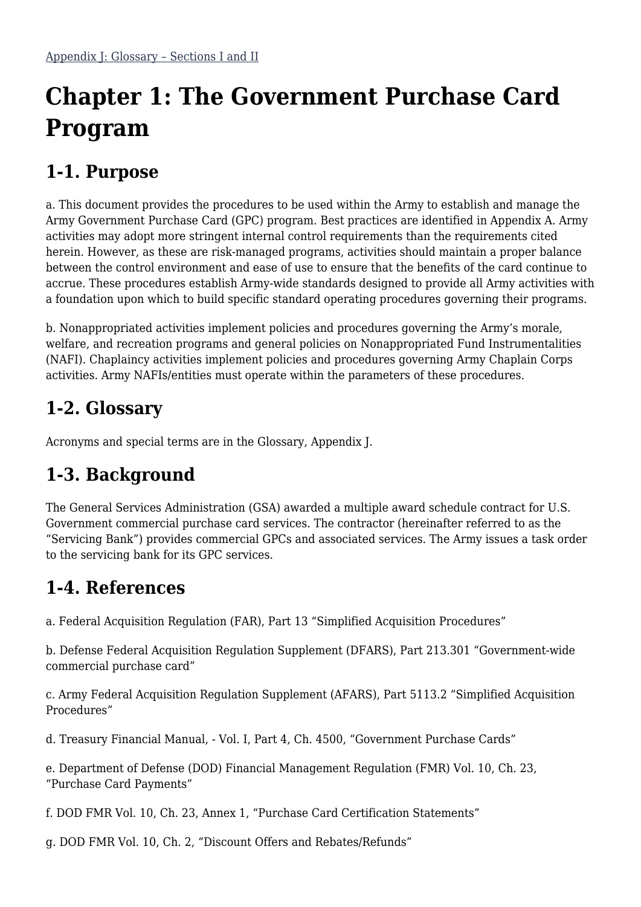Appendix J: Glossary – Sections I and II

# Chapter 1: The Government Purchase Card Program

## 1-1. Purpose

a. This document provides the procedures to be used within the Army to establish and manage the Army Government Purchase Card (GPC) program. Best practices are identified in Appendix A. Army activities may adopt more stringent internal control requirements than the requirements cited herein. However, as these are risk-managed programs, activities should maintain a proper balance between the control environment and ease of use to ensure that the benefits of the card continue to accrue. These procedures establish Army-wide standards designed to provide all Army activities with a foundation upon which to build specific standard operating procedures governing their programs.

b. Nonappropriated activities implement policies and procedures governing the Army's morale, welfare, and recreation programs and general policies on Nonappropriated Fund Instrumentalities (NAFI). Chaplaincy activities implement policies and procedures governing Army Chaplain Corps activities. Army NAFIs/entities must operate within the parameters of these procedures.

## 1-2. Glossary

Acronyms and special terms are in the Glossary, Appendix J.

## 1-3. Background

The General Services Administration (GSA) awarded a multiple award schedule contract for U.S. Government commercial purchase card services. The contractor (hereinafter referred to as the "Servicing Bank") provides commercial GPCs and associated services. The Army issues a task order to the servicing bank for its GPC services.

## 1-4. References

a. Federal Acquisition Regulation (FAR), Part 13 "Simplified Acquisition Procedures"

b. Defense Federal Acquisition Regulation Supplement (DFARS), Part 213.301 "Government-wide commercial purchase card"

c. Army Federal Acquisition Regulation Supplement (AFARS), Part 5113.2 "Simplified Acquisition Procedures"

d. Treasury Financial Manual, - Vol. I, Part 4, Ch. 4500, "Government Purchase Cards"

e. Department of Defense (DOD) Financial Management Regulation (FMR) Vol. 10, Ch. 23, "Purchase Card Payments"

f. DOD FMR Vol. 10, Ch. 23, Annex 1, "Purchase Card Certification Statements"

g. DOD FMR Vol. 10, Ch. 2, "Discount Offers and Rebates/Refunds"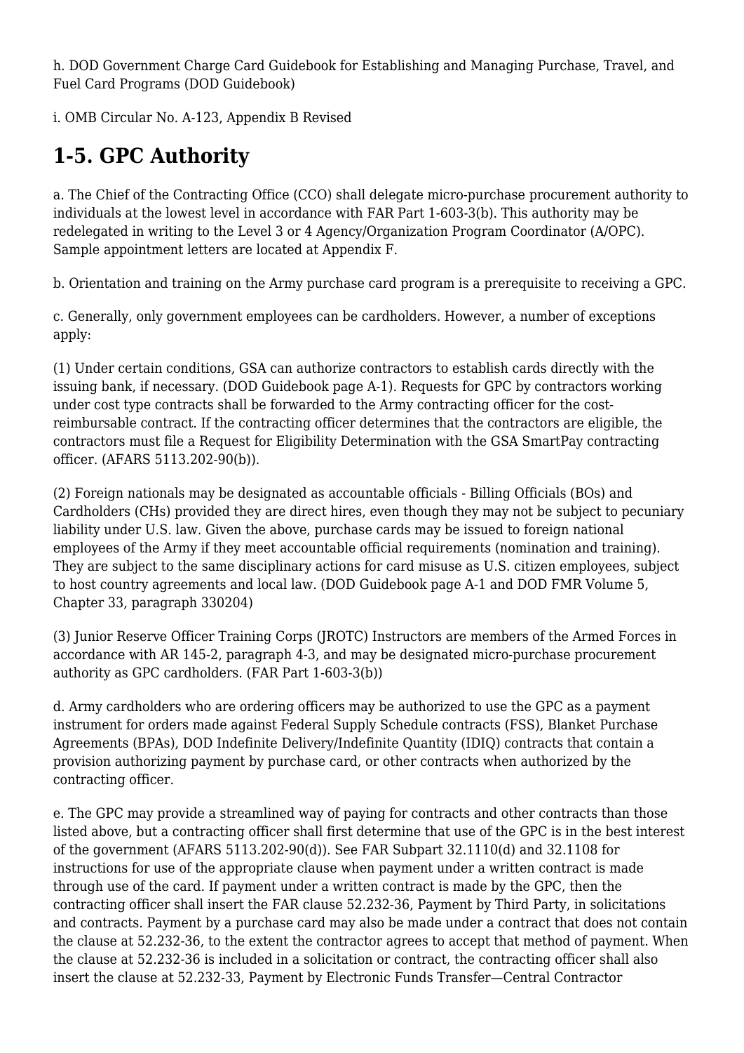h. DOD Government Charge Card Guidebook for Establishing and Managing Purchase, Travel, and Fuel Card Programs (DOD Guidebook)

i. OMB Circular No. A-123, Appendix B Revised

## 1-5. GPC Authority

a. The Chief of the Contracting Office (CCO) shall delegate micro-purchase procurement authority to individuals at the lowest level in accordance with FAR Part 1-603-3(b). This authority may be redelegated in writing to the Level 3 or 4 Agency/Organization Program Coordinator (A/OPC). Sample appointment letters are located at Appendix F.

b. Orientation and training on the Army purchase card program is a prerequisite to receiving a GPC.

c. Generally, only government employees can be cardholders. However, a number of exceptions apply:

(1) Under certain conditions, GSA can authorize contractors to establish cards directly with the issuing bank, if necessary. (DOD Guidebook page A-1). Requests for GPC by contractors working under cost type contracts shall be forwarded to the Army contracting officer for the cost-reimbursable contract. If the contracting officer determines that the contractors are eligible, the contractors must file a Request for Eligibility Determination with the GSA SmartPay contracting officer. (AFARS 5113.202-90(b)).

(2) Foreign nationals may be designated as accountable officials - Billing Officials (BOs) and Cardholders (CHs) provided they are direct hires, even though they may not be subject to pecuniary liability under U.S. law. Given the above, purchase cards may be issued to foreign national employees of the Army if they meet accountable official requirements (nomination and training). They are subject to the same disciplinary actions for card misuse as U.S. citizen employees, subject to host country agreements and local law. (DOD Guidebook page A-1 and DOD FMR Volume 5, Chapter 33, paragraph 330204)

(3) Junior Reserve Officer Training Corps (JROTC) Instructors are members of the Armed Forces in accordance with AR 145-2, paragraph 4-3, and may be designated micro-purchase procurement authority as GPC cardholders. (FAR Part 1-603-3(b))

d. Army cardholders who are ordering officers may be authorized to use the GPC as a payment instrument for orders made against Federal Supply Schedule contracts (FSS), Blanket Purchase Agreements (BPAs), DOD Indefinite Delivery/Indefinite Quantity (IDIQ) contracts that contain a provision authorizing payment by purchase card, or other contracts when authorized by the contracting officer.

e. The GPC may provide a streamlined way of paying for contracts and other contracts than those listed above, but a contracting officer shall first determine that use of the GPC is in the best interest of the government (AFARS 5113.202-90(d)). See FAR Subpart 32.1110(d) and 32.1108 for instructions for use of the appropriate clause when payment under a written contract is made through use of the card. If payment under a written contract is made by the GPC, then the contracting officer shall insert the FAR clause 52.232-36, Payment by Third Party, in solicitations and contracts. Payment by a purchase card may also be made under a contract that does not contain the clause at 52.232-36, to the extent the contractor agrees to accept that method of payment. When the clause at 52.232-36 is included in a solicitation or contract, the contracting officer shall also insert the clause at 52.232-33, Payment by Electronic Funds Transfer—Central Contractor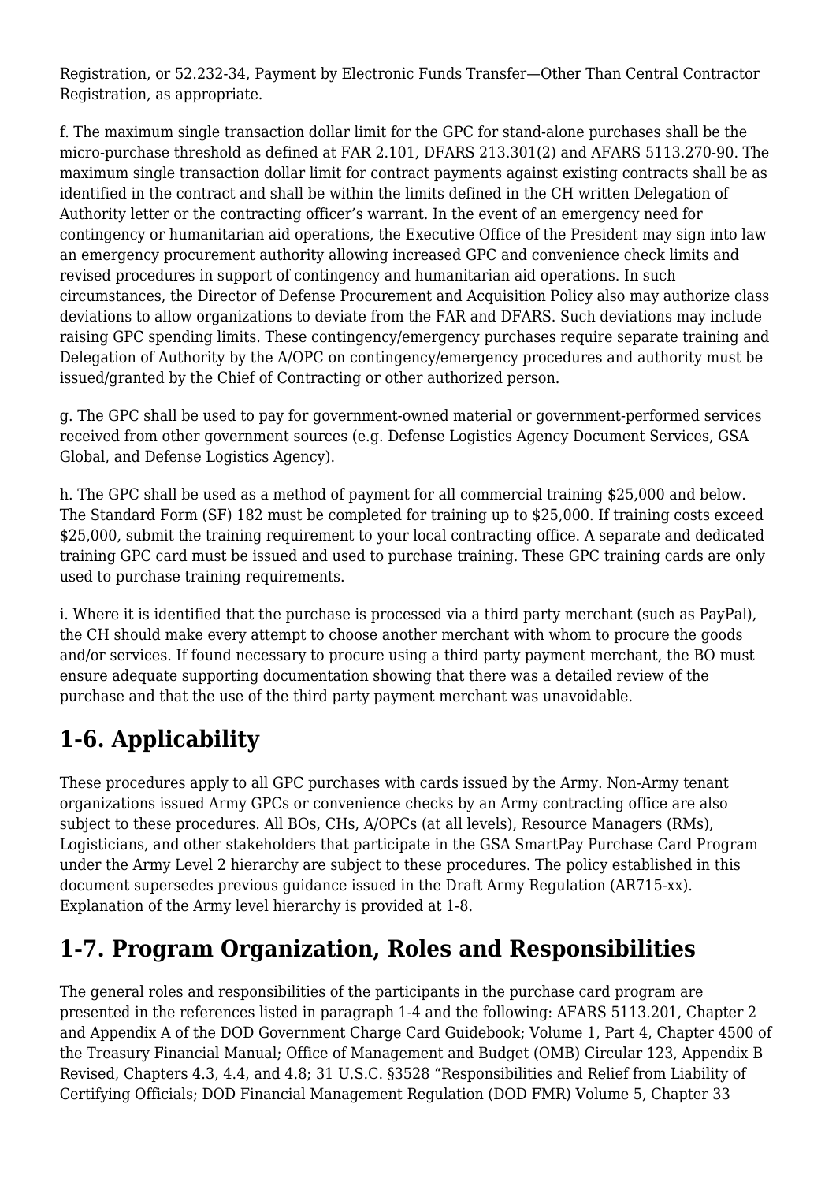Registration, or 52.232-34, Payment by Electronic Funds Transfer—Other Than Central Contractor Registration, as appropriate.

f. The maximum single transaction dollar limit for the GPC for stand-alone purchases shall be the micro-purchase threshold as defined at FAR 2.101, DFARS 213.301(2) and AFARS 5113.270-90. The maximum single transaction dollar limit for contract payments against existing contracts shall be as identified in the contract and shall be within the limits defined in the CH written Delegation of Authority letter or the contracting officer's warrant. In the event of an emergency need for contingency or humanitarian aid operations, the Executive Office of the President may sign into law an emergency procurement authority allowing increased GPC and convenience check limits and revised procedures in support of contingency and humanitarian aid operations. In such circumstances, the Director of Defense Procurement and Acquisition Policy also may authorize class deviations to allow organizations to deviate from the FAR and DFARS. Such deviations may include raising GPC spending limits. These contingency/emergency purchases require separate training and Delegation of Authority by the A/OPC on contingency/emergency procedures and authority must be issued/granted by the Chief of Contracting or other authorized person.

g. The GPC shall be used to pay for government-owned material or government-performed services received from other government sources (e.g. Defense Logistics Agency Document Services, GSA Global, and Defense Logistics Agency).

h. The GPC shall be used as a method of payment for all commercial training $25,000 and below. The Standard Form (SF) 182 must be completed for training up to $25,000. If training costs exceed $25,000, submit the training requirement to your local contracting office. A separate and dedicated training GPC card must be issued and used to purchase training. These GPC training cards are only used to purchase training requirements.

i. Where it is identified that the purchase is processed via a third party merchant (such as PayPal), the CH should make every attempt to choose another merchant with whom to procure the goods and/or services. If found necessary to procure using a third party payment merchant, the BO must ensure adequate supporting documentation showing that there was a detailed review of the purchase and that the use of the third party payment merchant was unavoidable.

## 1-6. Applicability

These procedures apply to all GPC purchases with cards issued by the Army. Non-Army tenant organizations issued Army GPCs or convenience checks by an Army contracting office are also subject to these procedures. All BOs, CHs, A/OPCs (at all levels), Resource Managers (RMs), Logisticians, and other stakeholders that participate in the GSA SmartPay Purchase Card Program under the Army Level 2 hierarchy are subject to these procedures. The policy established in this document supersedes previous guidance issued in the Draft Army Regulation (AR715-xx). Explanation of the Army level hierarchy is provided at 1-8.

## 1-7. Program Organization, Roles and Responsibilities

The general roles and responsibilities of the participants in the purchase card program are presented in the references listed in paragraph 1-4 and the following: AFARS 5113.201, Chapter 2 and Appendix A of the DOD Government Charge Card Guidebook; Volume 1, Part 4, Chapter 4500 of the Treasury Financial Manual; Office of Management and Budget (OMB) Circular 123, Appendix B Revised, Chapters 4.3, 4.4, and 4.8; 31 U.S.C. §3528 "Responsibilities and Relief from Liability of Certifying Officials; DOD Financial Management Regulation (DOD FMR) Volume 5, Chapter 33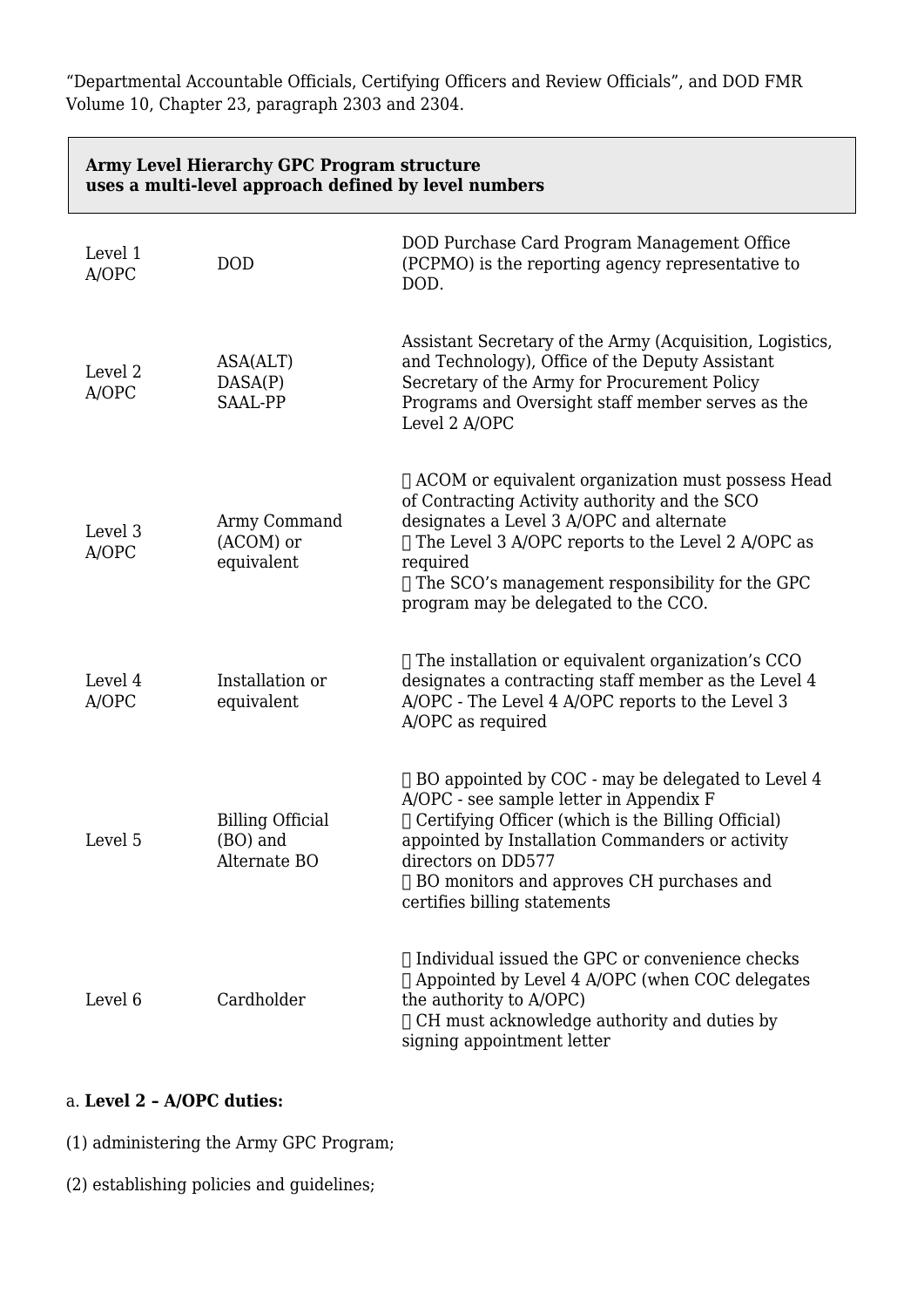"Departmental Accountable Officials, Certifying Officers and Review Officials", and DOD FMR Volume 10, Chapter 23, paragraph 2303 and 2304.

| **Army Level Hierarchy GPC Program structure uses a multi-level approach defined by level numbers** | | |
|---|---|---|
| Level 1 A/OPC | DOD | DOD Purchase Card Program Management Office (PCPMO) is the reporting agency representative to DOD. |
| Level 2 A/OPC | ASA(ALT) DASA(P) SAAL-PP | Assistant Secretary of the Army (Acquisition, Logistics, and Technology), Office of the Deputy Assistant Secretary of the Army for Procurement Policy Programs and Oversight staff member serves as the Level 2 A/OPC |
| Level 3 A/OPC | Army Command (ACOM) or equivalent |  ACOM or equivalent organization must possess Head of Contracting Activity authority and the SCO designates a Level 3 A/OPC and alternate<br> The Level 3 A/OPC reports to the Level 2 A/OPC as required<br> The SCO's management responsibility for the GPC program may be delegated to the CCO. |
| Level 4 A/OPC | Installation or equivalent |  The installation or equivalent organization's CCO designates a contracting staff member as the Level 4 A/OPC - The Level 4 A/OPC reports to the Level 3 A/OPC as required |
| Level 5 | Billing Official (BO) and Alternate BO |  BO appointed by COC - may be delegated to Level 4 A/OPC - see sample letter in Appendix F<br> Certifying Officer (which is the Billing Official) appointed by Installation Commanders or activity directors on DD577<br> BO monitors and approves CH purchases and certifies billing statements |
| Level 6 | Cardholder |  Individual issued the GPC or convenience checks<br> Appointed by Level 4 A/OPC (when COC delegates the authority to A/OPC)<br> CH must acknowledge authority and duties by signing appointment letter |

a. **Level 2 – A/OPC duties:**

(1) administering the Army GPC Program;

(2) establishing policies and guidelines;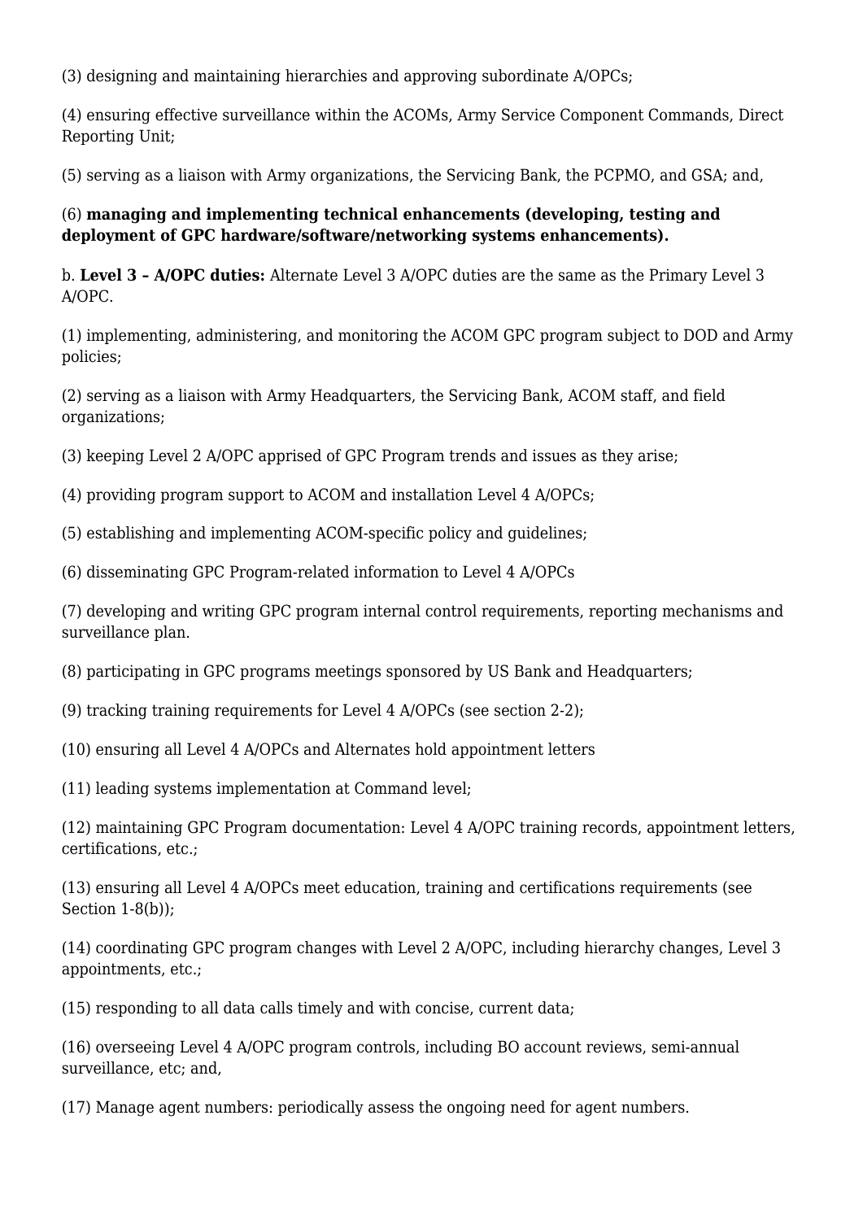(3) designing and maintaining hierarchies and approving subordinate A/OPCs;

(4) ensuring effective surveillance within the ACOMs, Army Service Component Commands, Direct Reporting Unit;

(5) serving as a liaison with Army organizations, the Servicing Bank, the PCPMO, and GSA; and,

(6) **managing and implementing technical enhancements (developing, testing and deployment of GPC hardware/software/networking systems enhancements).**

b. **Level 3 – A/OPC duties:** Alternate Level 3 A/OPC duties are the same as the Primary Level 3 A/OPC.

(1) implementing, administering, and monitoring the ACOM GPC program subject to DOD and Army policies;

(2) serving as a liaison with Army Headquarters, the Servicing Bank, ACOM staff, and field organizations;

(3) keeping Level 2 A/OPC apprised of GPC Program trends and issues as they arise;

(4) providing program support to ACOM and installation Level 4 A/OPCs;

(5) establishing and implementing ACOM-specific policy and guidelines;

(6) disseminating GPC Program-related information to Level 4 A/OPCs

(7) developing and writing GPC program internal control requirements, reporting mechanisms and surveillance plan.

(8) participating in GPC programs meetings sponsored by US Bank and Headquarters;

(9) tracking training requirements for Level 4 A/OPCs (see section 2-2);

(10) ensuring all Level 4 A/OPCs and Alternates hold appointment letters

(11) leading systems implementation at Command level;

(12) maintaining GPC Program documentation: Level 4 A/OPC training records, appointment letters, certifications, etc.;

(13) ensuring all Level 4 A/OPCs meet education, training and certifications requirements (see Section 1-8(b));

(14) coordinating GPC program changes with Level 2 A/OPC, including hierarchy changes, Level 3 appointments, etc.;

(15) responding to all data calls timely and with concise, current data;

(16) overseeing Level 4 A/OPC program controls, including BO account reviews, semi-annual surveillance, etc; and,

(17) Manage agent numbers: periodically assess the ongoing need for agent numbers.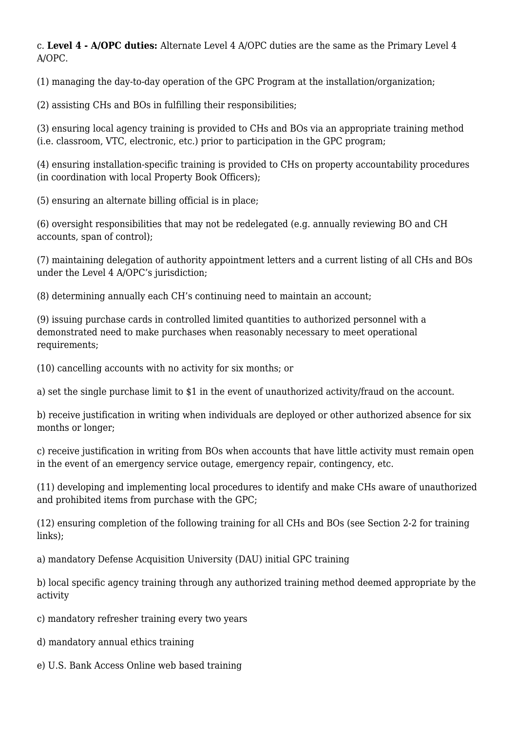c. **Level 4 - A/OPC duties:** Alternate Level 4 A/OPC duties are the same as the Primary Level 4 A/OPC.

(1) managing the day-to-day operation of the GPC Program at the installation/organization;

(2) assisting CHs and BOs in fulfilling their responsibilities;

(3) ensuring local agency training is provided to CHs and BOs via an appropriate training method (i.e. classroom, VTC, electronic, etc.) prior to participation in the GPC program;

(4) ensuring installation-specific training is provided to CHs on property accountability procedures (in coordination with local Property Book Officers);

(5) ensuring an alternate billing official is in place;

(6) oversight responsibilities that may not be redelegated (e.g. annually reviewing BO and CH accounts, span of control);

(7) maintaining delegation of authority appointment letters and a current listing of all CHs and BOs under the Level 4 A/OPC's jurisdiction;

(8) determining annually each CH's continuing need to maintain an account;

(9) issuing purchase cards in controlled limited quantities to authorized personnel with a demonstrated need to make purchases when reasonably necessary to meet operational requirements;

(10) cancelling accounts with no activity for six months; or

a) set the single purchase limit to $1 in the event of unauthorized activity/fraud on the account.

b) receive justification in writing when individuals are deployed or other authorized absence for six months or longer;

c) receive justification in writing from BOs when accounts that have little activity must remain open in the event of an emergency service outage, emergency repair, contingency, etc.

(11) developing and implementing local procedures to identify and make CHs aware of unauthorized and prohibited items from purchase with the GPC;

(12) ensuring completion of the following training for all CHs and BOs (see Section 2-2 for training links);

a) mandatory Defense Acquisition University (DAU) initial GPC training

b) local specific agency training through any authorized training method deemed appropriate by the activity

c) mandatory refresher training every two years

d) mandatory annual ethics training

e) U.S. Bank Access Online web based training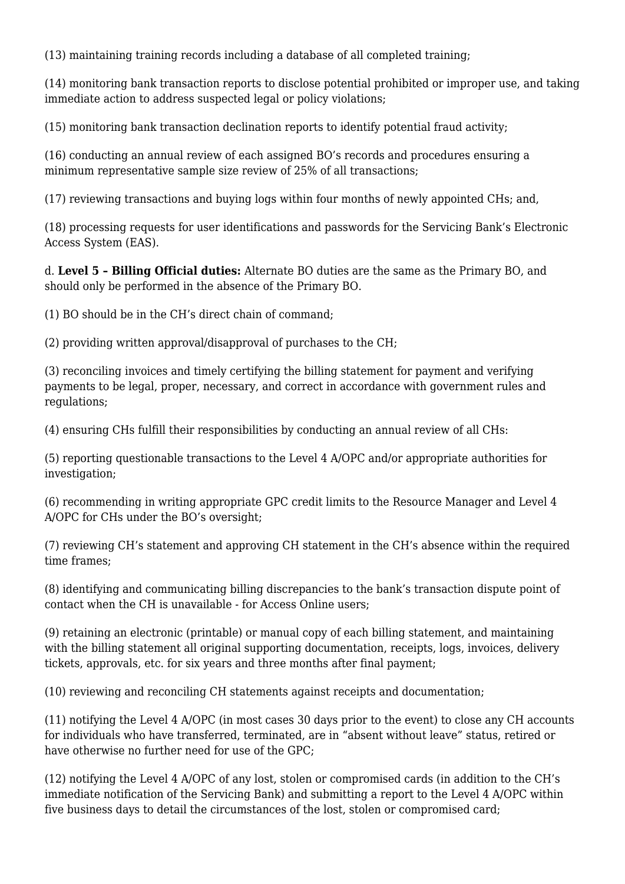(13) maintaining training records including a database of all completed training;

(14) monitoring bank transaction reports to disclose potential prohibited or improper use, and taking immediate action to address suspected legal or policy violations;

(15) monitoring bank transaction declination reports to identify potential fraud activity;

(16) conducting an annual review of each assigned BO's records and procedures ensuring a minimum representative sample size review of 25% of all transactions;

(17) reviewing transactions and buying logs within four months of newly appointed CHs; and,

(18) processing requests for user identifications and passwords for the Servicing Bank's Electronic Access System (EAS).

d. **Level 5 – Billing Official duties:** Alternate BO duties are the same as the Primary BO, and should only be performed in the absence of the Primary BO.

(1) BO should be in the CH's direct chain of command;

(2) providing written approval/disapproval of purchases to the CH;

(3) reconciling invoices and timely certifying the billing statement for payment and verifying payments to be legal, proper, necessary, and correct in accordance with government rules and regulations;

(4) ensuring CHs fulfill their responsibilities by conducting an annual review of all CHs:

(5) reporting questionable transactions to the Level 4 A/OPC and/or appropriate authorities for investigation;

(6) recommending in writing appropriate GPC credit limits to the Resource Manager and Level 4 A/OPC for CHs under the BO's oversight;

(7) reviewing CH's statement and approving CH statement in the CH's absence within the required time frames;

(8) identifying and communicating billing discrepancies to the bank's transaction dispute point of contact when the CH is unavailable - for Access Online users;

(9) retaining an electronic (printable) or manual copy of each billing statement, and maintaining with the billing statement all original supporting documentation, receipts, logs, invoices, delivery tickets, approvals, etc. for six years and three months after final payment;

(10) reviewing and reconciling CH statements against receipts and documentation;

(11) notifying the Level 4 A/OPC (in most cases 30 days prior to the event) to close any CH accounts for individuals who have transferred, terminated, are in "absent without leave" status, retired or have otherwise no further need for use of the GPC;

(12) notifying the Level 4 A/OPC of any lost, stolen or compromised cards (in addition to the CH's immediate notification of the Servicing Bank) and submitting a report to the Level 4 A/OPC within five business days to detail the circumstances of the lost, stolen or compromised card;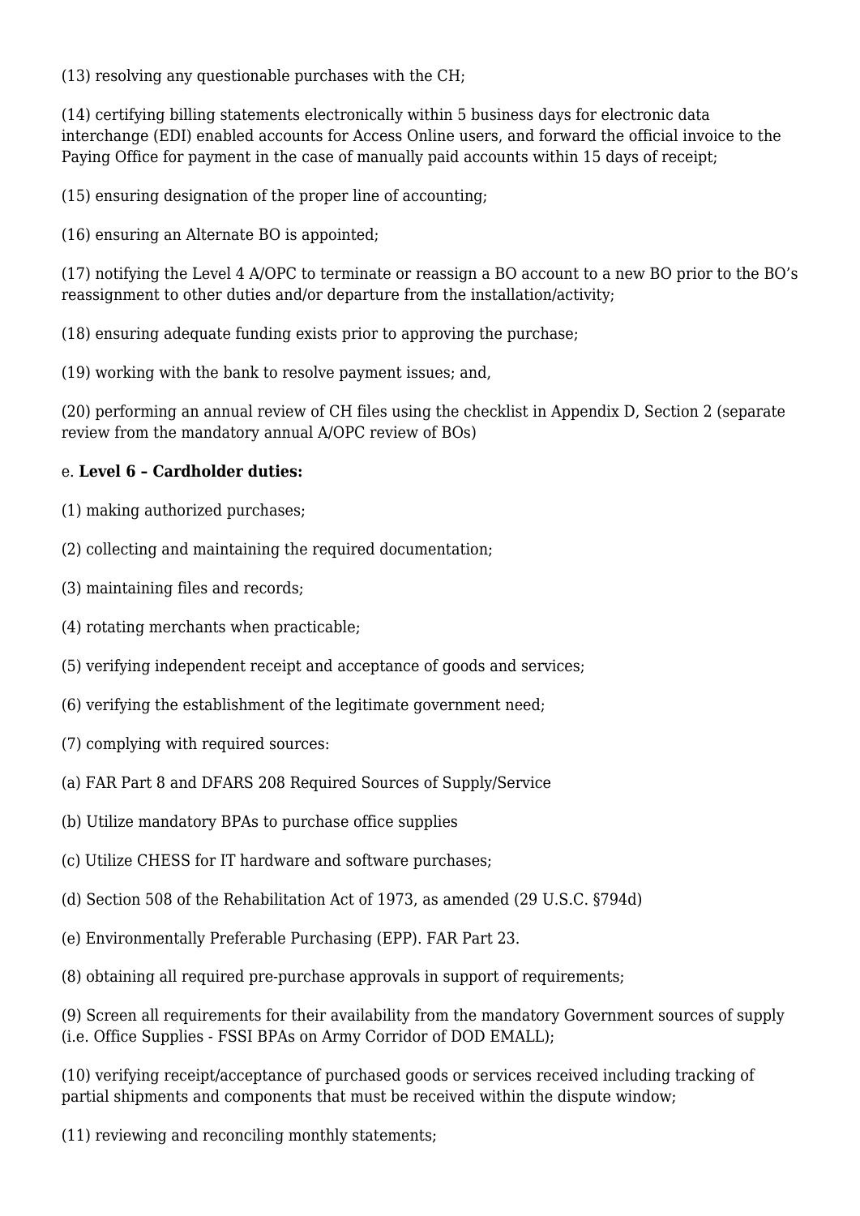(13) resolving any questionable purchases with the CH;

(14) certifying billing statements electronically within 5 business days for electronic data interchange (EDI) enabled accounts for Access Online users, and forward the official invoice to the Paying Office for payment in the case of manually paid accounts within 15 days of receipt;

(15) ensuring designation of the proper line of accounting;

(16) ensuring an Alternate BO is appointed;

(17) notifying the Level 4 A/OPC to terminate or reassign a BO account to a new BO prior to the BO's reassignment to other duties and/or departure from the installation/activity;

(18) ensuring adequate funding exists prior to approving the purchase;

(19) working with the bank to resolve payment issues; and,

(20) performing an annual review of CH files using the checklist in Appendix D, Section 2 (separate review from the mandatory annual A/OPC review of BOs)

e. **Level 6 – Cardholder duties:**

(1) making authorized purchases;

(2) collecting and maintaining the required documentation;

(3) maintaining files and records;

(4) rotating merchants when practicable;

(5) verifying independent receipt and acceptance of goods and services;

(6) verifying the establishment of the legitimate government need;

(7) complying with required sources:

(a) FAR Part 8 and DFARS 208 Required Sources of Supply/Service

(b) Utilize mandatory BPAs to purchase office supplies

(c) Utilize CHESS for IT hardware and software purchases;

(d) Section 508 of the Rehabilitation Act of 1973, as amended (29 U.S.C. §794d)

(e) Environmentally Preferable Purchasing (EPP). FAR Part 23.

(8) obtaining all required pre-purchase approvals in support of requirements;

(9) Screen all requirements for their availability from the mandatory Government sources of supply (i.e. Office Supplies - FSSI BPAs on Army Corridor of DOD EMALL);

(10) verifying receipt/acceptance of purchased goods or services received including tracking of partial shipments and components that must be received within the dispute window;

(11) reviewing and reconciling monthly statements;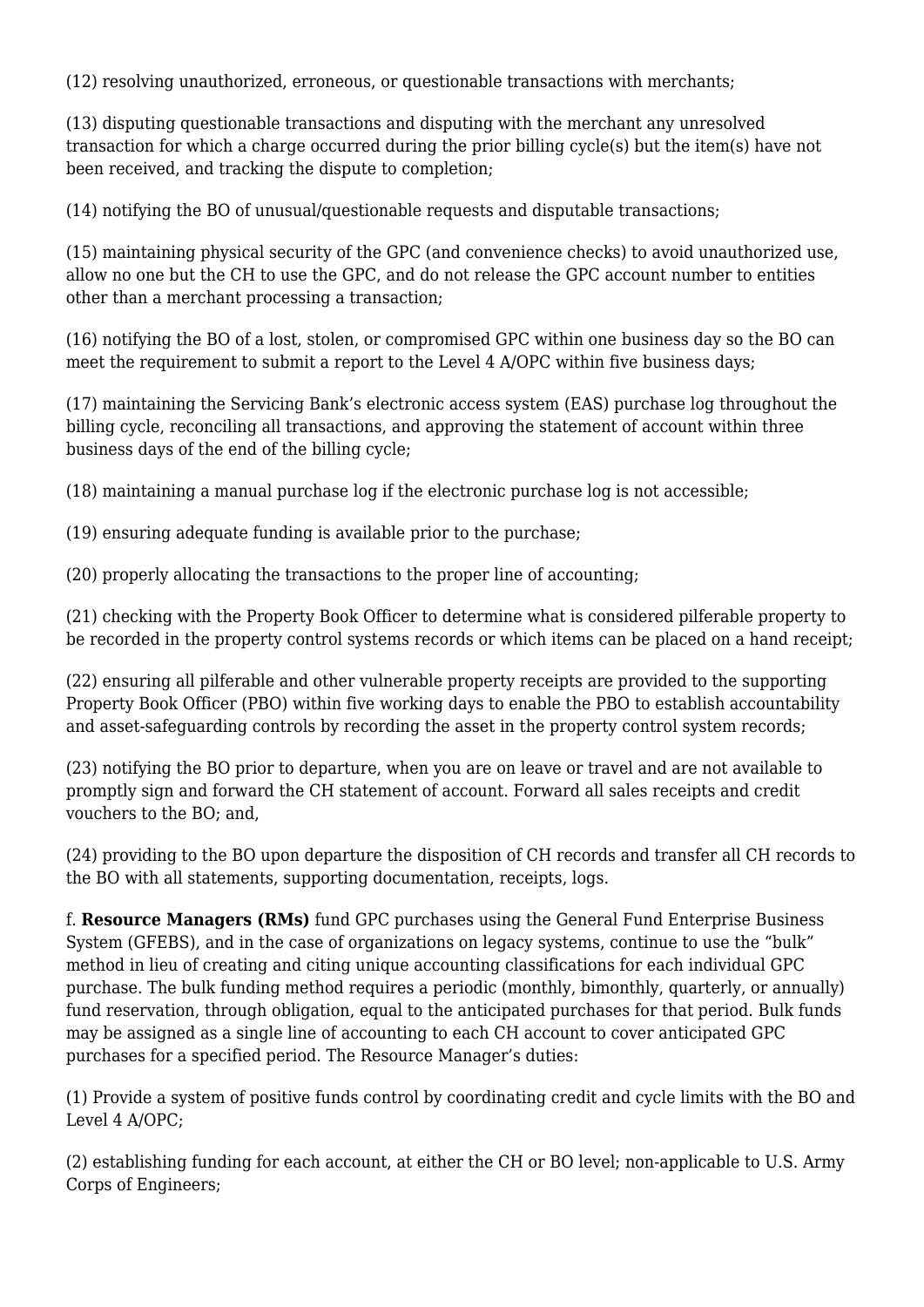(12) resolving unauthorized, erroneous, or questionable transactions with merchants;

(13) disputing questionable transactions and disputing with the merchant any unresolved transaction for which a charge occurred during the prior billing cycle(s) but the item(s) have not been received, and tracking the dispute to completion;

(14) notifying the BO of unusual/questionable requests and disputable transactions;

(15) maintaining physical security of the GPC (and convenience checks) to avoid unauthorized use, allow no one but the CH to use the GPC, and do not release the GPC account number to entities other than a merchant processing a transaction;

(16) notifying the BO of a lost, stolen, or compromised GPC within one business day so the BO can meet the requirement to submit a report to the Level 4 A/OPC within five business days;

(17) maintaining the Servicing Bank's electronic access system (EAS) purchase log throughout the billing cycle, reconciling all transactions, and approving the statement of account within three business days of the end of the billing cycle;

(18) maintaining a manual purchase log if the electronic purchase log is not accessible;

(19) ensuring adequate funding is available prior to the purchase;

(20) properly allocating the transactions to the proper line of accounting;

(21) checking with the Property Book Officer to determine what is considered pilferable property to be recorded in the property control systems records or which items can be placed on a hand receipt;

(22) ensuring all pilferable and other vulnerable property receipts are provided to the supporting Property Book Officer (PBO) within five working days to enable the PBO to establish accountability and asset-safeguarding controls by recording the asset in the property control system records;

(23) notifying the BO prior to departure, when you are on leave or travel and are not available to promptly sign and forward the CH statement of account. Forward all sales receipts and credit vouchers to the BO; and,

(24) providing to the BO upon departure the disposition of CH records and transfer all CH records to the BO with all statements, supporting documentation, receipts, logs.

f. **Resource Managers (RMs)** fund GPC purchases using the General Fund Enterprise Business System (GFEBS), and in the case of organizations on legacy systems, continue to use the "bulk" method in lieu of creating and citing unique accounting classifications for each individual GPC purchase. The bulk funding method requires a periodic (monthly, bimonthly, quarterly, or annually) fund reservation, through obligation, equal to the anticipated purchases for that period. Bulk funds may be assigned as a single line of accounting to each CH account to cover anticipated GPC purchases for a specified period. The Resource Manager's duties:

(1) Provide a system of positive funds control by coordinating credit and cycle limits with the BO and Level 4 A/OPC;

(2) establishing funding for each account, at either the CH or BO level; non-applicable to U.S. Army Corps of Engineers;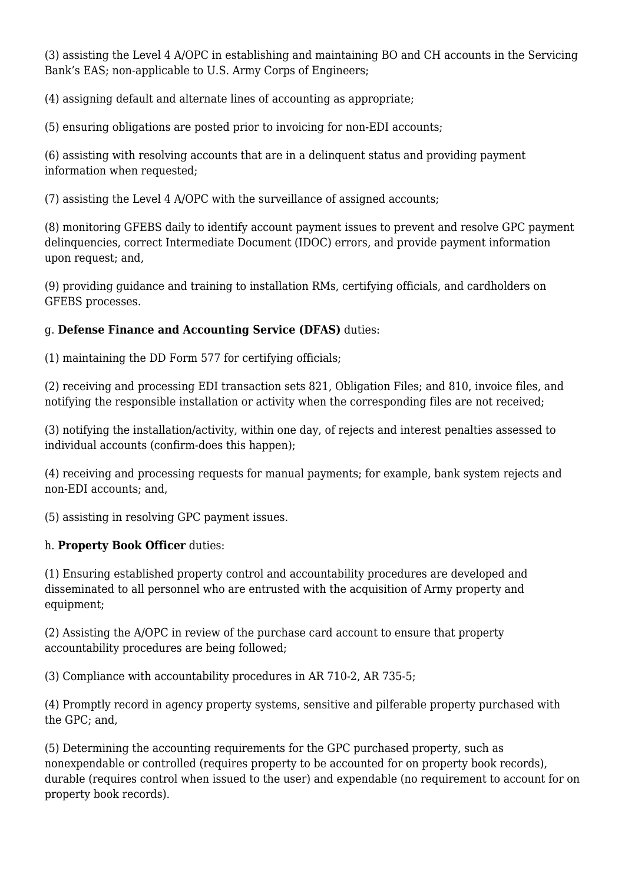(3) assisting the Level 4 A/OPC in establishing and maintaining BO and CH accounts in the Servicing Bank's EAS; non-applicable to U.S. Army Corps of Engineers;

(4) assigning default and alternate lines of accounting as appropriate;

(5) ensuring obligations are posted prior to invoicing for non-EDI accounts;

(6) assisting with resolving accounts that are in a delinquent status and providing payment information when requested;

(7) assisting the Level 4 A/OPC with the surveillance of assigned accounts;

(8) monitoring GFEBS daily to identify account payment issues to prevent and resolve GPC payment delinquencies, correct Intermediate Document (IDOC) errors, and provide payment information upon request; and,

(9) providing guidance and training to installation RMs, certifying officials, and cardholders on GFEBS processes.

g. **Defense Finance and Accounting Service (DFAS)** duties:

(1) maintaining the DD Form 577 for certifying officials;

(2) receiving and processing EDI transaction sets 821, Obligation Files; and 810, invoice files, and notifying the responsible installation or activity when the corresponding files are not received;

(3) notifying the installation/activity, within one day, of rejects and interest penalties assessed to individual accounts (confirm-does this happen);

(4) receiving and processing requests for manual payments; for example, bank system rejects and non-EDI accounts; and,

(5) assisting in resolving GPC payment issues.

h. **Property Book Officer** duties:

(1) Ensuring established property control and accountability procedures are developed and disseminated to all personnel who are entrusted with the acquisition of Army property and equipment;

(2) Assisting the A/OPC in review of the purchase card account to ensure that property accountability procedures are being followed;

(3) Compliance with accountability procedures in AR 710-2, AR 735-5;

(4) Promptly record in agency property systems, sensitive and pilferable property purchased with the GPC; and,

(5) Determining the accounting requirements for the GPC purchased property, such as nonexpendable or controlled (requires property to be accounted for on property book records), durable (requires control when issued to the user) and expendable (no requirement to account for on property book records).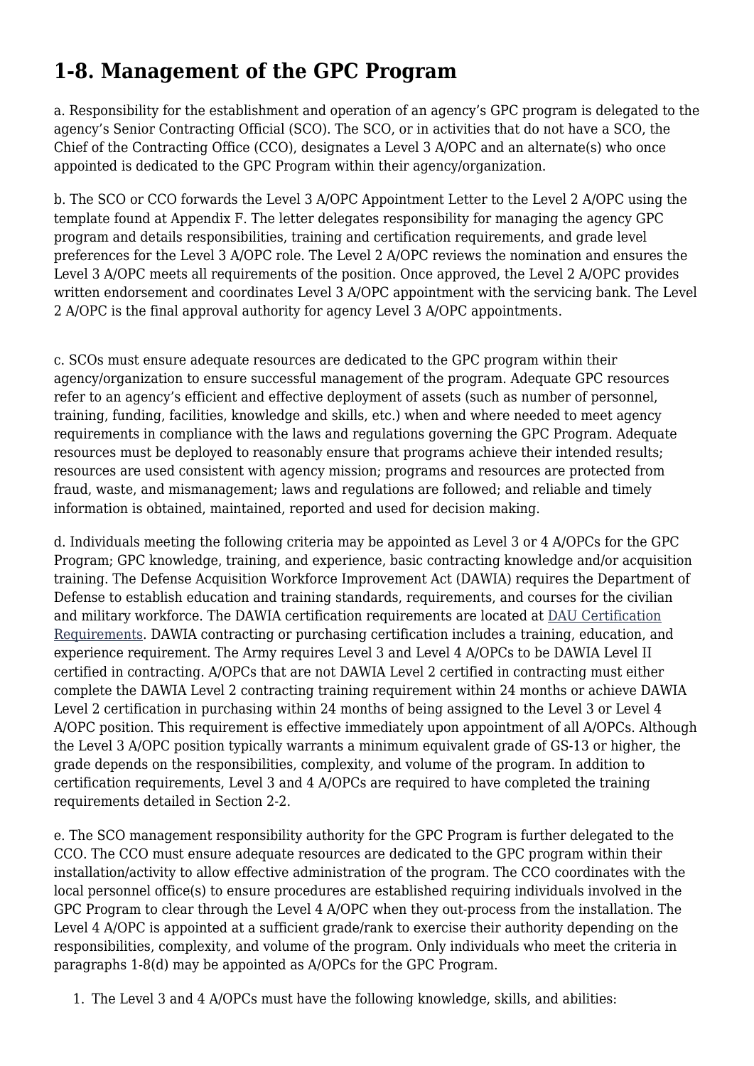## 1-8. Management of the GPC Program

a. Responsibility for the establishment and operation of an agency's GPC program is delegated to the agency's Senior Contracting Official (SCO). The SCO, or in activities that do not have a SCO, the Chief of the Contracting Office (CCO), designates a Level 3 A/OPC and an alternate(s) who once appointed is dedicated to the GPC Program within their agency/organization.

b. The SCO or CCO forwards the Level 3 A/OPC Appointment Letter to the Level 2 A/OPC using the template found at Appendix F. The letter delegates responsibility for managing the agency GPC program and details responsibilities, training and certification requirements, and grade level preferences for the Level 3 A/OPC role. The Level 2 A/OPC reviews the nomination and ensures the Level 3 A/OPC meets all requirements of the position. Once approved, the Level 2 A/OPC provides written endorsement and coordinates Level 3 A/OPC appointment with the servicing bank. The Level 2 A/OPC is the final approval authority for agency Level 3 A/OPC appointments.

c. SCOs must ensure adequate resources are dedicated to the GPC program within their agency/organization to ensure successful management of the program. Adequate GPC resources refer to an agency's efficient and effective deployment of assets (such as number of personnel, training, funding, facilities, knowledge and skills, etc.) when and where needed to meet agency requirements in compliance with the laws and regulations governing the GPC Program. Adequate resources must be deployed to reasonably ensure that programs achieve their intended results; resources are used consistent with agency mission; programs and resources are protected from fraud, waste, and mismanagement; laws and regulations are followed; and reliable and timely information is obtained, maintained, reported and used for decision making.

d. Individuals meeting the following criteria may be appointed as Level 3 or 4 A/OPCs for the GPC Program; GPC knowledge, training, and experience, basic contracting knowledge and/or acquisition training. The Defense Acquisition Workforce Improvement Act (DAWIA) requires the Department of Defense to establish education and training standards, requirements, and courses for the civilian and military workforce. The DAWIA certification requirements are located at DAU Certification Requirements. DAWIA contracting or purchasing certification includes a training, education, and experience requirement. The Army requires Level 3 and Level 4 A/OPCs to be DAWIA Level II certified in contracting. A/OPCs that are not DAWIA Level 2 certified in contracting must either complete the DAWIA Level 2 contracting training requirement within 24 months or achieve DAWIA Level 2 certification in purchasing within 24 months of being assigned to the Level 3 or Level 4 A/OPC position. This requirement is effective immediately upon appointment of all A/OPCs. Although the Level 3 A/OPC position typically warrants a minimum equivalent grade of GS-13 or higher, the grade depends on the responsibilities, complexity, and volume of the program. In addition to certification requirements, Level 3 and 4 A/OPCs are required to have completed the training requirements detailed in Section 2-2.

e. The SCO management responsibility authority for the GPC Program is further delegated to the CCO. The CCO must ensure adequate resources are dedicated to the GPC program within their installation/activity to allow effective administration of the program. The CCO coordinates with the local personnel office(s) to ensure procedures are established requiring individuals involved in the GPC Program to clear through the Level 4 A/OPC when they out-process from the installation. The Level 4 A/OPC is appointed at a sufficient grade/rank to exercise their authority depending on the responsibilities, complexity, and volume of the program. Only individuals who meet the criteria in paragraphs 1-8(d) may be appointed as A/OPCs for the GPC Program.

1. The Level 3 and 4 A/OPCs must have the following knowledge, skills, and abilities: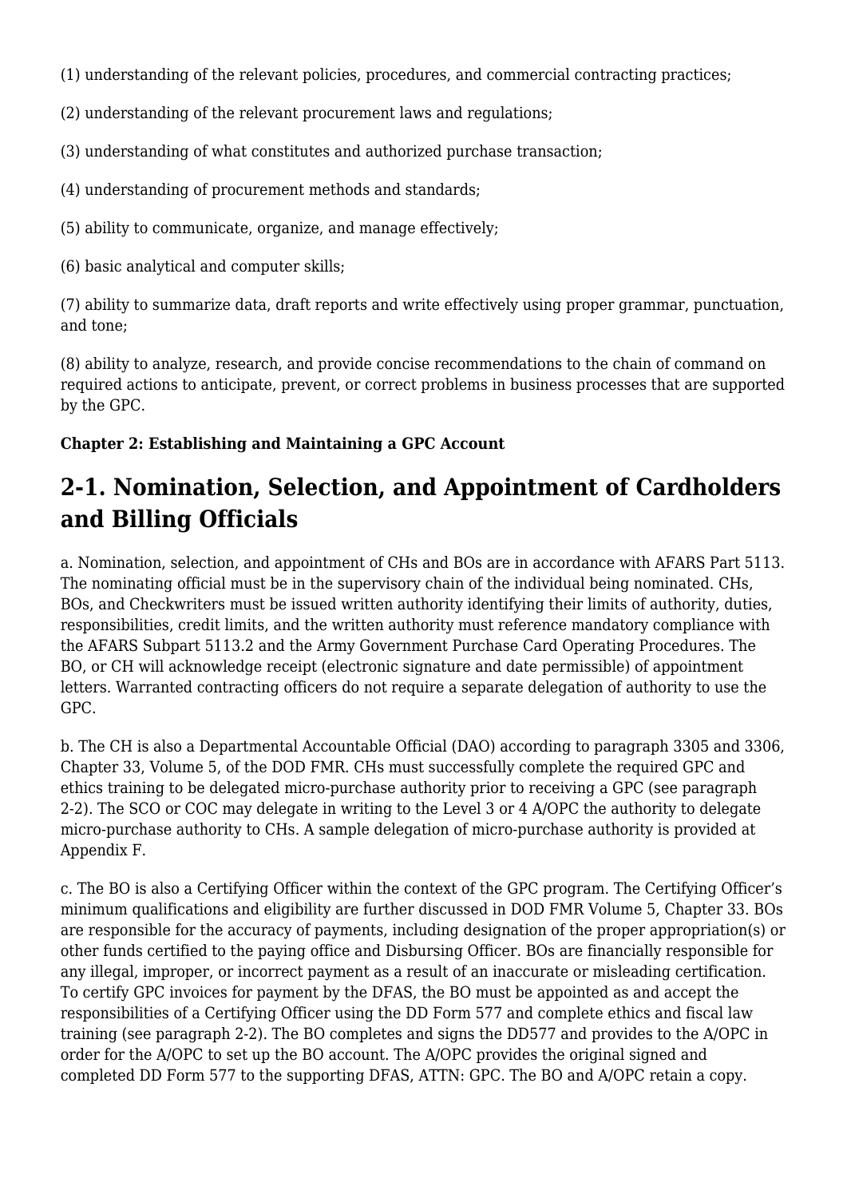(1) understanding of the relevant policies, procedures, and commercial contracting practices;

(2) understanding of the relevant procurement laws and regulations;

(3) understanding of what constitutes and authorized purchase transaction;

(4) understanding of procurement methods and standards;

(5) ability to communicate, organize, and manage effectively;

(6) basic analytical and computer skills;

(7) ability to summarize data, draft reports and write effectively using proper grammar, punctuation, and tone;

(8) ability to analyze, research, and provide concise recommendations to the chain of command on required actions to anticipate, prevent, or correct problems in business processes that are supported by the GPC.

**Chapter 2: Establishing and Maintaining a GPC Account**

## 2-1. Nomination, Selection, and Appointment of Cardholders and Billing Officials

a. Nomination, selection, and appointment of CHs and BOs are in accordance with AFARS Part 5113. The nominating official must be in the supervisory chain of the individual being nominated. CHs, BOs, and Checkwriters must be issued written authority identifying their limits of authority, duties, responsibilities, credit limits, and the written authority must reference mandatory compliance with the AFARS Subpart 5113.2 and the Army Government Purchase Card Operating Procedures. The BO, or CH will acknowledge receipt (electronic signature and date permissible) of appointment letters. Warranted contracting officers do not require a separate delegation of authority to use the GPC.

b. The CH is also a Departmental Accountable Official (DAO) according to paragraph 3305 and 3306, Chapter 33, Volume 5, of the DOD FMR. CHs must successfully complete the required GPC and ethics training to be delegated micro-purchase authority prior to receiving a GPC (see paragraph 2-2). The SCO or COC may delegate in writing to the Level 3 or 4 A/OPC the authority to delegate micro-purchase authority to CHs. A sample delegation of micro-purchase authority is provided at Appendix F.

c. The BO is also a Certifying Officer within the context of the GPC program. The Certifying Officer's minimum qualifications and eligibility are further discussed in DOD FMR Volume 5, Chapter 33. BOs are responsible for the accuracy of payments, including designation of the proper appropriation(s) or other funds certified to the paying office and Disbursing Officer. BOs are financially responsible for any illegal, improper, or incorrect payment as a result of an inaccurate or misleading certification. To certify GPC invoices for payment by the DFAS, the BO must be appointed as and accept the responsibilities of a Certifying Officer using the DD Form 577 and complete ethics and fiscal law training (see paragraph 2-2). The BO completes and signs the DD577 and provides to the A/OPC in order for the A/OPC to set up the BO account. The A/OPC provides the original signed and completed DD Form 577 to the supporting DFAS, ATTN: GPC. The BO and A/OPC retain a copy.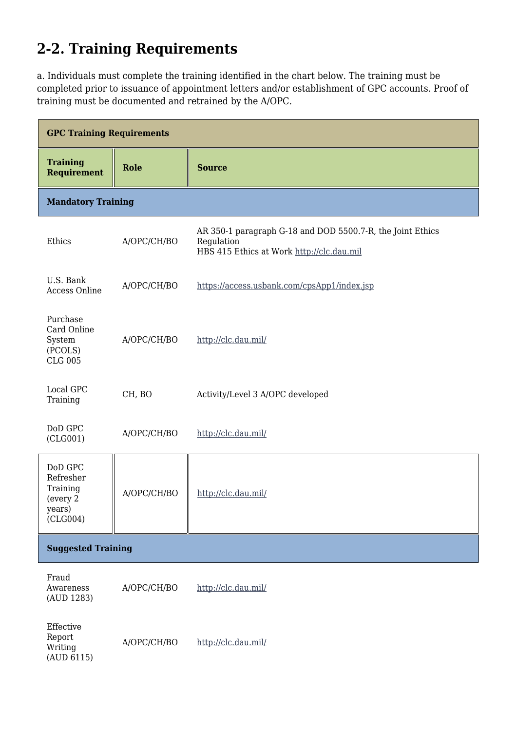## 2-2. Training Requirements

a. Individuals must complete the training identified in the chart below. The training must be completed prior to issuance of appointment letters and/or establishment of GPC accounts. Proof of training must be documented and retrained by the A/OPC.

| GPC Training Requirements | | |
|---|---|---|
| **Training Requirement** | **Role** | **Source** |
| **Mandatory Training** | | |
| Ethics | A/OPC/CH/BO | AR 350-1 paragraph G-18 and DOD 5500.7-R, the Joint Ethics Regulation<br>HBS 415 Ethics at Work http://clc.dau.mil |
| U.S. Bank Access Online | A/OPC/CH/BO | https://access.usbank.com/cpsApp1/index.jsp |
| Purchase Card Online System (PCOLS) CLG 005 | A/OPC/CH/BO | http://clc.dau.mil/ |
| Local GPC Training | CH, BO | Activity/Level 3 A/OPC developed |
| DoD GPC (CLG001) | A/OPC/CH/BO | http://clc.dau.mil/ |
| DoD GPC Refresher Training (every 2 years) (CLG004) | A/OPC/CH/BO | http://clc.dau.mil/ |
| **Suggested Training** | | |
| Fraud Awareness (AUD 1283) | A/OPC/CH/BO | http://clc.dau.mil/ |
| Effective Report Writing (AUD 6115) | A/OPC/CH/BO | http://clc.dau.mil/ |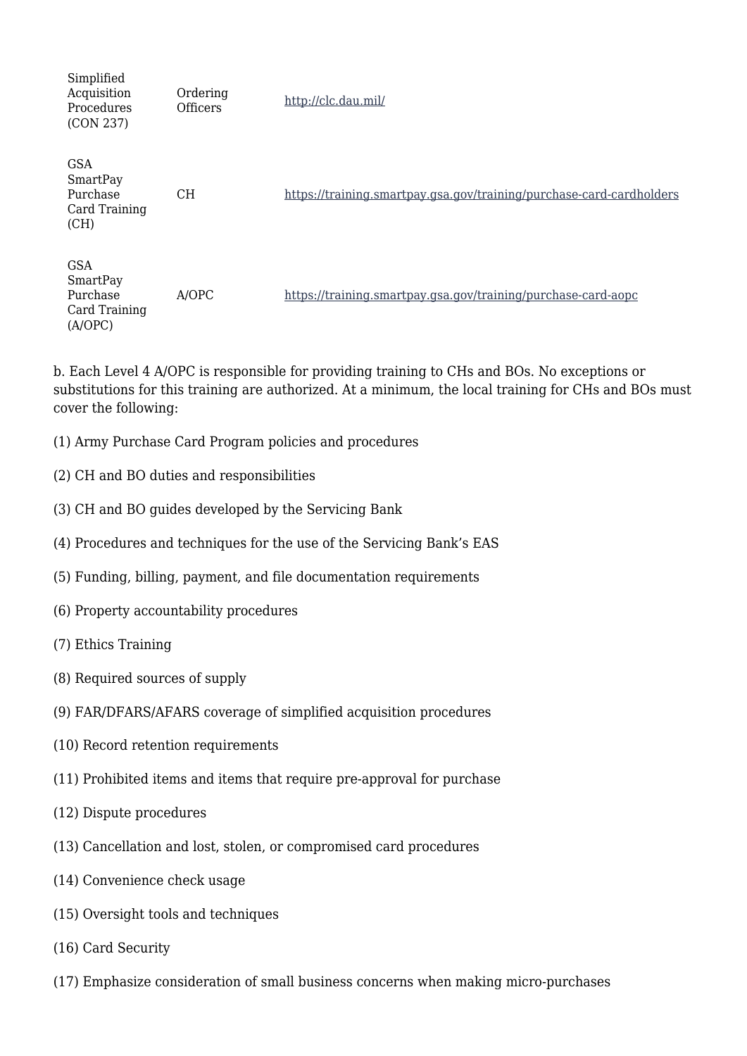| | | |
|---|---|---|
| Simplified Acquisition Procedures (CON 237) | Ordering Officers | http://clc.dau.mil/ |
| GSA SmartPay Purchase Card Training (CH) | CH | https://training.smartpay.gsa.gov/training/purchase-card-cardholders |
| GSA SmartPay Purchase Card Training (A/OPC) | A/OPC | https://training.smartpay.gsa.gov/training/purchase-card-aopc |

b. Each Level 4 A/OPC is responsible for providing training to CHs and BOs. No exceptions or substitutions for this training are authorized. At a minimum, the local training for CHs and BOs must cover the following:

(1) Army Purchase Card Program policies and procedures

(2) CH and BO duties and responsibilities

(3) CH and BO guides developed by the Servicing Bank

(4) Procedures and techniques for the use of the Servicing Bank's EAS

(5) Funding, billing, payment, and file documentation requirements

(6) Property accountability procedures

(7) Ethics Training

(8) Required sources of supply

(9) FAR/DFARS/AFARS coverage of simplified acquisition procedures

(10) Record retention requirements

(11) Prohibited items and items that require pre-approval for purchase

(12) Dispute procedures

(13) Cancellation and lost, stolen, or compromised card procedures

(14) Convenience check usage

(15) Oversight tools and techniques

(16) Card Security

(17) Emphasize consideration of small business concerns when making micro-purchases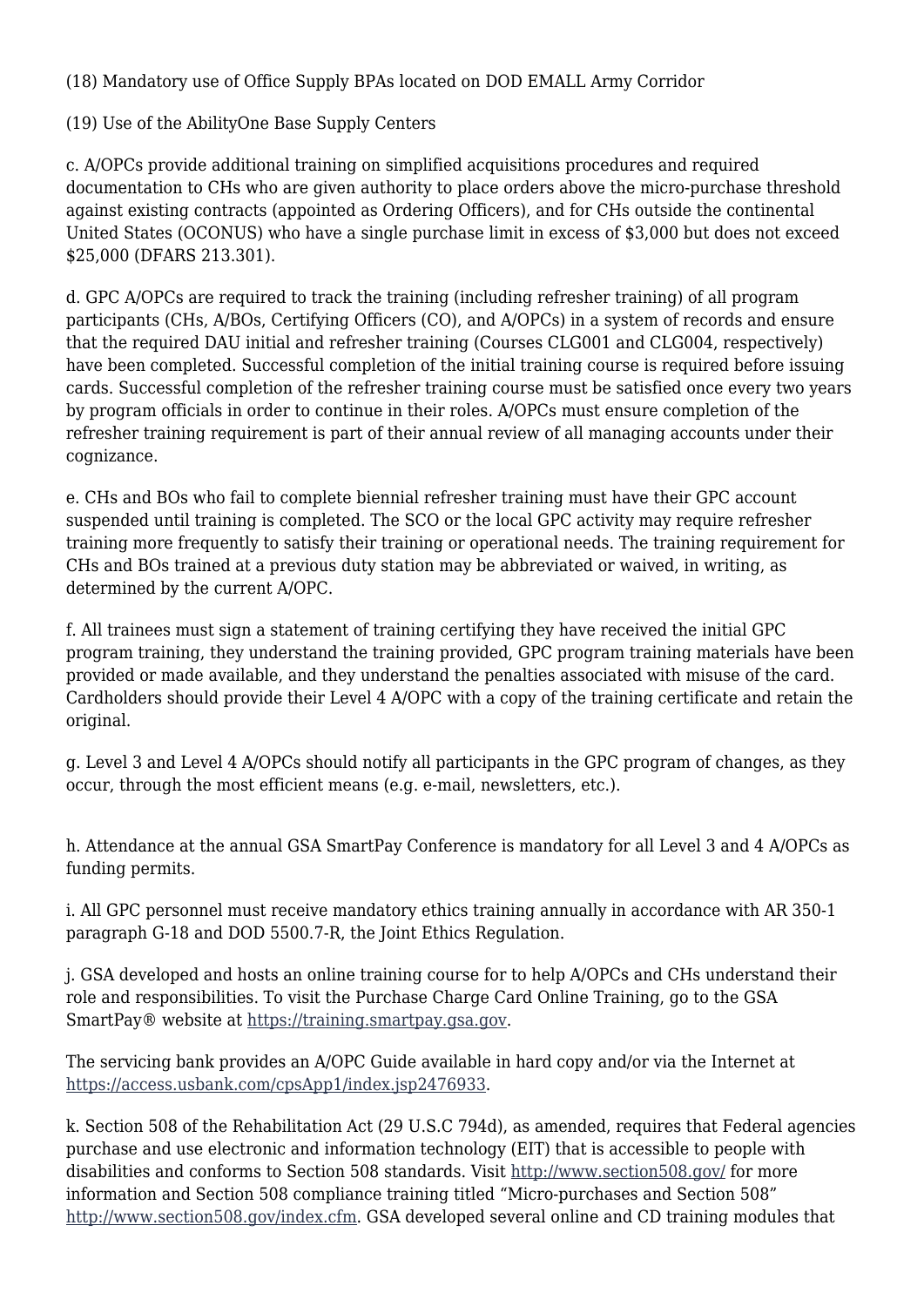(18) Mandatory use of Office Supply BPAs located on DOD EMALL Army Corridor

(19) Use of the AbilityOne Base Supply Centers

c. A/OPCs provide additional training on simplified acquisitions procedures and required documentation to CHs who are given authority to place orders above the micro-purchase threshold against existing contracts (appointed as Ordering Officers), and for CHs outside the continental United States (OCONUS) who have a single purchase limit in excess of $3,000 but does not exceed $25,000 (DFARS 213.301).

d. GPC A/OPCs are required to track the training (including refresher training) of all program participants (CHs, A/BOs, Certifying Officers (CO), and A/OPCs) in a system of records and ensure that the required DAU initial and refresher training (Courses CLG001 and CLG004, respectively) have been completed. Successful completion of the initial training course is required before issuing cards. Successful completion of the refresher training course must be satisfied once every two years by program officials in order to continue in their roles. A/OPCs must ensure completion of the refresher training requirement is part of their annual review of all managing accounts under their cognizance.

e. CHs and BOs who fail to complete biennial refresher training must have their GPC account suspended until training is completed. The SCO or the local GPC activity may require refresher training more frequently to satisfy their training or operational needs. The training requirement for CHs and BOs trained at a previous duty station may be abbreviated or waived, in writing, as determined by the current A/OPC.

f. All trainees must sign a statement of training certifying they have received the initial GPC program training, they understand the training provided, GPC program training materials have been provided or made available, and they understand the penalties associated with misuse of the card. Cardholders should provide their Level 4 A/OPC with a copy of the training certificate and retain the original.

g. Level 3 and Level 4 A/OPCs should notify all participants in the GPC program of changes, as they occur, through the most efficient means (e.g. e-mail, newsletters, etc.).

h. Attendance at the annual GSA SmartPay Conference is mandatory for all Level 3 and 4 A/OPCs as funding permits.

i. All GPC personnel must receive mandatory ethics training annually in accordance with AR 350-1 paragraph G-18 and DOD 5500.7-R, the Joint Ethics Regulation.

j. GSA developed and hosts an online training course for to help A/OPCs and CHs understand their role and responsibilities. To visit the Purchase Charge Card Online Training, go to the GSA SmartPay® website at https://training.smartpay.gsa.gov.

The servicing bank provides an A/OPC Guide available in hard copy and/or via the Internet at https://access.usbank.com/cpsApp1/index.jsp2476933.

k. Section 508 of the Rehabilitation Act (29 U.S.C 794d), as amended, requires that Federal agencies purchase and use electronic and information technology (EIT) that is accessible to people with disabilities and conforms to Section 508 standards. Visit http://www.section508.gov/ for more information and Section 508 compliance training titled "Micro-purchases and Section 508" http://www.section508.gov/index.cfm. GSA developed several online and CD training modules that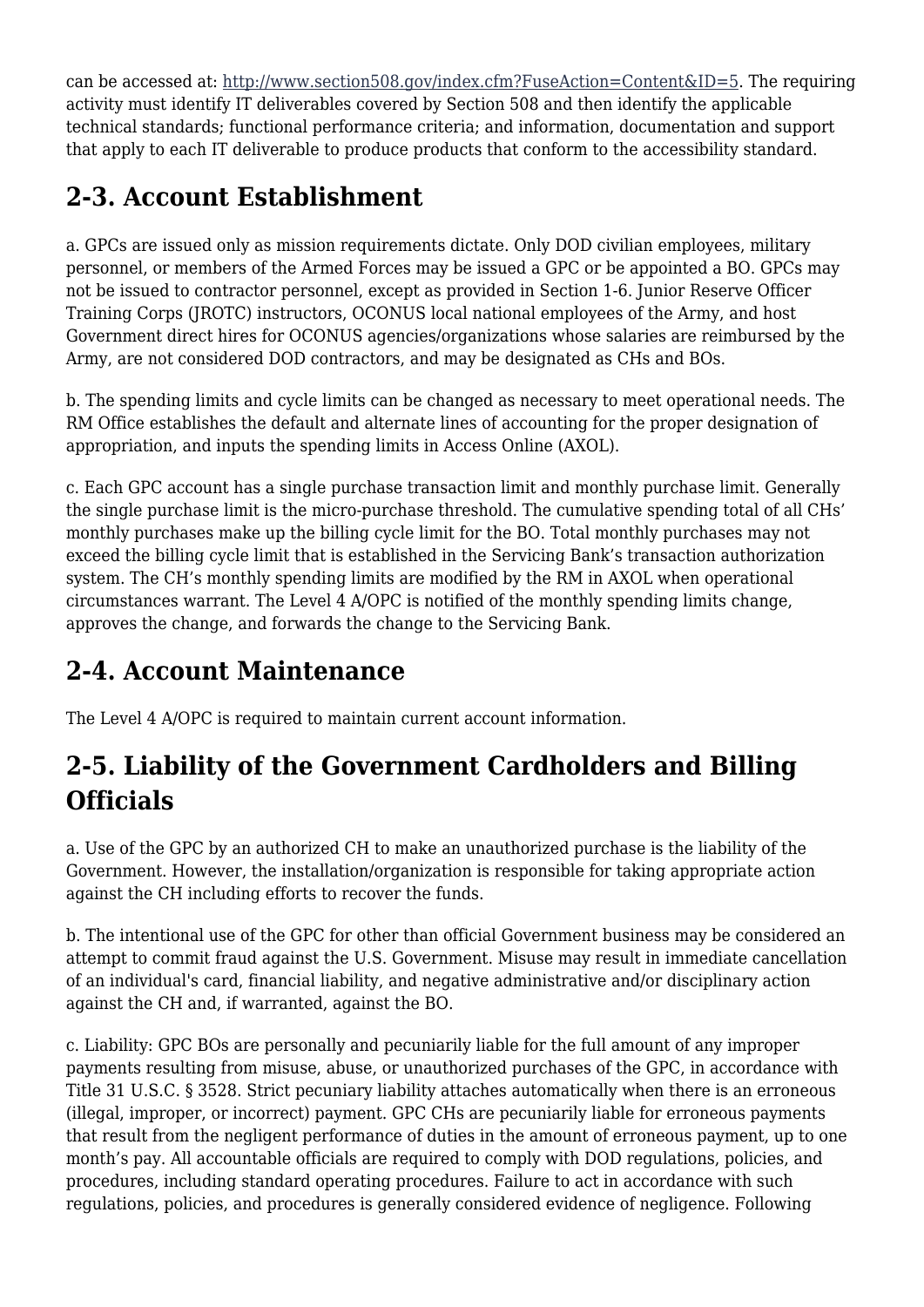can be accessed at: http://www.section508.gov/index.cfm?FuseAction=Content&ID=5. The requiring activity must identify IT deliverables covered by Section 508 and then identify the applicable technical standards; functional performance criteria; and information, documentation and support that apply to each IT deliverable to produce products that conform to the accessibility standard.

## 2-3. Account Establishment

a. GPCs are issued only as mission requirements dictate. Only DOD civilian employees, military personnel, or members of the Armed Forces may be issued a GPC or be appointed a BO. GPCs may not be issued to contractor personnel, except as provided in Section 1-6. Junior Reserve Officer Training Corps (JROTC) instructors, OCONUS local national employees of the Army, and host Government direct hires for OCONUS agencies/organizations whose salaries are reimbursed by the Army, are not considered DOD contractors, and may be designated as CHs and BOs.

b. The spending limits and cycle limits can be changed as necessary to meet operational needs. The RM Office establishes the default and alternate lines of accounting for the proper designation of appropriation, and inputs the spending limits in Access Online (AXOL).

c. Each GPC account has a single purchase transaction limit and monthly purchase limit. Generally the single purchase limit is the micro-purchase threshold. The cumulative spending total of all CHs' monthly purchases make up the billing cycle limit for the BO. Total monthly purchases may not exceed the billing cycle limit that is established in the Servicing Bank's transaction authorization system. The CH's monthly spending limits are modified by the RM in AXOL when operational circumstances warrant. The Level 4 A/OPC is notified of the monthly spending limits change, approves the change, and forwards the change to the Servicing Bank.

## 2-4. Account Maintenance

The Level 4 A/OPC is required to maintain current account information.

## 2-5. Liability of the Government Cardholders and Billing Officials

a. Use of the GPC by an authorized CH to make an unauthorized purchase is the liability of the Government. However, the installation/organization is responsible for taking appropriate action against the CH including efforts to recover the funds.

b. The intentional use of the GPC for other than official Government business may be considered an attempt to commit fraud against the U.S. Government. Misuse may result in immediate cancellation of an individual's card, financial liability, and negative administrative and/or disciplinary action against the CH and, if warranted, against the BO.

c. Liability: GPC BOs are personally and pecuniarily liable for the full amount of any improper payments resulting from misuse, abuse, or unauthorized purchases of the GPC, in accordance with Title 31 U.S.C. § 3528. Strict pecuniary liability attaches automatically when there is an erroneous (illegal, improper, or incorrect) payment. GPC CHs are pecuniarily liable for erroneous payments that result from the negligent performance of duties in the amount of erroneous payment, up to one month's pay. All accountable officials are required to comply with DOD regulations, policies, and procedures, including standard operating procedures. Failure to act in accordance with such regulations, policies, and procedures is generally considered evidence of negligence. Following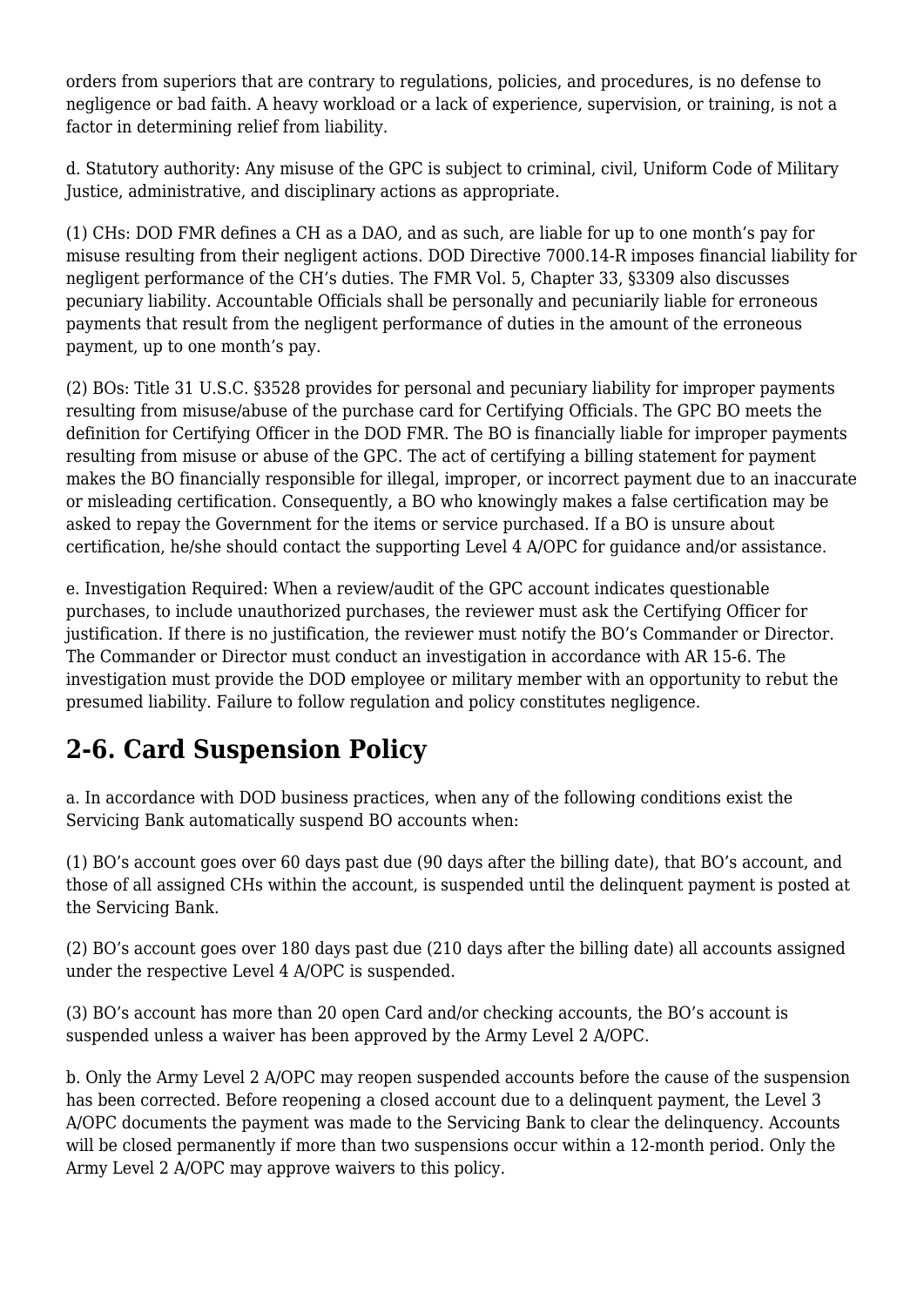orders from superiors that are contrary to regulations, policies, and procedures, is no defense to negligence or bad faith. A heavy workload or a lack of experience, supervision, or training, is not a factor in determining relief from liability.

d. Statutory authority: Any misuse of the GPC is subject to criminal, civil, Uniform Code of Military Justice, administrative, and disciplinary actions as appropriate.

(1) CHs: DOD FMR defines a CH as a DAO, and as such, are liable for up to one month's pay for misuse resulting from their negligent actions. DOD Directive 7000.14-R imposes financial liability for negligent performance of the CH's duties. The FMR Vol. 5, Chapter 33, §3309 also discusses pecuniary liability. Accountable Officials shall be personally and pecuniarily liable for erroneous payments that result from the negligent performance of duties in the amount of the erroneous payment, up to one month's pay.

(2) BOs: Title 31 U.S.C. §3528 provides for personal and pecuniary liability for improper payments resulting from misuse/abuse of the purchase card for Certifying Officials. The GPC BO meets the definition for Certifying Officer in the DOD FMR. The BO is financially liable for improper payments resulting from misuse or abuse of the GPC. The act of certifying a billing statement for payment makes the BO financially responsible for illegal, improper, or incorrect payment due to an inaccurate or misleading certification. Consequently, a BO who knowingly makes a false certification may be asked to repay the Government for the items or service purchased. If a BO is unsure about certification, he/she should contact the supporting Level 4 A/OPC for guidance and/or assistance.

e. Investigation Required: When a review/audit of the GPC account indicates questionable purchases, to include unauthorized purchases, the reviewer must ask the Certifying Officer for justification. If there is no justification, the reviewer must notify the BO's Commander or Director. The Commander or Director must conduct an investigation in accordance with AR 15-6. The investigation must provide the DOD employee or military member with an opportunity to rebut the presumed liability. Failure to follow regulation and policy constitutes negligence.

## 2-6. Card Suspension Policy

a. In accordance with DOD business practices, when any of the following conditions exist the Servicing Bank automatically suspend BO accounts when:

(1) BO's account goes over 60 days past due (90 days after the billing date), that BO's account, and those of all assigned CHs within the account, is suspended until the delinquent payment is posted at the Servicing Bank.

(2) BO's account goes over 180 days past due (210 days after the billing date) all accounts assigned under the respective Level 4 A/OPC is suspended.

(3) BO's account has more than 20 open Card and/or checking accounts, the BO's account is suspended unless a waiver has been approved by the Army Level 2 A/OPC.

b. Only the Army Level 2 A/OPC may reopen suspended accounts before the cause of the suspension has been corrected. Before reopening a closed account due to a delinquent payment, the Level 3 A/OPC documents the payment was made to the Servicing Bank to clear the delinquency. Accounts will be closed permanently if more than two suspensions occur within a 12-month period. Only the Army Level 2 A/OPC may approve waivers to this policy.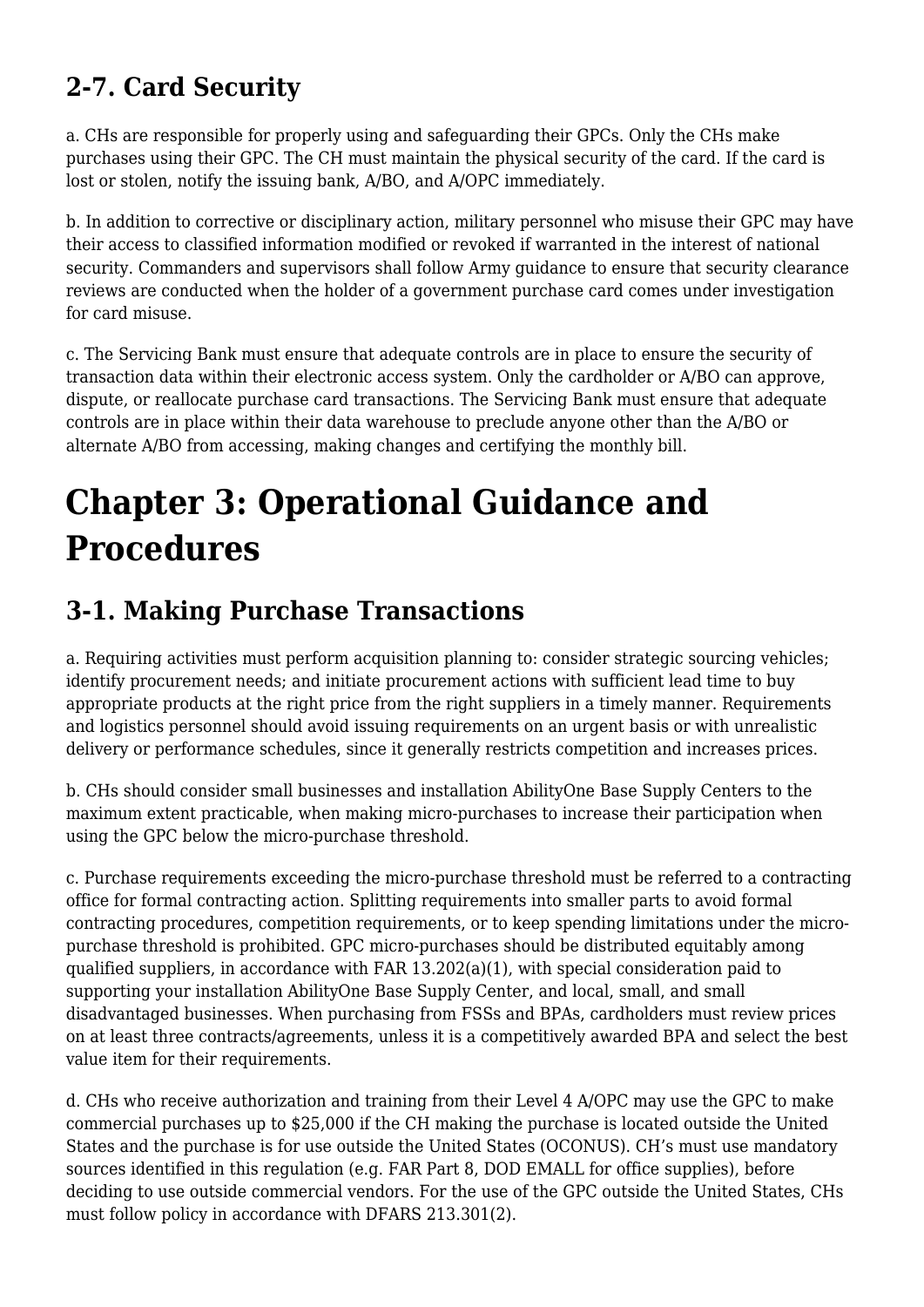## 2-7. Card Security

a. CHs are responsible for properly using and safeguarding their GPCs. Only the CHs make purchases using their GPC. The CH must maintain the physical security of the card. If the card is lost or stolen, notify the issuing bank, A/BO, and A/OPC immediately.

b. In addition to corrective or disciplinary action, military personnel who misuse their GPC may have their access to classified information modified or revoked if warranted in the interest of national security. Commanders and supervisors shall follow Army guidance to ensure that security clearance reviews are conducted when the holder of a government purchase card comes under investigation for card misuse.

c. The Servicing Bank must ensure that adequate controls are in place to ensure the security of transaction data within their electronic access system. Only the cardholder or A/BO can approve, dispute, or reallocate purchase card transactions. The Servicing Bank must ensure that adequate controls are in place within their data warehouse to preclude anyone other than the A/BO or alternate A/BO from accessing, making changes and certifying the monthly bill.

# Chapter 3: Operational Guidance and Procedures

## 3-1. Making Purchase Transactions

a. Requiring activities must perform acquisition planning to: consider strategic sourcing vehicles; identify procurement needs; and initiate procurement actions with sufficient lead time to buy appropriate products at the right price from the right suppliers in a timely manner. Requirements and logistics personnel should avoid issuing requirements on an urgent basis or with unrealistic delivery or performance schedules, since it generally restricts competition and increases prices.

b. CHs should consider small businesses and installation AbilityOne Base Supply Centers to the maximum extent practicable, when making micro-purchases to increase their participation when using the GPC below the micro-purchase threshold.

c. Purchase requirements exceeding the micro-purchase threshold must be referred to a contracting office for formal contracting action. Splitting requirements into smaller parts to avoid formal contracting procedures, competition requirements, or to keep spending limitations under the micro-purchase threshold is prohibited. GPC micro-purchases should be distributed equitably among qualified suppliers, in accordance with FAR 13.202(a)(1), with special consideration paid to supporting your installation AbilityOne Base Supply Center, and local, small, and small disadvantaged businesses. When purchasing from FSSs and BPAs, cardholders must review prices on at least three contracts/agreements, unless it is a competitively awarded BPA and select the best value item for their requirements.

d. CHs who receive authorization and training from their Level 4 A/OPC may use the GPC to make commercial purchases up to $25,000 if the CH making the purchase is located outside the United States and the purchase is for use outside the United States (OCONUS). CH's must use mandatory sources identified in this regulation (e.g. FAR Part 8, DOD EMALL for office supplies), before deciding to use outside commercial vendors. For the use of the GPC outside the United States, CHs must follow policy in accordance with DFARS 213.301(2).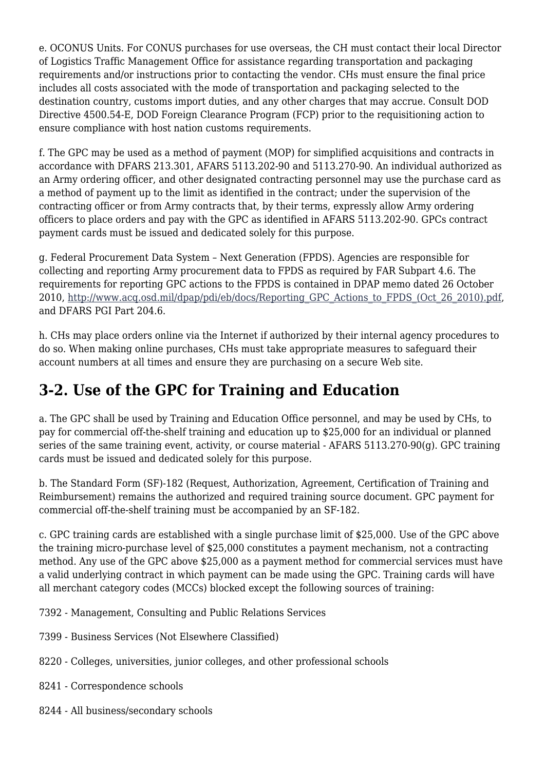e. OCONUS Units. For CONUS purchases for use overseas, the CH must contact their local Director of Logistics Traffic Management Office for assistance regarding transportation and packaging requirements and/or instructions prior to contacting the vendor. CHs must ensure the final price includes all costs associated with the mode of transportation and packaging selected to the destination country, customs import duties, and any other charges that may accrue. Consult DOD Directive 4500.54-E, DOD Foreign Clearance Program (FCP) prior to the requisitioning action to ensure compliance with host nation customs requirements.

f. The GPC may be used as a method of payment (MOP) for simplified acquisitions and contracts in accordance with DFARS 213.301, AFARS 5113.202-90 and 5113.270-90. An individual authorized as an Army ordering officer, and other designated contracting personnel may use the purchase card as a method of payment up to the limit as identified in the contract; under the supervision of the contracting officer or from Army contracts that, by their terms, expressly allow Army ordering officers to place orders and pay with the GPC as identified in AFARS 5113.202-90. GPCs contract payment cards must be issued and dedicated solely for this purpose.

g. Federal Procurement Data System – Next Generation (FPDS). Agencies are responsible for collecting and reporting Army procurement data to FPDS as required by FAR Subpart 4.6. The requirements for reporting GPC actions to the FPDS is contained in DPAP memo dated 26 October 2010, http://www.acq.osd.mil/dpap/pdi/eb/docs/Reporting_GPC_Actions_to_FPDS_(Oct_26_2010).pdf, and DFARS PGI Part 204.6.

h. CHs may place orders online via the Internet if authorized by their internal agency procedures to do so. When making online purchases, CHs must take appropriate measures to safeguard their account numbers at all times and ensure they are purchasing on a secure Web site.

## 3-2. Use of the GPC for Training and Education

a. The GPC shall be used by Training and Education Office personnel, and may be used by CHs, to pay for commercial off-the-shelf training and education up to $25,000 for an individual or planned series of the same training event, activity, or course material - AFARS 5113.270-90(g). GPC training cards must be issued and dedicated solely for this purpose.

b. The Standard Form (SF)-182 (Request, Authorization, Agreement, Certification of Training and Reimbursement) remains the authorized and required training source document. GPC payment for commercial off-the-shelf training must be accompanied by an SF-182.

c. GPC training cards are established with a single purchase limit of $25,000. Use of the GPC above the training micro-purchase level of $25,000 constitutes a payment mechanism, not a contracting method. Any use of the GPC above $25,000 as a payment method for commercial services must have a valid underlying contract in which payment can be made using the GPC. Training cards will have all merchant category codes (MCCs) blocked except the following sources of training:

7392 - Management, Consulting and Public Relations Services

7399 - Business Services (Not Elsewhere Classified)

8220 - Colleges, universities, junior colleges, and other professional schools

8241 - Correspondence schools

8244 - All business/secondary schools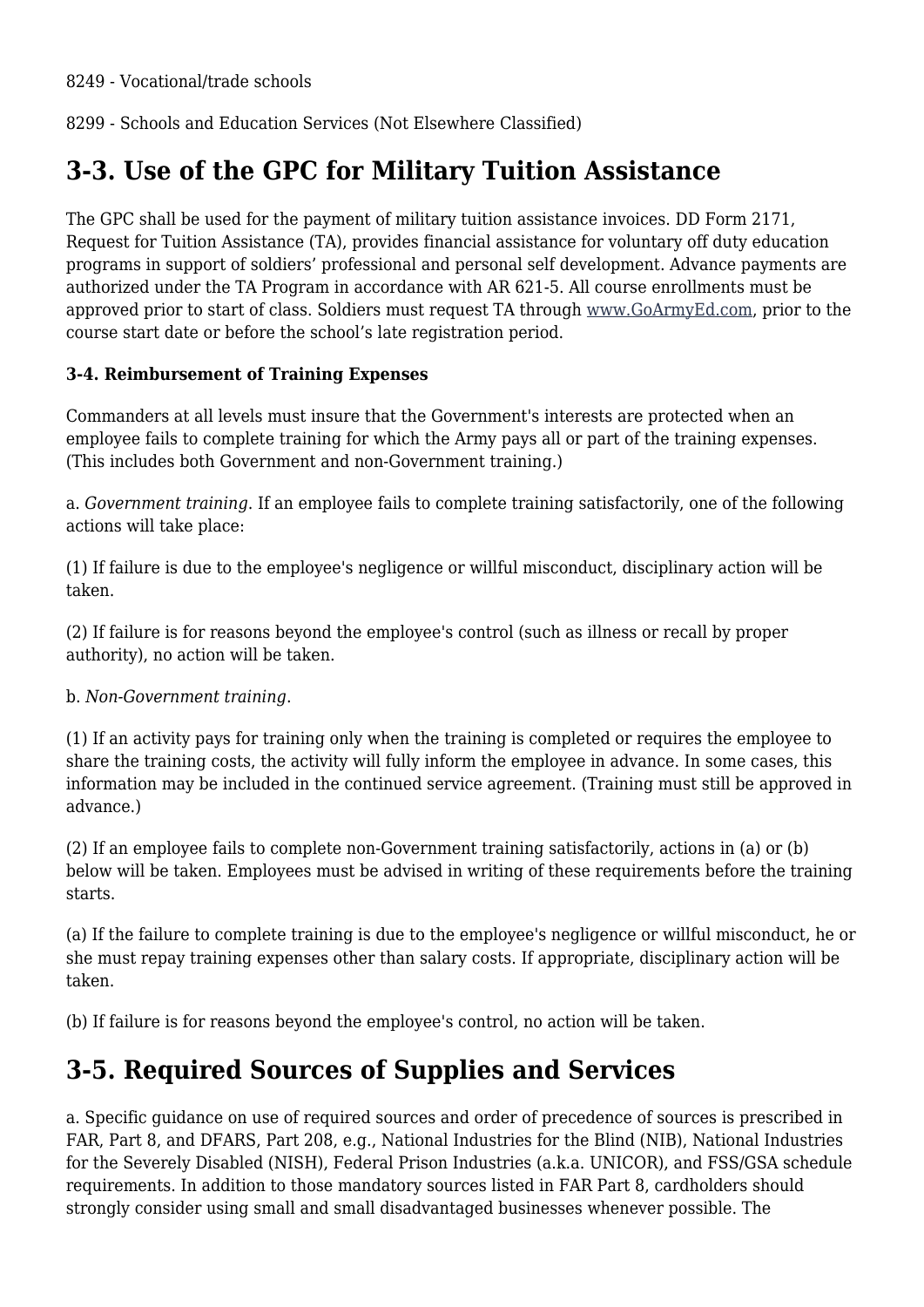8249 - Vocational/trade schools

8299 - Schools and Education Services (Not Elsewhere Classified)

## 3-3. Use of the GPC for Military Tuition Assistance

The GPC shall be used for the payment of military tuition assistance invoices. DD Form 2171, Request for Tuition Assistance (TA), provides financial assistance for voluntary off duty education programs in support of soldiers' professional and personal self development. Advance payments are authorized under the TA Program in accordance with AR 621-5. All course enrollments must be approved prior to start of class. Soldiers must request TA through www.GoArmyEd.com, prior to the course start date or before the school's late registration period.

**3-4. Reimbursement of Training Expenses**

Commanders at all levels must insure that the Government's interests are protected when an employee fails to complete training for which the Army pays all or part of the training expenses. (This includes both Government and non-Government training.)

a. *Government training*. If an employee fails to complete training satisfactorily, one of the following actions will take place:

(1) If failure is due to the employee's negligence or willful misconduct, disciplinary action will be taken.

(2) If failure is for reasons beyond the employee's control (such as illness or recall by proper authority), no action will be taken.

b. *Non-Government training*.

(1) If an activity pays for training only when the training is completed or requires the employee to share the training costs, the activity will fully inform the employee in advance. In some cases, this information may be included in the continued service agreement. (Training must still be approved in advance.)

(2) If an employee fails to complete non-Government training satisfactorily, actions in (a) or (b) below will be taken. Employees must be advised in writing of these requirements before the training starts.

(a) If the failure to complete training is due to the employee's negligence or willful misconduct, he or she must repay training expenses other than salary costs. If appropriate, disciplinary action will be taken.

(b) If failure is for reasons beyond the employee's control, no action will be taken.

## 3-5. Required Sources of Supplies and Services

a. Specific guidance on use of required sources and order of precedence of sources is prescribed in FAR, Part 8, and DFARS, Part 208, e.g., National Industries for the Blind (NIB), National Industries for the Severely Disabled (NISH), Federal Prison Industries (a.k.a. UNICOR), and FSS/GSA schedule requirements. In addition to those mandatory sources listed in FAR Part 8, cardholders should strongly consider using small and small disadvantaged businesses whenever possible. The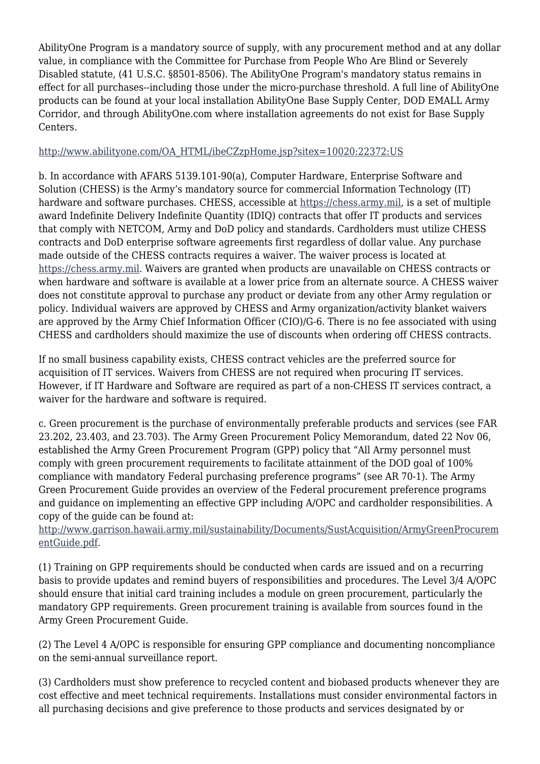AbilityOne Program is a mandatory source of supply, with any procurement method and at any dollar value, in compliance with the Committee for Purchase from People Who Are Blind or Severely Disabled statute, (41 U.S.C. §8501-8506). The AbilityOne Program's mandatory status remains in effect for all purchases--including those under the micro-purchase threshold. A full line of AbilityOne products can be found at your local installation AbilityOne Base Supply Center, DOD EMALL Army Corridor, and through AbilityOne.com where installation agreements do not exist for Base Supply Centers.

http://www.abilityone.com/OA_HTML/ibeCZzpHome.jsp?sitex=10020:22372:US

b. In accordance with AFARS 5139.101-90(a), Computer Hardware, Enterprise Software and Solution (CHESS) is the Army's mandatory source for commercial Information Technology (IT) hardware and software purchases. CHESS, accessible at https://chess.army.mil, is a set of multiple award Indefinite Delivery Indefinite Quantity (IDIQ) contracts that offer IT products and services that comply with NETCOM, Army and DoD policy and standards. Cardholders must utilize CHESS contracts and DoD enterprise software agreements first regardless of dollar value. Any purchase made outside of the CHESS contracts requires a waiver. The waiver process is located at https://chess.army.mil. Waivers are granted when products are unavailable on CHESS contracts or when hardware and software is available at a lower price from an alternate source. A CHESS waiver does not constitute approval to purchase any product or deviate from any other Army regulation or policy. Individual waivers are approved by CHESS and Army organization/activity blanket waivers are approved by the Army Chief Information Officer (CIO)/G-6. There is no fee associated with using CHESS and cardholders should maximize the use of discounts when ordering off CHESS contracts.

If no small business capability exists, CHESS contract vehicles are the preferred source for acquisition of IT services. Waivers from CHESS are not required when procuring IT services. However, if IT Hardware and Software are required as part of a non-CHESS IT services contract, a waiver for the hardware and software is required.

c. Green procurement is the purchase of environmentally preferable products and services (see FAR 23.202, 23.403, and 23.703). The Army Green Procurement Policy Memorandum, dated 22 Nov 06, established the Army Green Procurement Program (GPP) policy that "All Army personnel must comply with green procurement requirements to facilitate attainment of the DOD goal of 100% compliance with mandatory Federal purchasing preference programs" (see AR 70-1). The Army Green Procurement Guide provides an overview of the Federal procurement preference programs and guidance on implementing an effective GPP including A/OPC and cardholder responsibilities. A copy of the guide can be found at: http://www.garrison.hawaii.army.mil/sustainability/Documents/SustAcquisition/ArmyGreenProcurementGuide.pdf.

(1) Training on GPP requirements should be conducted when cards are issued and on a recurring basis to provide updates and remind buyers of responsibilities and procedures. The Level 3/4 A/OPC should ensure that initial card training includes a module on green procurement, particularly the mandatory GPP requirements. Green procurement training is available from sources found in the Army Green Procurement Guide.

(2) The Level 4 A/OPC is responsible for ensuring GPP compliance and documenting noncompliance on the semi-annual surveillance report.

(3) Cardholders must show preference to recycled content and biobased products whenever they are cost effective and meet technical requirements. Installations must consider environmental factors in all purchasing decisions and give preference to those products and services designated by or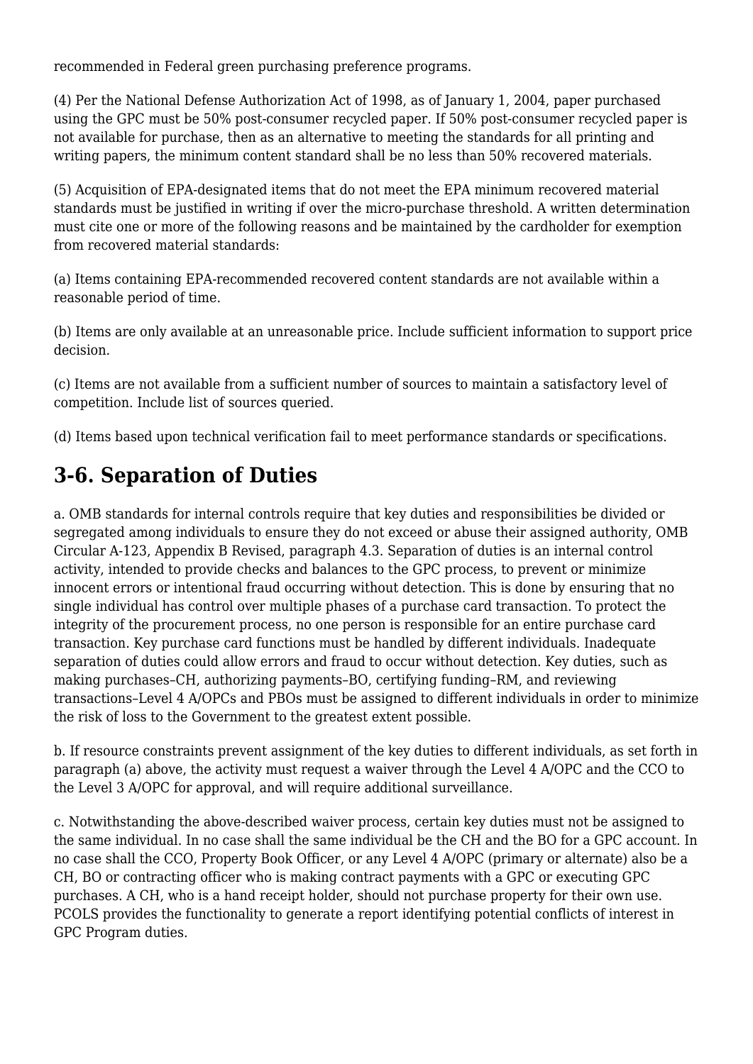recommended in Federal green purchasing preference programs.

(4) Per the National Defense Authorization Act of 1998, as of January 1, 2004, paper purchased using the GPC must be 50% post-consumer recycled paper. If 50% post-consumer recycled paper is not available for purchase, then as an alternative to meeting the standards for all printing and writing papers, the minimum content standard shall be no less than 50% recovered materials.

(5) Acquisition of EPA-designated items that do not meet the EPA minimum recovered material standards must be justified in writing if over the micro-purchase threshold. A written determination must cite one or more of the following reasons and be maintained by the cardholder for exemption from recovered material standards:

(a) Items containing EPA-recommended recovered content standards are not available within a reasonable period of time.

(b) Items are only available at an unreasonable price. Include sufficient information to support price decision.

(c) Items are not available from a sufficient number of sources to maintain a satisfactory level of competition. Include list of sources queried.

(d) Items based upon technical verification fail to meet performance standards or specifications.

## 3-6. Separation of Duties

a. OMB standards for internal controls require that key duties and responsibilities be divided or segregated among individuals to ensure they do not exceed or abuse their assigned authority, OMB Circular A-123, Appendix B Revised, paragraph 4.3. Separation of duties is an internal control activity, intended to provide checks and balances to the GPC process, to prevent or minimize innocent errors or intentional fraud occurring without detection. This is done by ensuring that no single individual has control over multiple phases of a purchase card transaction. To protect the integrity of the procurement process, no one person is responsible for an entire purchase card transaction. Key purchase card functions must be handled by different individuals. Inadequate separation of duties could allow errors and fraud to occur without detection. Key duties, such as making purchases–CH, authorizing payments–BO, certifying funding–RM, and reviewing transactions–Level 4 A/OPCs and PBOs must be assigned to different individuals in order to minimize the risk of loss to the Government to the greatest extent possible.

b. If resource constraints prevent assignment of the key duties to different individuals, as set forth in paragraph (a) above, the activity must request a waiver through the Level 4 A/OPC and the CCO to the Level 3 A/OPC for approval, and will require additional surveillance.

c. Notwithstanding the above-described waiver process, certain key duties must not be assigned to the same individual. In no case shall the same individual be the CH and the BO for a GPC account. In no case shall the CCO, Property Book Officer, or any Level 4 A/OPC (primary or alternate) also be a CH, BO or contracting officer who is making contract payments with a GPC or executing GPC purchases. A CH, who is a hand receipt holder, should not purchase property for their own use. PCOLS provides the functionality to generate a report identifying potential conflicts of interest in GPC Program duties.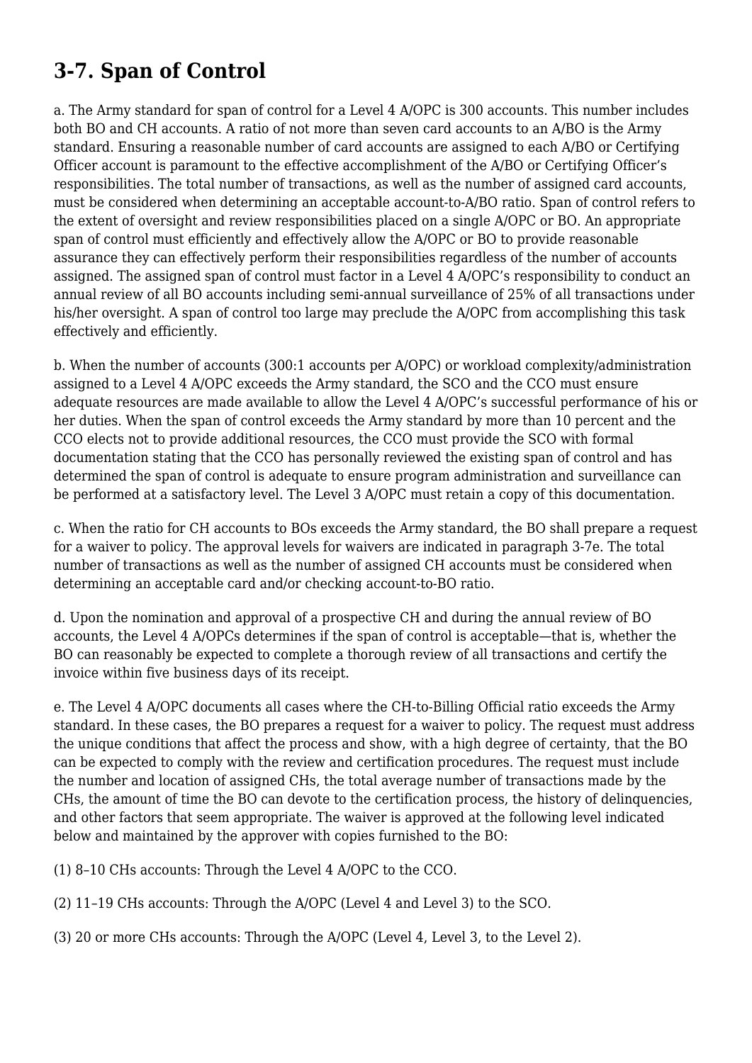## 3-7. Span of Control

a. The Army standard for span of control for a Level 4 A/OPC is 300 accounts. This number includes both BO and CH accounts. A ratio of not more than seven card accounts to an A/BO is the Army standard. Ensuring a reasonable number of card accounts are assigned to each A/BO or Certifying Officer account is paramount to the effective accomplishment of the A/BO or Certifying Officer's responsibilities. The total number of transactions, as well as the number of assigned card accounts, must be considered when determining an acceptable account-to-A/BO ratio. Span of control refers to the extent of oversight and review responsibilities placed on a single A/OPC or BO. An appropriate span of control must efficiently and effectively allow the A/OPC or BO to provide reasonable assurance they can effectively perform their responsibilities regardless of the number of accounts assigned. The assigned span of control must factor in a Level 4 A/OPC's responsibility to conduct an annual review of all BO accounts including semi-annual surveillance of 25% of all transactions under his/her oversight. A span of control too large may preclude the A/OPC from accomplishing this task effectively and efficiently.

b. When the number of accounts (300:1 accounts per A/OPC) or workload complexity/administration assigned to a Level 4 A/OPC exceeds the Army standard, the SCO and the CCO must ensure adequate resources are made available to allow the Level 4 A/OPC's successful performance of his or her duties. When the span of control exceeds the Army standard by more than 10 percent and the CCO elects not to provide additional resources, the CCO must provide the SCO with formal documentation stating that the CCO has personally reviewed the existing span of control and has determined the span of control is adequate to ensure program administration and surveillance can be performed at a satisfactory level. The Level 3 A/OPC must retain a copy of this documentation.

c. When the ratio for CH accounts to BOs exceeds the Army standard, the BO shall prepare a request for a waiver to policy. The approval levels for waivers are indicated in paragraph 3-7e. The total number of transactions as well as the number of assigned CH accounts must be considered when determining an acceptable card and/or checking account-to-BO ratio.

d. Upon the nomination and approval of a prospective CH and during the annual review of BO accounts, the Level 4 A/OPCs determines if the span of control is acceptable—that is, whether the BO can reasonably be expected to complete a thorough review of all transactions and certify the invoice within five business days of its receipt.

e. The Level 4 A/OPC documents all cases where the CH-to-Billing Official ratio exceeds the Army standard. In these cases, the BO prepares a request for a waiver to policy. The request must address the unique conditions that affect the process and show, with a high degree of certainty, that the BO can be expected to comply with the review and certification procedures. The request must include the number and location of assigned CHs, the total average number of transactions made by the CHs, the amount of time the BO can devote to the certification process, the history of delinquencies, and other factors that seem appropriate. The waiver is approved at the following level indicated below and maintained by the approver with copies furnished to the BO:

(1) 8–10 CHs accounts: Through the Level 4 A/OPC to the CCO.

(2) 11–19 CHs accounts: Through the A/OPC (Level 4 and Level 3) to the SCO.

(3) 20 or more CHs accounts: Through the A/OPC (Level 4, Level 3, to the Level 2).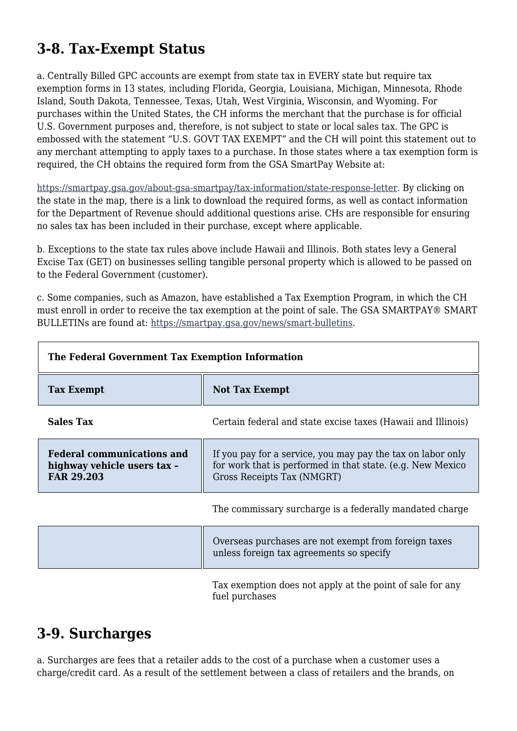## 3-8. Tax-Exempt Status

a. Centrally Billed GPC accounts are exempt from state tax in EVERY state but require tax exemption forms in 13 states, including Florida, Georgia, Louisiana, Michigan, Minnesota, Rhode Island, South Dakota, Tennessee, Texas, Utah, West Virginia, Wisconsin, and Wyoming. For purchases within the United States, the CH informs the merchant that the purchase is for official U.S. Government purposes and, therefore, is not subject to state or local sales tax. The GPC is embossed with the statement "U.S. GOVT TAX EXEMPT" and the CH will point this statement out to any merchant attempting to apply taxes to a purchase. In those states where a tax exemption form is required, the CH obtains the required form from the GSA SmartPay Website at:

https://smartpay.gsa.gov/about-gsa-smartpay/tax-information/state-response-letter. By clicking on the state in the map, there is a link to download the required forms, as well as contact information for the Department of Revenue should additional questions arise. CHs are responsible for ensuring no sales tax has been included in their purchase, except where applicable.

b. Exceptions to the state tax rules above include Hawaii and Illinois. Both states levy a General Excise Tax (GET) on businesses selling tangible personal property which is allowed to be passed on to the Federal Government (customer).

c. Some companies, such as Amazon, have established a Tax Exemption Program, in which the CH must enroll in order to receive the tax exemption at the point of sale. The GSA SMARTPAY® SMART BULLETINs are found at: https://smartpay.gsa.gov/news/smart-bulletins.

| **The Federal Government Tax Exemption Information** | |
|---|---|
| **Tax Exempt** | **Not Tax Exempt** |
| **Sales Tax** | Certain federal and state excise taxes (Hawaii and Illinois) |
| **Federal communications and highway vehicle users tax – FAR 29.203** | If you pay for a service, you may pay the tax on labor only for work that is performed in that state. (e.g. New Mexico Gross Receipts Tax (NMGRT) |
| | The commissary surcharge is a federally mandated charge |
| | Overseas purchases are not exempt from foreign taxes unless foreign tax agreements so specify |
| | Tax exemption does not apply at the point of sale for any fuel purchases |

## 3-9. Surcharges

a. Surcharges are fees that a retailer adds to the cost of a purchase when a customer uses a charge/credit card. As a result of the settlement between a class of retailers and the brands, on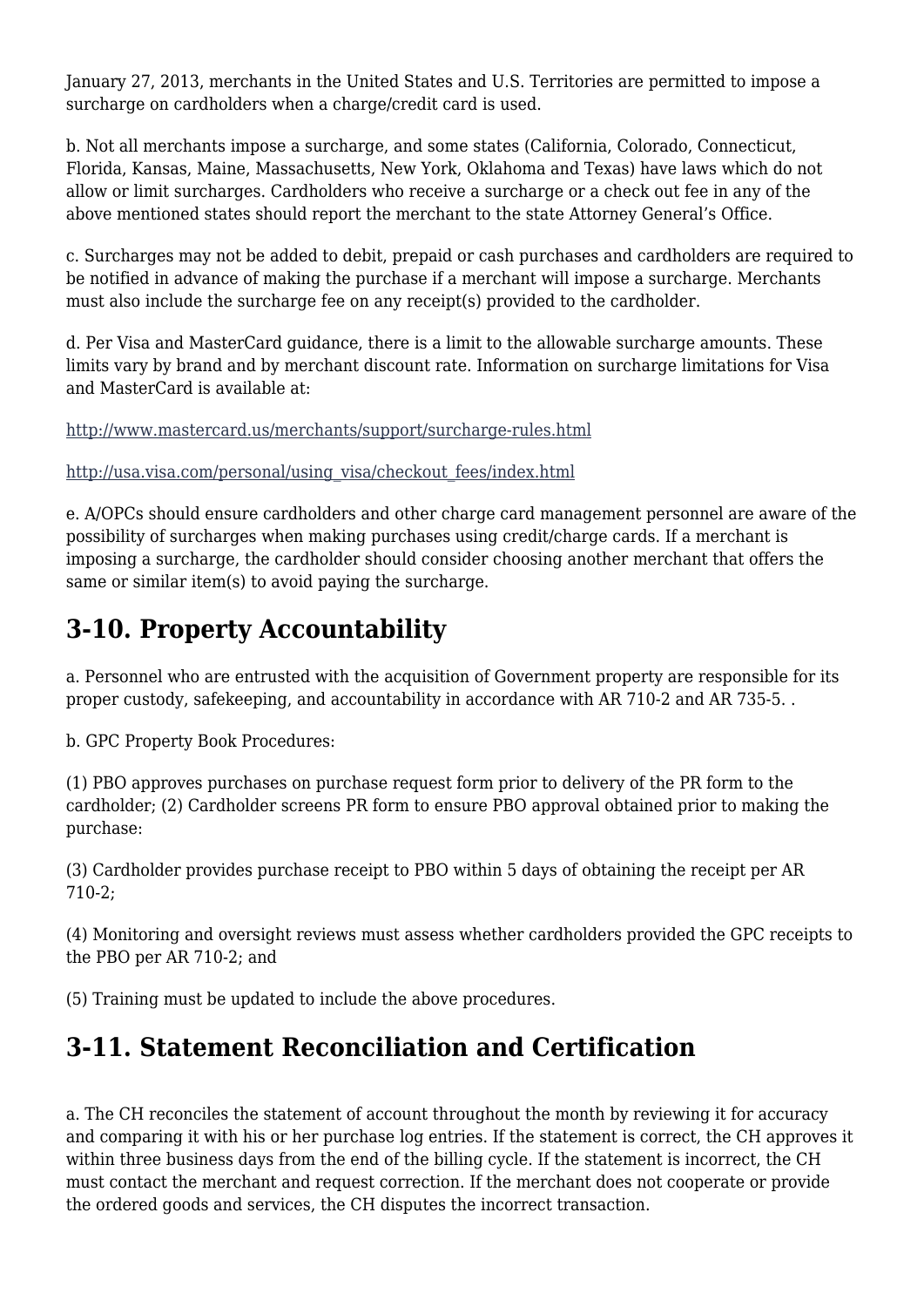January 27, 2013, merchants in the United States and U.S. Territories are permitted to impose a surcharge on cardholders when a charge/credit card is used.

b. Not all merchants impose a surcharge, and some states (California, Colorado, Connecticut, Florida, Kansas, Maine, Massachusetts, New York, Oklahoma and Texas) have laws which do not allow or limit surcharges. Cardholders who receive a surcharge or a check out fee in any of the above mentioned states should report the merchant to the state Attorney General's Office.

c. Surcharges may not be added to debit, prepaid or cash purchases and cardholders are required to be notified in advance of making the purchase if a merchant will impose a surcharge. Merchants must also include the surcharge fee on any receipt(s) provided to the cardholder.

d. Per Visa and MasterCard guidance, there is a limit to the allowable surcharge amounts. These limits vary by brand and by merchant discount rate. Information on surcharge limitations for Visa and MasterCard is available at:

http://www.mastercard.us/merchants/support/surcharge-rules.html

http://usa.visa.com/personal/using_visa/checkout_fees/index.html

e. A/OPCs should ensure cardholders and other charge card management personnel are aware of the possibility of surcharges when making purchases using credit/charge cards. If a merchant is imposing a surcharge, the cardholder should consider choosing another merchant that offers the same or similar item(s) to avoid paying the surcharge.

## 3-10. Property Accountability

a. Personnel who are entrusted with the acquisition of Government property are responsible for its proper custody, safekeeping, and accountability in accordance with AR 710-2 and AR 735-5. .

b. GPC Property Book Procedures:

(1) PBO approves purchases on purchase request form prior to delivery of the PR form to the cardholder; (2) Cardholder screens PR form to ensure PBO approval obtained prior to making the purchase:

(3) Cardholder provides purchase receipt to PBO within 5 days of obtaining the receipt per AR 710-2;

(4) Monitoring and oversight reviews must assess whether cardholders provided the GPC receipts to the PBO per AR 710-2; and

(5) Training must be updated to include the above procedures.

## 3-11. Statement Reconciliation and Certification

a. The CH reconciles the statement of account throughout the month by reviewing it for accuracy and comparing it with his or her purchase log entries. If the statement is correct, the CH approves it within three business days from the end of the billing cycle. If the statement is incorrect, the CH must contact the merchant and request correction. If the merchant does not cooperate or provide the ordered goods and services, the CH disputes the incorrect transaction.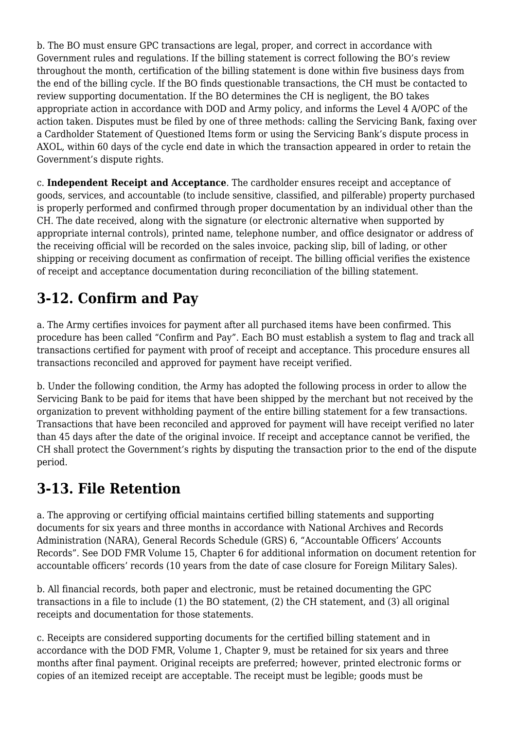b. The BO must ensure GPC transactions are legal, proper, and correct in accordance with Government rules and regulations. If the billing statement is correct following the BO's review throughout the month, certification of the billing statement is done within five business days from the end of the billing cycle. If the BO finds questionable transactions, the CH must be contacted to review supporting documentation. If the BO determines the CH is negligent, the BO takes appropriate action in accordance with DOD and Army policy, and informs the Level 4 A/OPC of the action taken. Disputes must be filed by one of three methods: calling the Servicing Bank, faxing over a Cardholder Statement of Questioned Items form or using the Servicing Bank's dispute process in AXOL, within 60 days of the cycle end date in which the transaction appeared in order to retain the Government's dispute rights.

c. **Independent Receipt and Acceptance**. The cardholder ensures receipt and acceptance of goods, services, and accountable (to include sensitive, classified, and pilferable) property purchased is properly performed and confirmed through proper documentation by an individual other than the CH. The date received, along with the signature (or electronic alternative when supported by appropriate internal controls), printed name, telephone number, and office designator or address of the receiving official will be recorded on the sales invoice, packing slip, bill of lading, or other shipping or receiving document as confirmation of receipt. The billing official verifies the existence of receipt and acceptance documentation during reconciliation of the billing statement.

## 3-12. Confirm and Pay

a. The Army certifies invoices for payment after all purchased items have been confirmed. This procedure has been called "Confirm and Pay". Each BO must establish a system to flag and track all transactions certified for payment with proof of receipt and acceptance. This procedure ensures all transactions reconciled and approved for payment have receipt verified.

b. Under the following condition, the Army has adopted the following process in order to allow the Servicing Bank to be paid for items that have been shipped by the merchant but not received by the organization to prevent withholding payment of the entire billing statement for a few transactions. Transactions that have been reconciled and approved for payment will have receipt verified no later than 45 days after the date of the original invoice. If receipt and acceptance cannot be verified, the CH shall protect the Government's rights by disputing the transaction prior to the end of the dispute period.

## 3-13. File Retention

a. The approving or certifying official maintains certified billing statements and supporting documents for six years and three months in accordance with National Archives and Records Administration (NARA), General Records Schedule (GRS) 6, "Accountable Officers' Accounts Records". See DOD FMR Volume 15, Chapter 6 for additional information on document retention for accountable officers' records (10 years from the date of case closure for Foreign Military Sales).

b. All financial records, both paper and electronic, must be retained documenting the GPC transactions in a file to include (1) the BO statement, (2) the CH statement, and (3) all original receipts and documentation for those statements.

c. Receipts are considered supporting documents for the certified billing statement and in accordance with the DOD FMR, Volume 1, Chapter 9, must be retained for six years and three months after final payment. Original receipts are preferred; however, printed electronic forms or copies of an itemized receipt are acceptable. The receipt must be legible; goods must be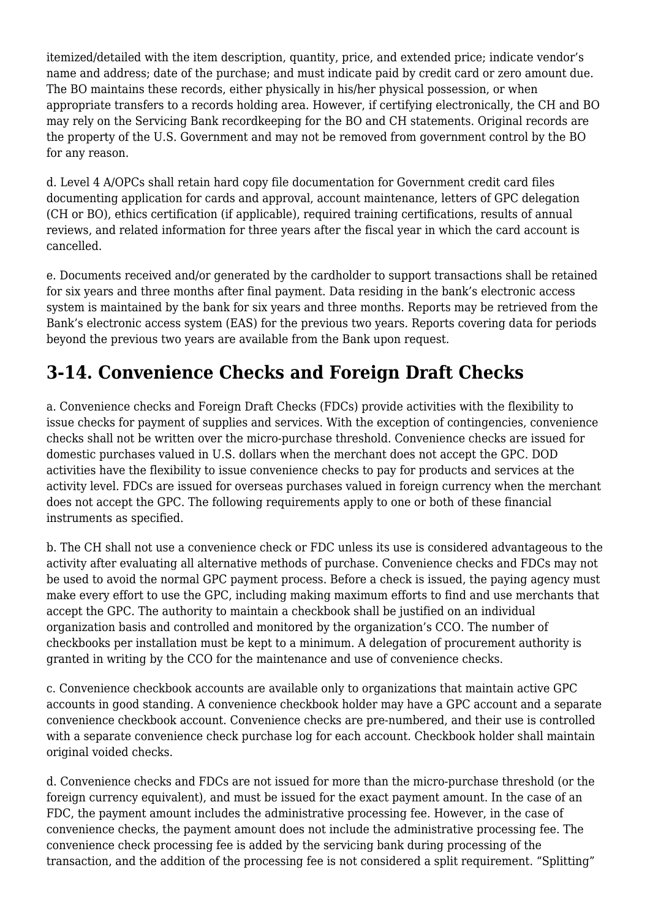itemized/detailed with the item description, quantity, price, and extended price; indicate vendor's name and address; date of the purchase; and must indicate paid by credit card or zero amount due. The BO maintains these records, either physically in his/her physical possession, or when appropriate transfers to a records holding area. However, if certifying electronically, the CH and BO may rely on the Servicing Bank recordkeeping for the BO and CH statements. Original records are the property of the U.S. Government and may not be removed from government control by the BO for any reason.

d. Level 4 A/OPCs shall retain hard copy file documentation for Government credit card files documenting application for cards and approval, account maintenance, letters of GPC delegation (CH or BO), ethics certification (if applicable), required training certifications, results of annual reviews, and related information for three years after the fiscal year in which the card account is cancelled.

e. Documents received and/or generated by the cardholder to support transactions shall be retained for six years and three months after final payment. Data residing in the bank's electronic access system is maintained by the bank for six years and three months. Reports may be retrieved from the Bank's electronic access system (EAS) for the previous two years. Reports covering data for periods beyond the previous two years are available from the Bank upon request.

## 3-14. Convenience Checks and Foreign Draft Checks

a. Convenience checks and Foreign Draft Checks (FDCs) provide activities with the flexibility to issue checks for payment of supplies and services. With the exception of contingencies, convenience checks shall not be written over the micro-purchase threshold. Convenience checks are issued for domestic purchases valued in U.S. dollars when the merchant does not accept the GPC. DOD activities have the flexibility to issue convenience checks to pay for products and services at the activity level. FDCs are issued for overseas purchases valued in foreign currency when the merchant does not accept the GPC. The following requirements apply to one or both of these financial instruments as specified.

b. The CH shall not use a convenience check or FDC unless its use is considered advantageous to the activity after evaluating all alternative methods of purchase. Convenience checks and FDCs may not be used to avoid the normal GPC payment process. Before a check is issued, the paying agency must make every effort to use the GPC, including making maximum efforts to find and use merchants that accept the GPC. The authority to maintain a checkbook shall be justified on an individual organization basis and controlled and monitored by the organization's CCO. The number of checkbooks per installation must be kept to a minimum. A delegation of procurement authority is granted in writing by the CCO for the maintenance and use of convenience checks.

c. Convenience checkbook accounts are available only to organizations that maintain active GPC accounts in good standing. A convenience checkbook holder may have a GPC account and a separate convenience checkbook account. Convenience checks are pre-numbered, and their use is controlled with a separate convenience check purchase log for each account. Checkbook holder shall maintain original voided checks.

d. Convenience checks and FDCs are not issued for more than the micro-purchase threshold (or the foreign currency equivalent), and must be issued for the exact payment amount. In the case of an FDC, the payment amount includes the administrative processing fee. However, in the case of convenience checks, the payment amount does not include the administrative processing fee. The convenience check processing fee is added by the servicing bank during processing of the transaction, and the addition of the processing fee is not considered a split requirement. "Splitting"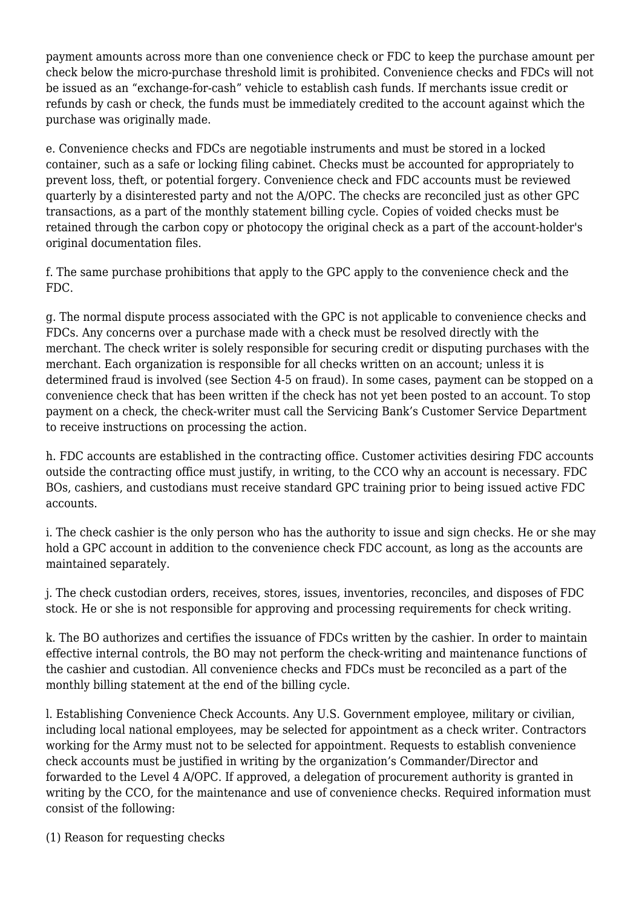payment amounts across more than one convenience check or FDC to keep the purchase amount per check below the micro-purchase threshold limit is prohibited. Convenience checks and FDCs will not be issued as an "exchange-for-cash" vehicle to establish cash funds. If merchants issue credit or refunds by cash or check, the funds must be immediately credited to the account against which the purchase was originally made.

e. Convenience checks and FDCs are negotiable instruments and must be stored in a locked container, such as a safe or locking filing cabinet. Checks must be accounted for appropriately to prevent loss, theft, or potential forgery. Convenience check and FDC accounts must be reviewed quarterly by a disinterested party and not the A/OPC. The checks are reconciled just as other GPC transactions, as a part of the monthly statement billing cycle. Copies of voided checks must be retained through the carbon copy or photocopy the original check as a part of the account-holder's original documentation files.

f. The same purchase prohibitions that apply to the GPC apply to the convenience check and the FDC.

g. The normal dispute process associated with the GPC is not applicable to convenience checks and FDCs. Any concerns over a purchase made with a check must be resolved directly with the merchant. The check writer is solely responsible for securing credit or disputing purchases with the merchant. Each organization is responsible for all checks written on an account; unless it is determined fraud is involved (see Section 4-5 on fraud). In some cases, payment can be stopped on a convenience check that has been written if the check has not yet been posted to an account. To stop payment on a check, the check-writer must call the Servicing Bank's Customer Service Department to receive instructions on processing the action.

h. FDC accounts are established in the contracting office. Customer activities desiring FDC accounts outside the contracting office must justify, in writing, to the CCO why an account is necessary. FDC BOs, cashiers, and custodians must receive standard GPC training prior to being issued active FDC accounts.

i. The check cashier is the only person who has the authority to issue and sign checks. He or she may hold a GPC account in addition to the convenience check FDC account, as long as the accounts are maintained separately.

j. The check custodian orders, receives, stores, issues, inventories, reconciles, and disposes of FDC stock. He or she is not responsible for approving and processing requirements for check writing.

k. The BO authorizes and certifies the issuance of FDCs written by the cashier. In order to maintain effective internal controls, the BO may not perform the check-writing and maintenance functions of the cashier and custodian. All convenience checks and FDCs must be reconciled as a part of the monthly billing statement at the end of the billing cycle.

l. Establishing Convenience Check Accounts. Any U.S. Government employee, military or civilian, including local national employees, may be selected for appointment as a check writer. Contractors working for the Army must not to be selected for appointment. Requests to establish convenience check accounts must be justified in writing by the organization's Commander/Director and forwarded to the Level 4 A/OPC. If approved, a delegation of procurement authority is granted in writing by the CCO, for the maintenance and use of convenience checks. Required information must consist of the following:

(1) Reason for requesting checks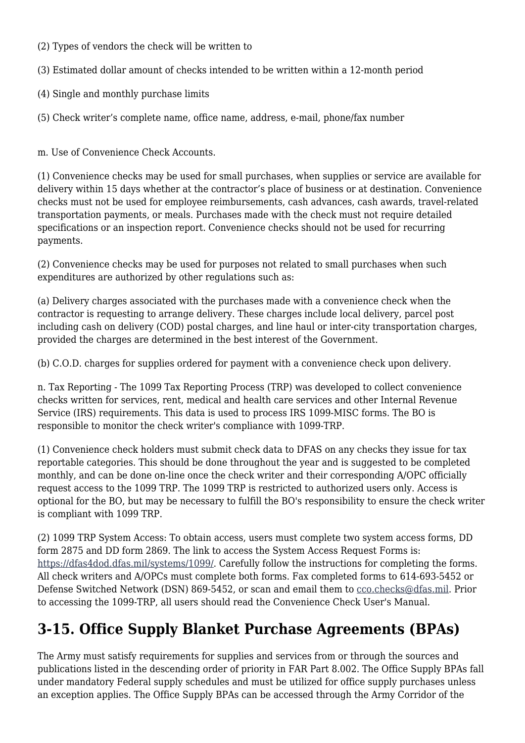(2) Types of vendors the check will be written to

(3) Estimated dollar amount of checks intended to be written within a 12-month period

(4) Single and monthly purchase limits

(5) Check writer's complete name, office name, address, e-mail, phone/fax number

m. Use of Convenience Check Accounts.

(1) Convenience checks may be used for small purchases, when supplies or service are available for delivery within 15 days whether at the contractor's place of business or at destination. Convenience checks must not be used for employee reimbursements, cash advances, cash awards, travel-related transportation payments, or meals. Purchases made with the check must not require detailed specifications or an inspection report. Convenience checks should not be used for recurring payments.

(2) Convenience checks may be used for purposes not related to small purchases when such expenditures are authorized by other regulations such as:

(a) Delivery charges associated with the purchases made with a convenience check when the contractor is requesting to arrange delivery. These charges include local delivery, parcel post including cash on delivery (COD) postal charges, and line haul or inter-city transportation charges, provided the charges are determined in the best interest of the Government.

(b) C.O.D. charges for supplies ordered for payment with a convenience check upon delivery.

n. Tax Reporting - The 1099 Tax Reporting Process (TRP) was developed to collect convenience checks written for services, rent, medical and health care services and other Internal Revenue Service (IRS) requirements. This data is used to process IRS 1099-MISC forms. The BO is responsible to monitor the check writer's compliance with 1099-TRP.

(1) Convenience check holders must submit check data to DFAS on any checks they issue for tax reportable categories. This should be done throughout the year and is suggested to be completed monthly, and can be done on-line once the check writer and their corresponding A/OPC officially request access to the 1099 TRP. The 1099 TRP is restricted to authorized users only. Access is optional for the BO, but may be necessary to fulfill the BO's responsibility to ensure the check writer is compliant with 1099 TRP.

(2) 1099 TRP System Access: To obtain access, users must complete two system access forms, DD form 2875 and DD form 2869. The link to access the System Access Request Forms is: https://dfas4dod.dfas.mil/systems/1099/. Carefully follow the instructions for completing the forms. All check writers and A/OPCs must complete both forms. Fax completed forms to 614-693-5452 or Defense Switched Network (DSN) 869-5452, or scan and email them to cco.checks@dfas.mil. Prior to accessing the 1099-TRP, all users should read the Convenience Check User's Manual.

## 3-15. Office Supply Blanket Purchase Agreements (BPAs)

The Army must satisfy requirements for supplies and services from or through the sources and publications listed in the descending order of priority in FAR Part 8.002. The Office Supply BPAs fall under mandatory Federal supply schedules and must be utilized for office supply purchases unless an exception applies. The Office Supply BPAs can be accessed through the Army Corridor of the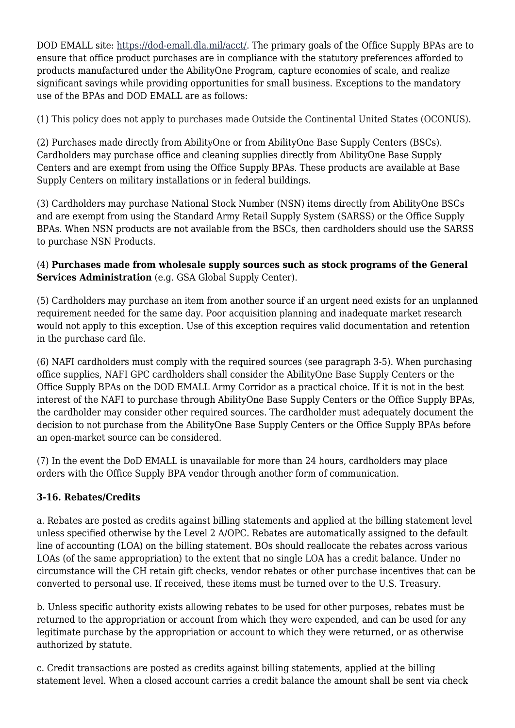DOD EMALL site: https://dod-emall.dla.mil/acct/. The primary goals of the Office Supply BPAs are to ensure that office product purchases are in compliance with the statutory preferences afforded to products manufactured under the AbilityOne Program, capture economies of scale, and realize significant savings while providing opportunities for small business. Exceptions to the mandatory use of the BPAs and DOD EMALL are as follows:

(1) This policy does not apply to purchases made Outside the Continental United States (OCONUS).

(2) Purchases made directly from AbilityOne or from AbilityOne Base Supply Centers (BSCs). Cardholders may purchase office and cleaning supplies directly from AbilityOne Base Supply Centers and are exempt from using the Office Supply BPAs. These products are available at Base Supply Centers on military installations or in federal buildings.

(3) Cardholders may purchase National Stock Number (NSN) items directly from AbilityOne BSCs and are exempt from using the Standard Army Retail Supply System (SARSS) or the Office Supply BPAs. When NSN products are not available from the BSCs, then cardholders should use the SARSS to purchase NSN Products.

(4) **Purchases made from wholesale supply sources such as stock programs of the General Services Administration** (e.g. GSA Global Supply Center).

(5) Cardholders may purchase an item from another source if an urgent need exists for an unplanned requirement needed for the same day. Poor acquisition planning and inadequate market research would not apply to this exception. Use of this exception requires valid documentation and retention in the purchase card file.

(6) NAFI cardholders must comply with the required sources (see paragraph 3-5). When purchasing office supplies, NAFI GPC cardholders shall consider the AbilityOne Base Supply Centers or the Office Supply BPAs on the DOD EMALL Army Corridor as a practical choice. If it is not in the best interest of the NAFI to purchase through AbilityOne Base Supply Centers or the Office Supply BPAs, the cardholder may consider other required sources. The cardholder must adequately document the decision to not purchase from the AbilityOne Base Supply Centers or the Office Supply BPAs before an open-market source can be considered.

(7) In the event the DoD EMALL is unavailable for more than 24 hours, cardholders may place orders with the Office Supply BPA vendor through another form of communication.

### 3-16. Rebates/Credits

a. Rebates are posted as credits against billing statements and applied at the billing statement level unless specified otherwise by the Level 2 A/OPC. Rebates are automatically assigned to the default line of accounting (LOA) on the billing statement. BOs should reallocate the rebates across various LOAs (of the same appropriation) to the extent that no single LOA has a credit balance. Under no circumstance will the CH retain gift checks, vendor rebates or other purchase incentives that can be converted to personal use. If received, these items must be turned over to the U.S. Treasury.

b. Unless specific authority exists allowing rebates to be used for other purposes, rebates must be returned to the appropriation or account from which they were expended, and can be used for any legitimate purchase by the appropriation or account to which they were returned, or as otherwise authorized by statute.

c. Credit transactions are posted as credits against billing statements, applied at the billing statement level. When a closed account carries a credit balance the amount shall be sent via check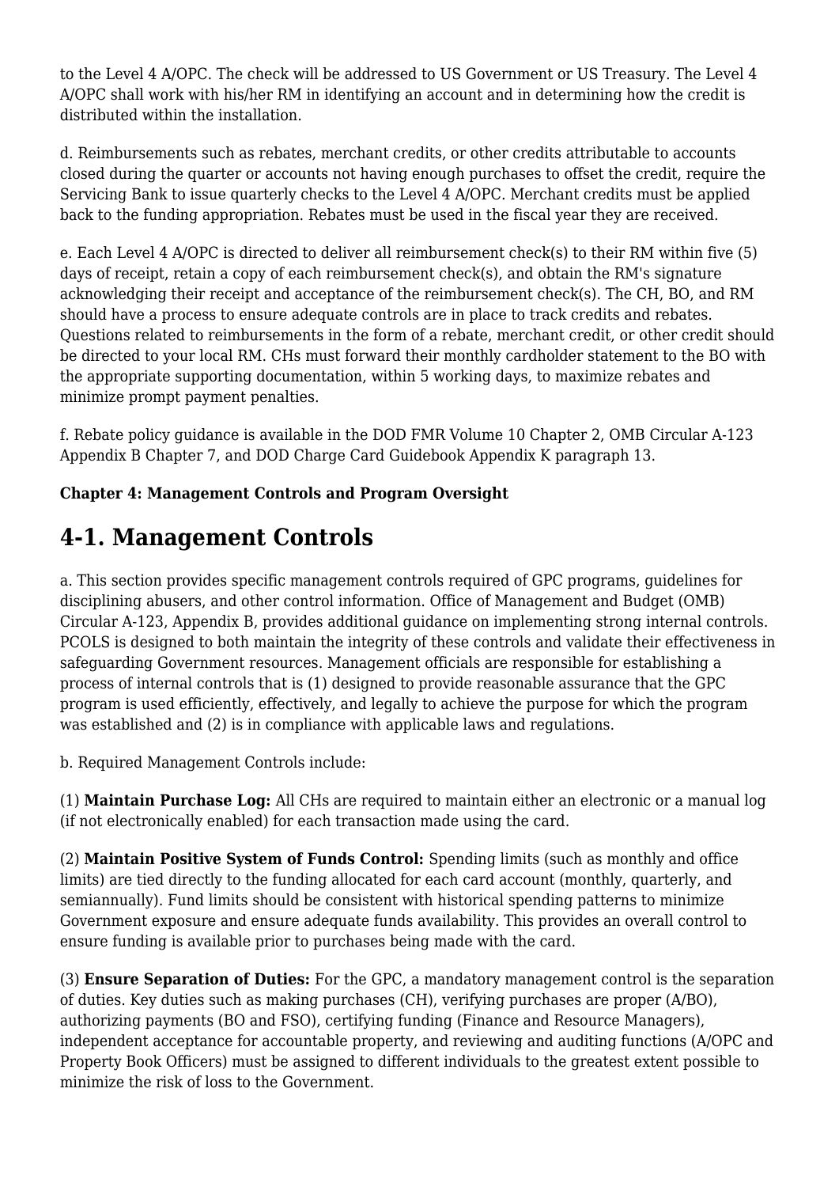to the Level 4 A/OPC. The check will be addressed to US Government or US Treasury. The Level 4 A/OPC shall work with his/her RM in identifying an account and in determining how the credit is distributed within the installation.

d. Reimbursements such as rebates, merchant credits, or other credits attributable to accounts closed during the quarter or accounts not having enough purchases to offset the credit, require the Servicing Bank to issue quarterly checks to the Level 4 A/OPC. Merchant credits must be applied back to the funding appropriation. Rebates must be used in the fiscal year they are received.

e. Each Level 4 A/OPC is directed to deliver all reimbursement check(s) to their RM within five (5) days of receipt, retain a copy of each reimbursement check(s), and obtain the RM's signature acknowledging their receipt and acceptance of the reimbursement check(s). The CH, BO, and RM should have a process to ensure adequate controls are in place to track credits and rebates. Questions related to reimbursements in the form of a rebate, merchant credit, or other credit should be directed to your local RM. CHs must forward their monthly cardholder statement to the BO with the appropriate supporting documentation, within 5 working days, to maximize rebates and minimize prompt payment penalties.

f. Rebate policy guidance is available in the DOD FMR Volume 10 Chapter 2, OMB Circular A-123 Appendix B Chapter 7, and DOD Charge Card Guidebook Appendix K paragraph 13.

**Chapter 4: Management Controls and Program Oversight**

# 4-1. Management Controls

a. This section provides specific management controls required of GPC programs, guidelines for disciplining abusers, and other control information. Office of Management and Budget (OMB) Circular A-123, Appendix B, provides additional guidance on implementing strong internal controls. PCOLS is designed to both maintain the integrity of these controls and validate their effectiveness in safeguarding Government resources. Management officials are responsible for establishing a process of internal controls that is (1) designed to provide reasonable assurance that the GPC program is used efficiently, effectively, and legally to achieve the purpose for which the program was established and (2) is in compliance with applicable laws and regulations.

b. Required Management Controls include:

(1) **Maintain Purchase Log:** All CHs are required to maintain either an electronic or a manual log (if not electronically enabled) for each transaction made using the card.

(2) **Maintain Positive System of Funds Control:** Spending limits (such as monthly and office limits) are tied directly to the funding allocated for each card account (monthly, quarterly, and semiannually). Fund limits should be consistent with historical spending patterns to minimize Government exposure and ensure adequate funds availability. This provides an overall control to ensure funding is available prior to purchases being made with the card.

(3) **Ensure Separation of Duties:** For the GPC, a mandatory management control is the separation of duties. Key duties such as making purchases (CH), verifying purchases are proper (A/BO), authorizing payments (BO and FSO), certifying funding (Finance and Resource Managers), independent acceptance for accountable property, and reviewing and auditing functions (A/OPC and Property Book Officers) must be assigned to different individuals to the greatest extent possible to minimize the risk of loss to the Government.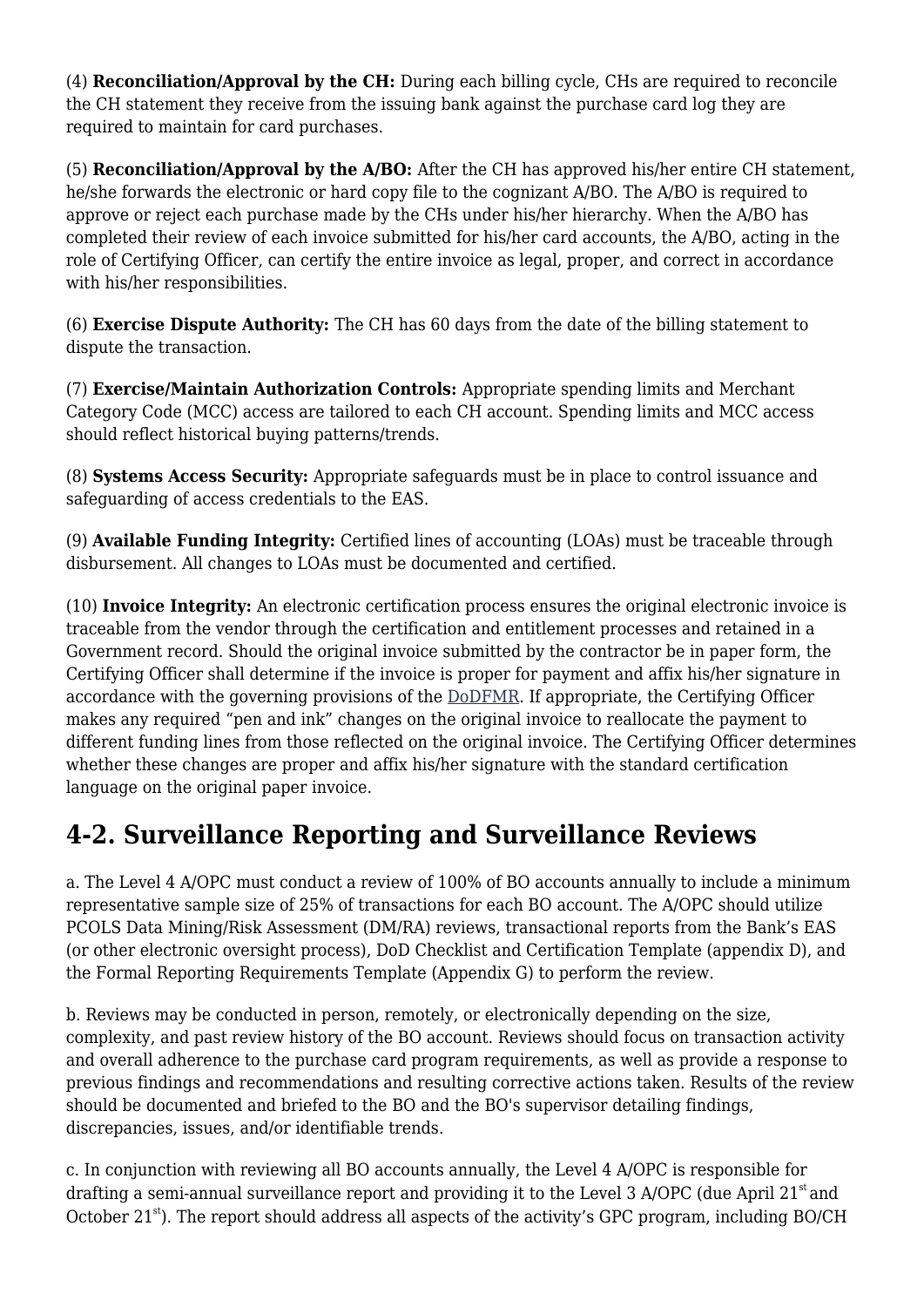(4) **Reconciliation/Approval by the CH:** During each billing cycle, CHs are required to reconcile the CH statement they receive from the issuing bank against the purchase card log they are required to maintain for card purchases.

(5) **Reconciliation/Approval by the A/BO:** After the CH has approved his/her entire CH statement, he/she forwards the electronic or hard copy file to the cognizant A/BO. The A/BO is required to approve or reject each purchase made by the CHs under his/her hierarchy. When the A/BO has completed their review of each invoice submitted for his/her card accounts, the A/BO, acting in the role of Certifying Officer, can certify the entire invoice as legal, proper, and correct in accordance with his/her responsibilities.

(6) **Exercise Dispute Authority:** The CH has 60 days from the date of the billing statement to dispute the transaction.

(7) **Exercise/Maintain Authorization Controls:** Appropriate spending limits and Merchant Category Code (MCC) access are tailored to each CH account. Spending limits and MCC access should reflect historical buying patterns/trends.

(8) **Systems Access Security:** Appropriate safeguards must be in place to control issuance and safeguarding of access credentials to the EAS.

(9) **Available Funding Integrity:** Certified lines of accounting (LOAs) must be traceable through disbursement. All changes to LOAs must be documented and certified.

(10) **Invoice Integrity:** An electronic certification process ensures the original electronic invoice is traceable from the vendor through the certification and entitlement processes and retained in a Government record. Should the original invoice submitted by the contractor be in paper form, the Certifying Officer shall determine if the invoice is proper for payment and affix his/her signature in accordance with the governing provisions of the DoDFMR. If appropriate, the Certifying Officer makes any required "pen and ink" changes on the original invoice to reallocate the payment to different funding lines from those reflected on the original invoice. The Certifying Officer determines whether these changes are proper and affix his/her signature with the standard certification language on the original paper invoice.

## 4-2. Surveillance Reporting and Surveillance Reviews

a. The Level 4 A/OPC must conduct a review of 100% of BO accounts annually to include a minimum representative sample size of 25% of transactions for each BO account. The A/OPC should utilize PCOLS Data Mining/Risk Assessment (DM/RA) reviews, transactional reports from the Bank's EAS (or other electronic oversight process), DoD Checklist and Certification Template (appendix D), and the Formal Reporting Requirements Template (Appendix G) to perform the review.

b. Reviews may be conducted in person, remotely, or electronically depending on the size, complexity, and past review history of the BO account. Reviews should focus on transaction activity and overall adherence to the purchase card program requirements, as well as provide a response to previous findings and recommendations and resulting corrective actions taken. Results of the review should be documented and briefed to the BO and the BO's supervisor detailing findings, discrepancies, issues, and/or identifiable trends.

c. In conjunction with reviewing all BO accounts annually, the Level 4 A/OPC is responsible for drafting a semi-annual surveillance report and providing it to the Level 3 A/OPC (due April 21st and October 21st). The report should address all aspects of the activity's GPC program, including BO/CH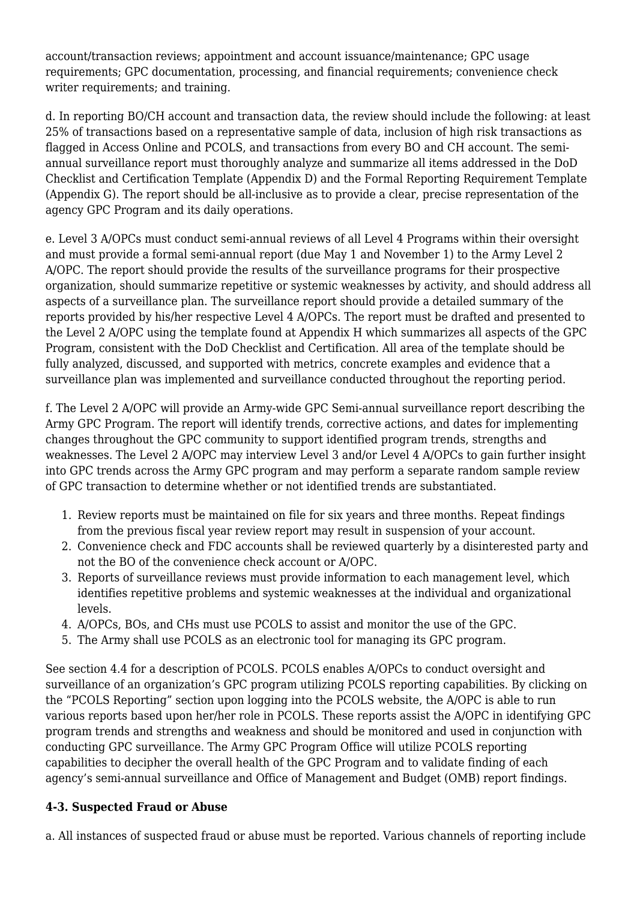account/transaction reviews; appointment and account issuance/maintenance; GPC usage requirements; GPC documentation, processing, and financial requirements; convenience check writer requirements; and training.

d. In reporting BO/CH account and transaction data, the review should include the following: at least 25% of transactions based on a representative sample of data, inclusion of high risk transactions as flagged in Access Online and PCOLS, and transactions from every BO and CH account. The semi-annual surveillance report must thoroughly analyze and summarize all items addressed in the DoD Checklist and Certification Template (Appendix D) and the Formal Reporting Requirement Template (Appendix G). The report should be all-inclusive as to provide a clear, precise representation of the agency GPC Program and its daily operations.

e. Level 3 A/OPCs must conduct semi-annual reviews of all Level 4 Programs within their oversight and must provide a formal semi-annual report (due May 1 and November 1) to the Army Level 2 A/OPC. The report should provide the results of the surveillance programs for their prospective organization, should summarize repetitive or systemic weaknesses by activity, and should address all aspects of a surveillance plan. The surveillance report should provide a detailed summary of the reports provided by his/her respective Level 4 A/OPCs. The report must be drafted and presented to the Level 2 A/OPC using the template found at Appendix H which summarizes all aspects of the GPC Program, consistent with the DoD Checklist and Certification. All area of the template should be fully analyzed, discussed, and supported with metrics, concrete examples and evidence that a surveillance plan was implemented and surveillance conducted throughout the reporting period.

f. The Level 2 A/OPC will provide an Army-wide GPC Semi-annual surveillance report describing the Army GPC Program. The report will identify trends, corrective actions, and dates for implementing changes throughout the GPC community to support identified program trends, strengths and weaknesses. The Level 2 A/OPC may interview Level 3 and/or Level 4 A/OPCs to gain further insight into GPC trends across the Army GPC program and may perform a separate random sample review of GPC transaction to determine whether or not identified trends are substantiated.

1. Review reports must be maintained on file for six years and three months. Repeat findings from the previous fiscal year review report may result in suspension of your account.
2. Convenience check and FDC accounts shall be reviewed quarterly by a disinterested party and not the BO of the convenience check account or A/OPC.
3. Reports of surveillance reviews must provide information to each management level, which identifies repetitive problems and systemic weaknesses at the individual and organizational levels.
4. A/OPCs, BOs, and CHs must use PCOLS to assist and monitor the use of the GPC.
5. The Army shall use PCOLS as an electronic tool for managing its GPC program.

See section 4.4 for a description of PCOLS. PCOLS enables A/OPCs to conduct oversight and surveillance of an organization's GPC program utilizing PCOLS reporting capabilities. By clicking on the "PCOLS Reporting" section upon logging into the PCOLS website, the A/OPC is able to run various reports based upon her/her role in PCOLS. These reports assist the A/OPC in identifying GPC program trends and strengths and weakness and should be monitored and used in conjunction with conducting GPC surveillance. The Army GPC Program Office will utilize PCOLS reporting capabilities to decipher the overall health of the GPC Program and to validate finding of each agency's semi-annual surveillance and Office of Management and Budget (OMB) report findings.

### 4-3. Suspected Fraud or Abuse

a. All instances of suspected fraud or abuse must be reported. Various channels of reporting include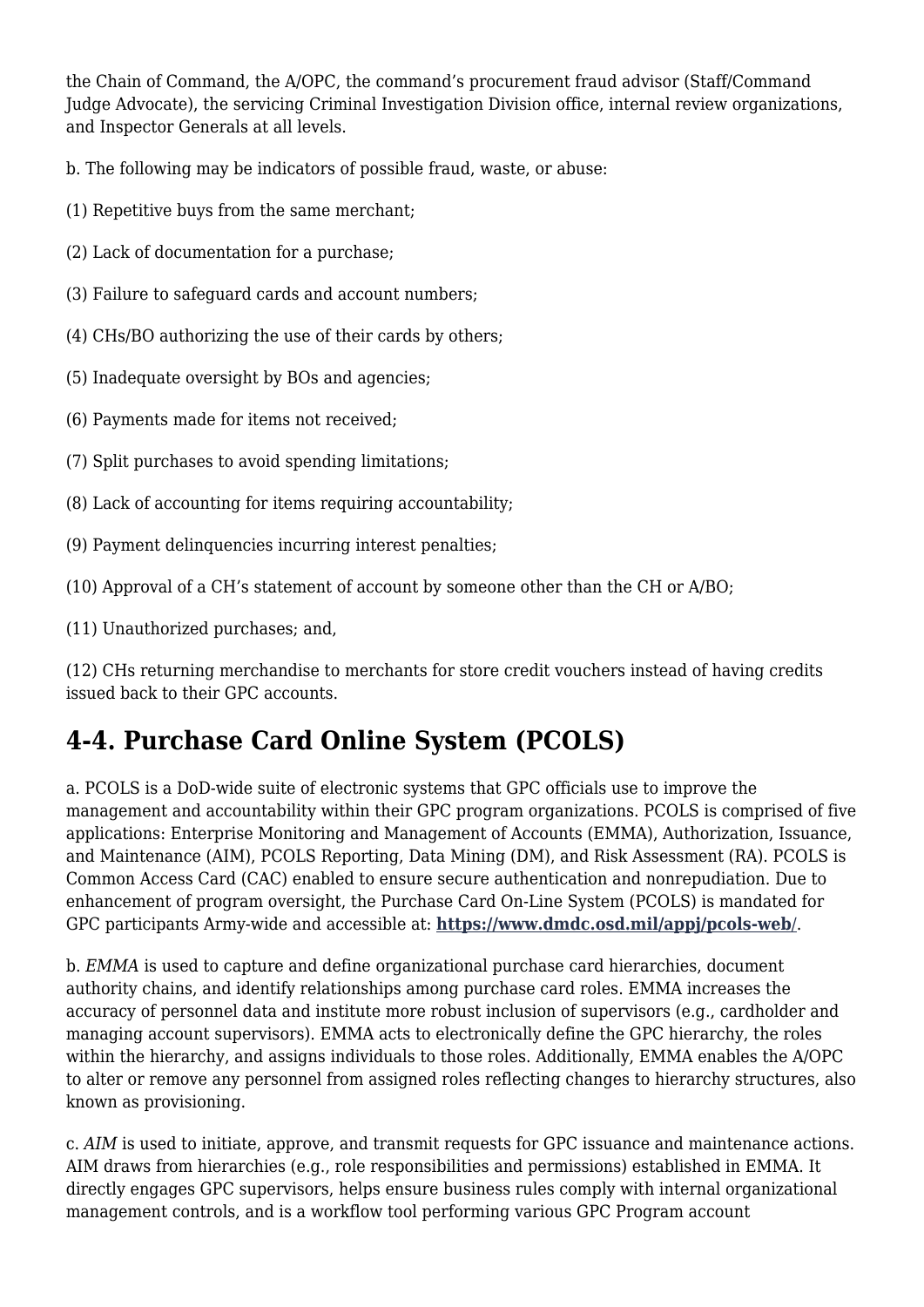the Chain of Command, the A/OPC, the command's procurement fraud advisor (Staff/Command Judge Advocate), the servicing Criminal Investigation Division office, internal review organizations, and Inspector Generals at all levels.

b. The following may be indicators of possible fraud, waste, or abuse:

(1) Repetitive buys from the same merchant;

(2) Lack of documentation for a purchase;

(3) Failure to safeguard cards and account numbers;

(4) CHs/BO authorizing the use of their cards by others;

(5) Inadequate oversight by BOs and agencies;

(6) Payments made for items not received;

(7) Split purchases to avoid spending limitations;

(8) Lack of accounting for items requiring accountability;

(9) Payment delinquencies incurring interest penalties;

(10) Approval of a CH's statement of account by someone other than the CH or A/BO;

(11) Unauthorized purchases; and,

(12) CHs returning merchandise to merchants for store credit vouchers instead of having credits issued back to their GPC accounts.

## 4-4. Purchase Card Online System (PCOLS)

a. PCOLS is a DoD-wide suite of electronic systems that GPC officials use to improve the management and accountability within their GPC program organizations. PCOLS is comprised of five applications: Enterprise Monitoring and Management of Accounts (EMMA), Authorization, Issuance, and Maintenance (AIM), PCOLS Reporting, Data Mining (DM), and Risk Assessment (RA). PCOLS is Common Access Card (CAC) enabled to ensure secure authentication and nonrepudiation. Due to enhancement of program oversight, the Purchase Card On-Line System (PCOLS) is mandated for GPC participants Army-wide and accessible at: **https://www.dmdc.osd.mil/appj/pcols-web/**.

b. *EMMA* is used to capture and define organizational purchase card hierarchies, document authority chains, and identify relationships among purchase card roles. EMMA increases the accuracy of personnel data and institute more robust inclusion of supervisors (e.g., cardholder and managing account supervisors). EMMA acts to electronically define the GPC hierarchy, the roles within the hierarchy, and assigns individuals to those roles. Additionally, EMMA enables the A/OPC to alter or remove any personnel from assigned roles reflecting changes to hierarchy structures, also known as provisioning.

c. *AIM* is used to initiate, approve, and transmit requests for GPC issuance and maintenance actions. AIM draws from hierarchies (e.g., role responsibilities and permissions) established in EMMA. It directly engages GPC supervisors, helps ensure business rules comply with internal organizational management controls, and is a workflow tool performing various GPC Program account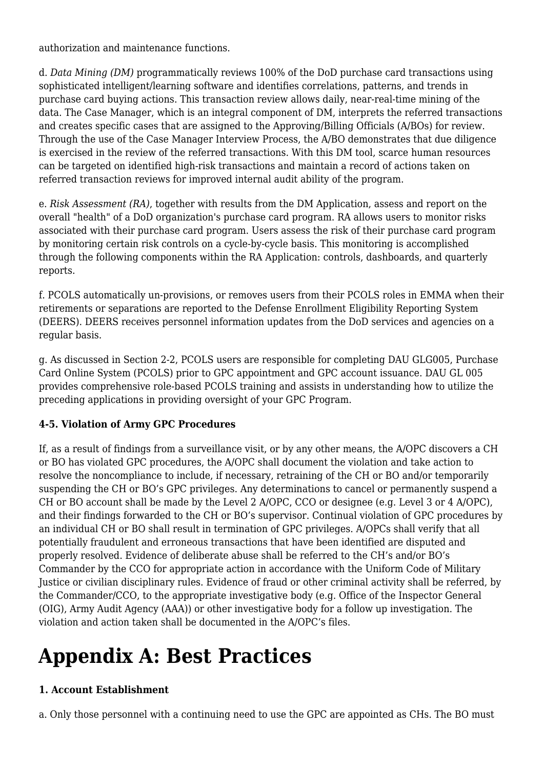authorization and maintenance functions.

d. *Data Mining (DM)* programmatically reviews 100% of the DoD purchase card transactions using sophisticated intelligent/learning software and identifies correlations, patterns, and trends in purchase card buying actions. This transaction review allows daily, near-real-time mining of the data. The Case Manager, which is an integral component of DM, interprets the referred transactions and creates specific cases that are assigned to the Approving/Billing Officials (A/BOs) for review. Through the use of the Case Manager Interview Process, the A/BO demonstrates that due diligence is exercised in the review of the referred transactions. With this DM tool, scarce human resources can be targeted on identified high-risk transactions and maintain a record of actions taken on referred transaction reviews for improved internal audit ability of the program.

e. *Risk Assessment (RA)*, together with results from the DM Application, assess and report on the overall "health" of a DoD organization's purchase card program. RA allows users to monitor risks associated with their purchase card program. Users assess the risk of their purchase card program by monitoring certain risk controls on a cycle-by-cycle basis. This monitoring is accomplished through the following components within the RA Application: controls, dashboards, and quarterly reports.

f. PCOLS automatically un-provisions, or removes users from their PCOLS roles in EMMA when their retirements or separations are reported to the Defense Enrollment Eligibility Reporting System (DEERS). DEERS receives personnel information updates from the DoD services and agencies on a regular basis.

g. As discussed in Section 2-2, PCOLS users are responsible for completing DAU GLG005, Purchase Card Online System (PCOLS) prior to GPC appointment and GPC account issuance. DAU GL 005 provides comprehensive role-based PCOLS training and assists in understanding how to utilize the preceding applications in providing oversight of your GPC Program.

**4-5. Violation of Army GPC Procedures**

If, as a result of findings from a surveillance visit, or by any other means, the A/OPC discovers a CH or BO has violated GPC procedures, the A/OPC shall document the violation and take action to resolve the noncompliance to include, if necessary, retraining of the CH or BO and/or temporarily suspending the CH or BO's GPC privileges. Any determinations to cancel or permanently suspend a CH or BO account shall be made by the Level 2 A/OPC, CCO or designee (e.g. Level 3 or 4 A/OPC), and their findings forwarded to the CH or BO's supervisor. Continual violation of GPC procedures by an individual CH or BO shall result in termination of GPC privileges. A/OPCs shall verify that all potentially fraudulent and erroneous transactions that have been identified are disputed and properly resolved. Evidence of deliberate abuse shall be referred to the CH's and/or BO's Commander by the CCO for appropriate action in accordance with the Uniform Code of Military Justice or civilian disciplinary rules. Evidence of fraud or other criminal activity shall be referred, by the Commander/CCO, to the appropriate investigative body (e.g. Office of the Inspector General (OIG), Army Audit Agency (AAA)) or other investigative body for a follow up investigation. The violation and action taken shall be documented in the A/OPC's files.

# Appendix A: Best Practices

**1. Account Establishment**

a. Only those personnel with a continuing need to use the GPC are appointed as CHs. The BO must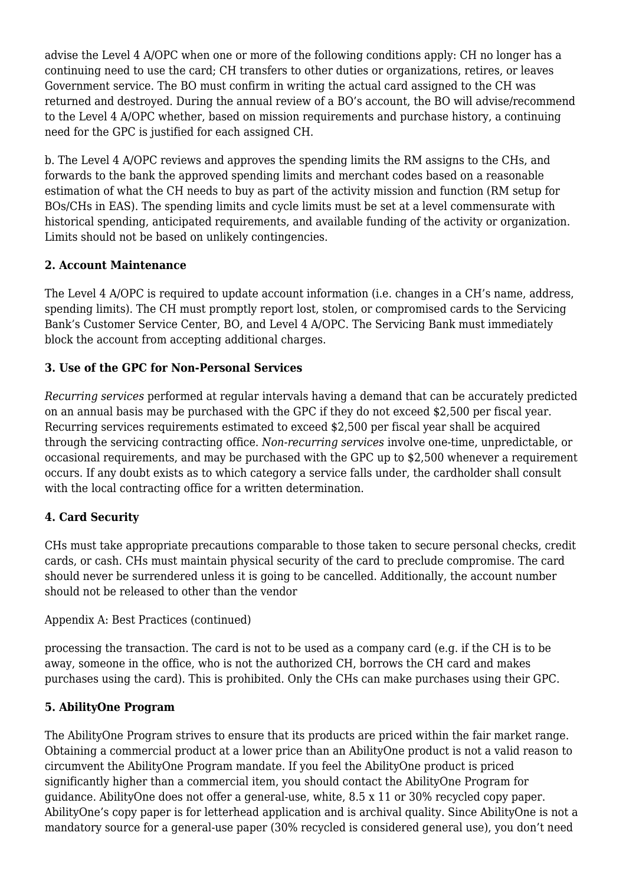advise the Level 4 A/OPC when one or more of the following conditions apply: CH no longer has a continuing need to use the card; CH transfers to other duties or organizations, retires, or leaves Government service. The BO must confirm in writing the actual card assigned to the CH was returned and destroyed. During the annual review of a BO's account, the BO will advise/recommend to the Level 4 A/OPC whether, based on mission requirements and purchase history, a continuing need for the GPC is justified for each assigned CH.

b. The Level 4 A/OPC reviews and approves the spending limits the RM assigns to the CHs, and forwards to the bank the approved spending limits and merchant codes based on a reasonable estimation of what the CH needs to buy as part of the activity mission and function (RM setup for BOs/CHs in EAS). The spending limits and cycle limits must be set at a level commensurate with historical spending, anticipated requirements, and available funding of the activity or organization. Limits should not be based on unlikely contingencies.

**2. Account Maintenance**

The Level 4 A/OPC is required to update account information (i.e. changes in a CH's name, address, spending limits). The CH must promptly report lost, stolen, or compromised cards to the Servicing Bank's Customer Service Center, BO, and Level 4 A/OPC. The Servicing Bank must immediately block the account from accepting additional charges.

**3. Use of the GPC for Non-Personal Services**

*Recurring services* performed at regular intervals having a demand that can be accurately predicted on an annual basis may be purchased with the GPC if they do not exceed $2,500 per fiscal year. Recurring services requirements estimated to exceed $2,500 per fiscal year shall be acquired through the servicing contracting office. *Non-recurring services* involve one-time, unpredictable, or occasional requirements, and may be purchased with the GPC up to $2,500 whenever a requirement occurs. If any doubt exists as to which category a service falls under, the cardholder shall consult with the local contracting office for a written determination.

**4. Card Security**

CHs must take appropriate precautions comparable to those taken to secure personal checks, credit cards, or cash. CHs must maintain physical security of the card to preclude compromise. The card should never be surrendered unless it is going to be cancelled. Additionally, the account number should not be released to other than the vendor

Appendix A: Best Practices (continued)

processing the transaction. The card is not to be used as a company card (e.g. if the CH is to be away, someone in the office, who is not the authorized CH, borrows the CH card and makes purchases using the card). This is prohibited. Only the CHs can make purchases using their GPC.

**5. AbilityOne Program**

The AbilityOne Program strives to ensure that its products are priced within the fair market range. Obtaining a commercial product at a lower price than an AbilityOne product is not a valid reason to circumvent the AbilityOne Program mandate. If you feel the AbilityOne product is priced significantly higher than a commercial item, you should contact the AbilityOne Program for guidance. AbilityOne does not offer a general-use, white, 8.5 x 11 or 30% recycled copy paper. AbilityOne's copy paper is for letterhead application and is archival quality. Since AbilityOne is not a mandatory source for a general-use paper (30% recycled is considered general use), you don't need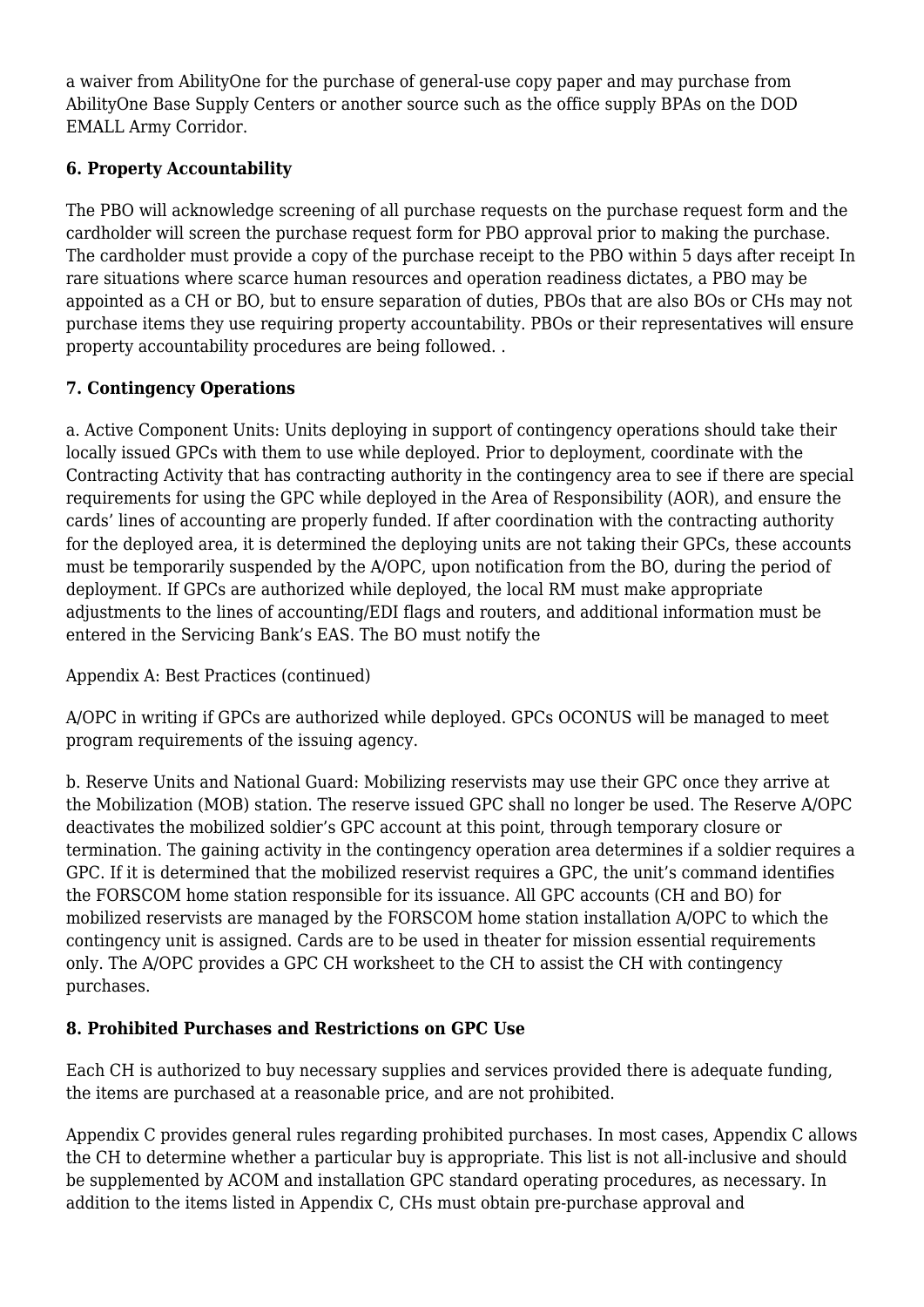a waiver from AbilityOne for the purchase of general-use copy paper and may purchase from AbilityOne Base Supply Centers or another source such as the office supply BPAs on the DOD EMALL Army Corridor.

**6. Property Accountability**

The PBO will acknowledge screening of all purchase requests on the purchase request form and the cardholder will screen the purchase request form for PBO approval prior to making the purchase. The cardholder must provide a copy of the purchase receipt to the PBO within 5 days after receipt In rare situations where scarce human resources and operation readiness dictates, a PBO may be appointed as a CH or BO, but to ensure separation of duties, PBOs that are also BOs or CHs may not purchase items they use requiring property accountability. PBOs or their representatives will ensure property accountability procedures are being followed. .

**7. Contingency Operations**

a. Active Component Units: Units deploying in support of contingency operations should take their locally issued GPCs with them to use while deployed. Prior to deployment, coordinate with the Contracting Activity that has contracting authority in the contingency area to see if there are special requirements for using the GPC while deployed in the Area of Responsibility (AOR), and ensure the cards' lines of accounting are properly funded. If after coordination with the contracting authority for the deployed area, it is determined the deploying units are not taking their GPCs, these accounts must be temporarily suspended by the A/OPC, upon notification from the BO, during the period of deployment. If GPCs are authorized while deployed, the local RM must make appropriate adjustments to the lines of accounting/EDI flags and routers, and additional information must be entered in the Servicing Bank's EAS. The BO must notify the

Appendix A: Best Practices (continued)

A/OPC in writing if GPCs are authorized while deployed. GPCs OCONUS will be managed to meet program requirements of the issuing agency.

b. Reserve Units and National Guard: Mobilizing reservists may use their GPC once they arrive at the Mobilization (MOB) station. The reserve issued GPC shall no longer be used. The Reserve A/OPC deactivates the mobilized soldier's GPC account at this point, through temporary closure or termination. The gaining activity in the contingency operation area determines if a soldier requires a GPC. If it is determined that the mobilized reservist requires a GPC, the unit's command identifies the FORSCOM home station responsible for its issuance. All GPC accounts (CH and BO) for mobilized reservists are managed by the FORSCOM home station installation A/OPC to which the contingency unit is assigned. Cards are to be used in theater for mission essential requirements only. The A/OPC provides a GPC CH worksheet to the CH to assist the CH with contingency purchases.

**8. Prohibited Purchases and Restrictions on GPC Use**

Each CH is authorized to buy necessary supplies and services provided there is adequate funding, the items are purchased at a reasonable price, and are not prohibited.

Appendix C provides general rules regarding prohibited purchases. In most cases, Appendix C allows the CH to determine whether a particular buy is appropriate. This list is not all-inclusive and should be supplemented by ACOM and installation GPC standard operating procedures, as necessary. In addition to the items listed in Appendix C, CHs must obtain pre-purchase approval and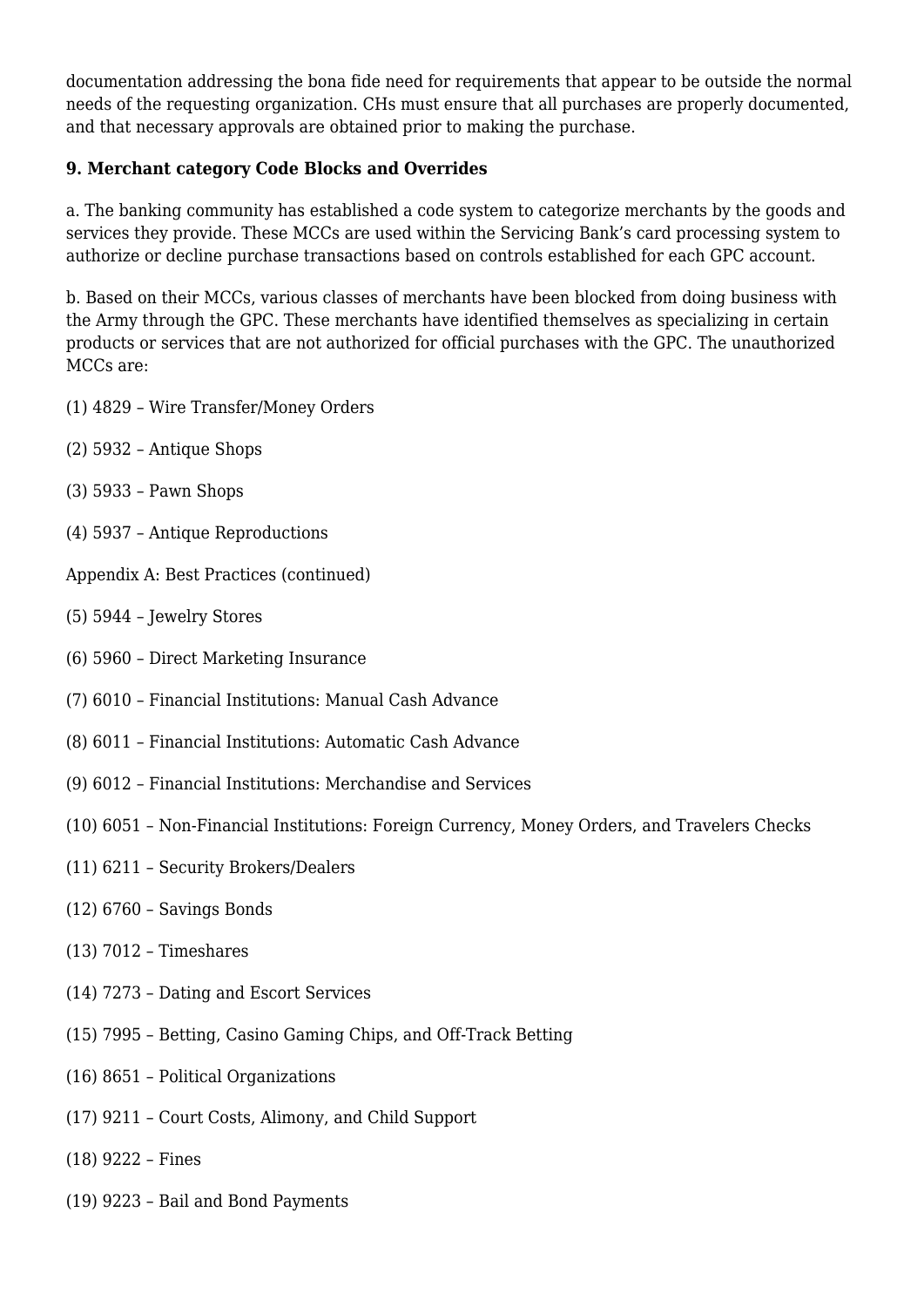documentation addressing the bona fide need for requirements that appear to be outside the normal needs of the requesting organization. CHs must ensure that all purchases are properly documented, and that necessary approvals are obtained prior to making the purchase.

**9. Merchant category Code Blocks and Overrides**

a. The banking community has established a code system to categorize merchants by the goods and services they provide. These MCCs are used within the Servicing Bank's card processing system to authorize or decline purchase transactions based on controls established for each GPC account.

b. Based on their MCCs, various classes of merchants have been blocked from doing business with the Army through the GPC. These merchants have identified themselves as specializing in certain products or services that are not authorized for official purchases with the GPC. The unauthorized MCCs are:

(1) 4829 – Wire Transfer/Money Orders

(2) 5932 – Antique Shops

(3) 5933 – Pawn Shops

(4) 5937 – Antique Reproductions

Appendix A: Best Practices (continued)

(5) 5944 – Jewelry Stores

(6) 5960 – Direct Marketing Insurance

(7) 6010 – Financial Institutions: Manual Cash Advance

(8) 6011 – Financial Institutions: Automatic Cash Advance

(9) 6012 – Financial Institutions: Merchandise and Services

(10) 6051 – Non-Financial Institutions: Foreign Currency, Money Orders, and Travelers Checks

(11) 6211 – Security Brokers/Dealers

(12) 6760 – Savings Bonds

(13) 7012 – Timeshares

(14) 7273 – Dating and Escort Services

(15) 7995 – Betting, Casino Gaming Chips, and Off-Track Betting

(16) 8651 – Political Organizations

(17) 9211 – Court Costs, Alimony, and Child Support

(18) 9222 – Fines

(19) 9223 – Bail and Bond Payments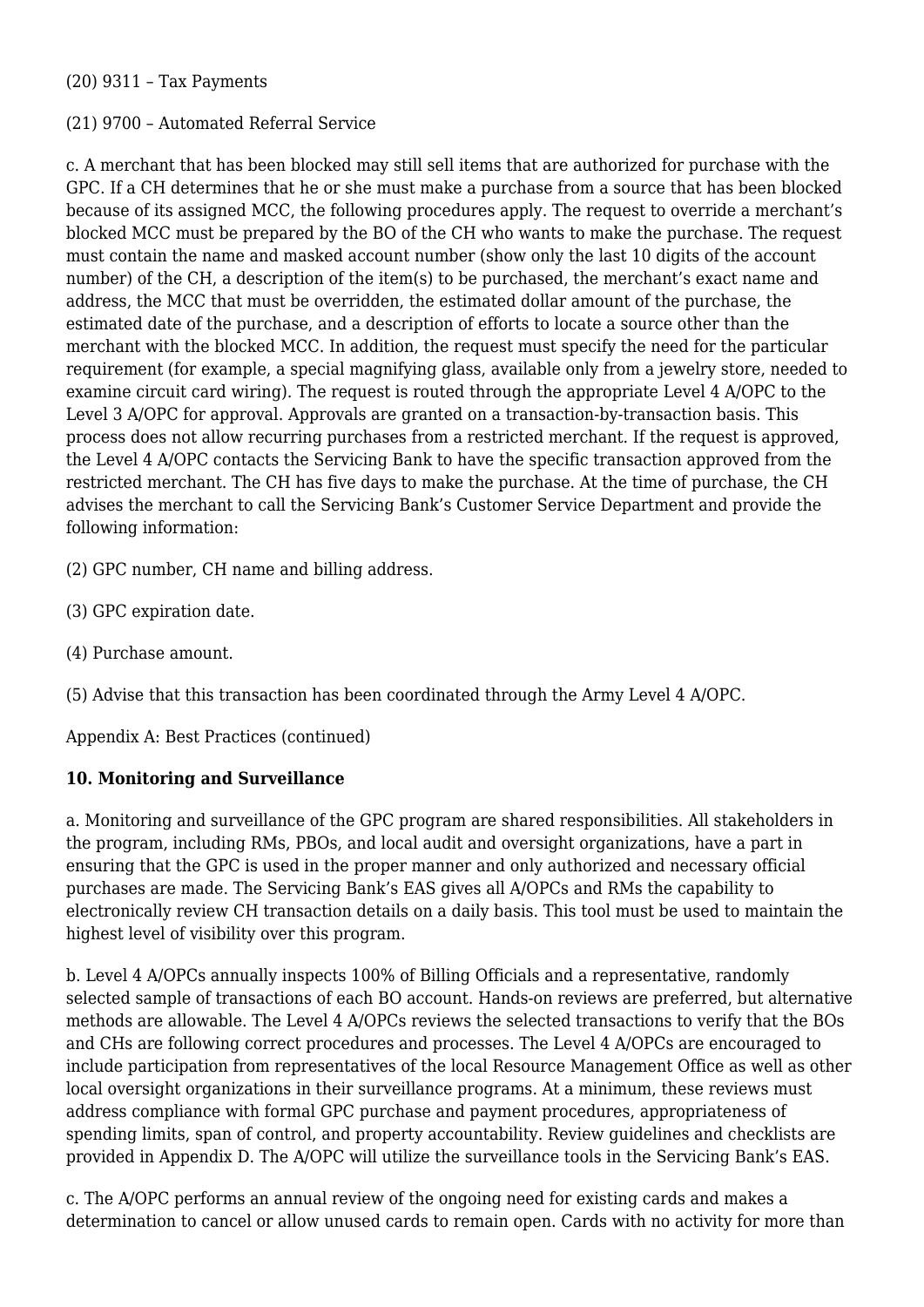(20) 9311 – Tax Payments

(21) 9700 – Automated Referral Service

c. A merchant that has been blocked may still sell items that are authorized for purchase with the GPC. If a CH determines that he or she must make a purchase from a source that has been blocked because of its assigned MCC, the following procedures apply. The request to override a merchant's blocked MCC must be prepared by the BO of the CH who wants to make the purchase. The request must contain the name and masked account number (show only the last 10 digits of the account number) of the CH, a description of the item(s) to be purchased, the merchant's exact name and address, the MCC that must be overridden, the estimated dollar amount of the purchase, the estimated date of the purchase, and a description of efforts to locate a source other than the merchant with the blocked MCC. In addition, the request must specify the need for the particular requirement (for example, a special magnifying glass, available only from a jewelry store, needed to examine circuit card wiring). The request is routed through the appropriate Level 4 A/OPC to the Level 3 A/OPC for approval. Approvals are granted on a transaction-by-transaction basis. This process does not allow recurring purchases from a restricted merchant. If the request is approved, the Level 4 A/OPC contacts the Servicing Bank to have the specific transaction approved from the restricted merchant. The CH has five days to make the purchase. At the time of purchase, the CH advises the merchant to call the Servicing Bank's Customer Service Department and provide the following information:

(2) GPC number, CH name and billing address.

(3) GPC expiration date.

(4) Purchase amount.

(5) Advise that this transaction has been coordinated through the Army Level 4 A/OPC.

Appendix A: Best Practices (continued)

**10. Monitoring and Surveillance**

a. Monitoring and surveillance of the GPC program are shared responsibilities. All stakeholders in the program, including RMs, PBOs, and local audit and oversight organizations, have a part in ensuring that the GPC is used in the proper manner and only authorized and necessary official purchases are made. The Servicing Bank's EAS gives all A/OPCs and RMs the capability to electronically review CH transaction details on a daily basis. This tool must be used to maintain the highest level of visibility over this program.

b. Level 4 A/OPCs annually inspects 100% of Billing Officials and a representative, randomly selected sample of transactions of each BO account. Hands-on reviews are preferred, but alternative methods are allowable. The Level 4 A/OPCs reviews the selected transactions to verify that the BOs and CHs are following correct procedures and processes. The Level 4 A/OPCs are encouraged to include participation from representatives of the local Resource Management Office as well as other local oversight organizations in their surveillance programs. At a minimum, these reviews must address compliance with formal GPC purchase and payment procedures, appropriateness of spending limits, span of control, and property accountability. Review guidelines and checklists are provided in Appendix D. The A/OPC will utilize the surveillance tools in the Servicing Bank's EAS.

c. The A/OPC performs an annual review of the ongoing need for existing cards and makes a determination to cancel or allow unused cards to remain open. Cards with no activity for more than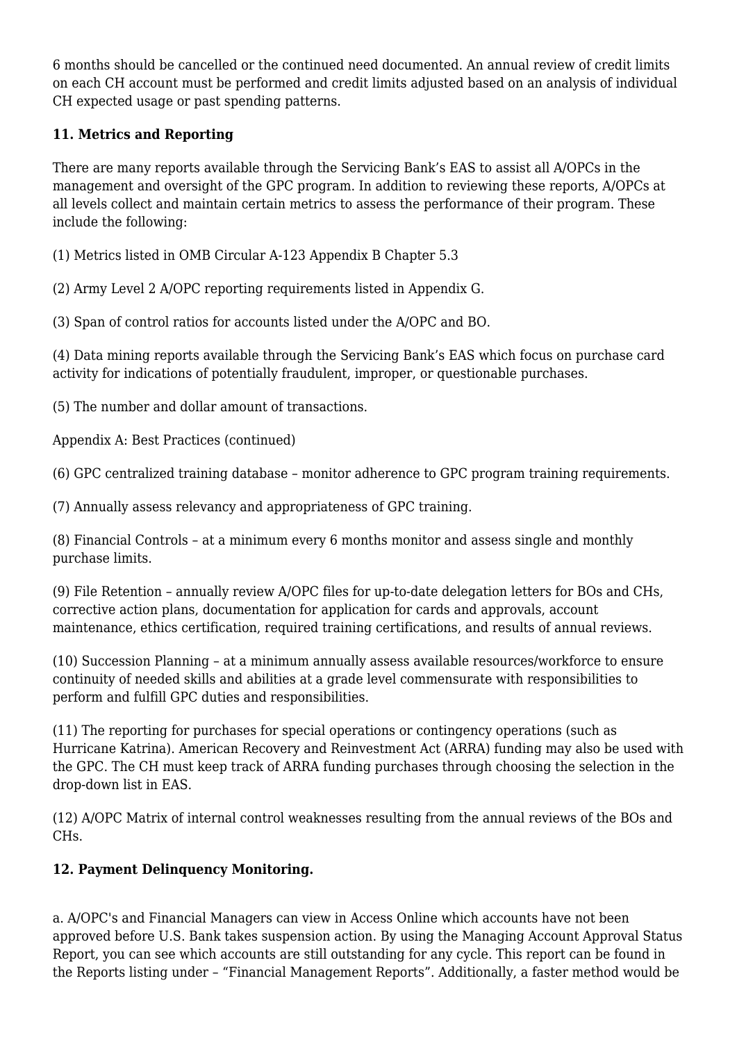6 months should be cancelled or the continued need documented. An annual review of credit limits on each CH account must be performed and credit limits adjusted based on an analysis of individual CH expected usage or past spending patterns.

**11. Metrics and Reporting**

There are many reports available through the Servicing Bank's EAS to assist all A/OPCs in the management and oversight of the GPC program. In addition to reviewing these reports, A/OPCs at all levels collect and maintain certain metrics to assess the performance of their program. These include the following:

(1) Metrics listed in OMB Circular A-123 Appendix B Chapter 5.3

(2) Army Level 2 A/OPC reporting requirements listed in Appendix G.

(3) Span of control ratios for accounts listed under the A/OPC and BO.

(4) Data mining reports available through the Servicing Bank's EAS which focus on purchase card activity for indications of potentially fraudulent, improper, or questionable purchases.

(5) The number and dollar amount of transactions.

Appendix A: Best Practices (continued)

(6) GPC centralized training database – monitor adherence to GPC program training requirements.

(7) Annually assess relevancy and appropriateness of GPC training.

(8) Financial Controls – at a minimum every 6 months monitor and assess single and monthly purchase limits.

(9) File Retention – annually review A/OPC files for up-to-date delegation letters for BOs and CHs, corrective action plans, documentation for application for cards and approvals, account maintenance, ethics certification, required training certifications, and results of annual reviews.

(10) Succession Planning – at a minimum annually assess available resources/workforce to ensure continuity of needed skills and abilities at a grade level commensurate with responsibilities to perform and fulfill GPC duties and responsibilities.

(11) The reporting for purchases for special operations or contingency operations (such as Hurricane Katrina). American Recovery and Reinvestment Act (ARRA) funding may also be used with the GPC. The CH must keep track of ARRA funding purchases through choosing the selection in the drop-down list in EAS.

(12) A/OPC Matrix of internal control weaknesses resulting from the annual reviews of the BOs and CHs.

**12. Payment Delinquency Monitoring.**

a. A/OPC's and Financial Managers can view in Access Online which accounts have not been approved before U.S. Bank takes suspension action. By using the Managing Account Approval Status Report, you can see which accounts are still outstanding for any cycle. This report can be found in the Reports listing under – "Financial Management Reports". Additionally, a faster method would be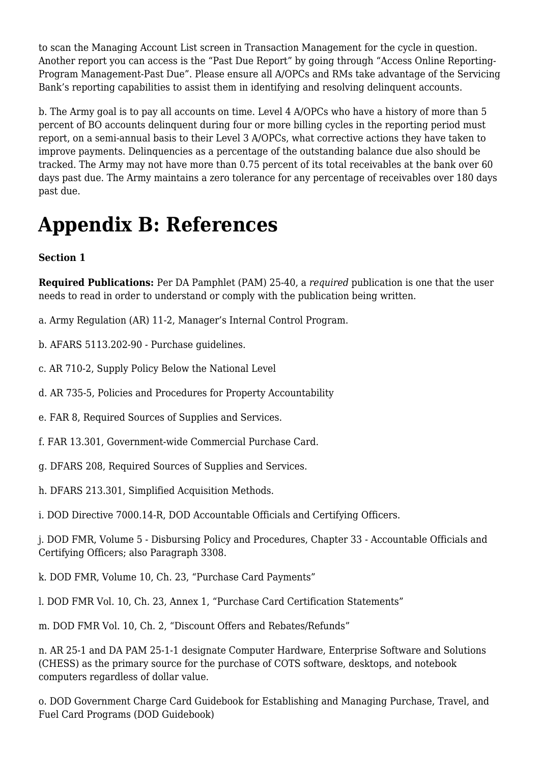to scan the Managing Account List screen in Transaction Management for the cycle in question. Another report you can access is the "Past Due Report" by going through "Access Online Reporting-Program Management-Past Due". Please ensure all A/OPCs and RMs take advantage of the Servicing Bank's reporting capabilities to assist them in identifying and resolving delinquent accounts.

b. The Army goal is to pay all accounts on time. Level 4 A/OPCs who have a history of more than 5 percent of BO accounts delinquent during four or more billing cycles in the reporting period must report, on a semi-annual basis to their Level 3 A/OPCs, what corrective actions they have taken to improve payments. Delinquencies as a percentage of the outstanding balance due also should be tracked. The Army may not have more than 0.75 percent of its total receivables at the bank over 60 days past due. The Army maintains a zero tolerance for any percentage of receivables over 180 days past due.

# Appendix B: References

**Section 1**

**Required Publications:** Per DA Pamphlet (PAM) 25-40, a *required* publication is one that the user needs to read in order to understand or comply with the publication being written.

a. Army Regulation (AR) 11-2, Manager's Internal Control Program.

b. AFARS 5113.202-90 - Purchase guidelines.

c. AR 710-2, Supply Policy Below the National Level

d. AR 735-5, Policies and Procedures for Property Accountability

e. FAR 8, Required Sources of Supplies and Services.

f. FAR 13.301, Government-wide Commercial Purchase Card.

g. DFARS 208, Required Sources of Supplies and Services.

h. DFARS 213.301, Simplified Acquisition Methods.

i. DOD Directive 7000.14-R, DOD Accountable Officials and Certifying Officers.

j. DOD FMR, Volume 5 - Disbursing Policy and Procedures, Chapter 33 - Accountable Officials and Certifying Officers; also Paragraph 3308.

k. DOD FMR, Volume 10, Ch. 23, "Purchase Card Payments"

l. DOD FMR Vol. 10, Ch. 23, Annex 1, "Purchase Card Certification Statements"

m. DOD FMR Vol. 10, Ch. 2, "Discount Offers and Rebates/Refunds"

n. AR 25-1 and DA PAM 25-1-1 designate Computer Hardware, Enterprise Software and Solutions (CHESS) as the primary source for the purchase of COTS software, desktops, and notebook computers regardless of dollar value.

o. DOD Government Charge Card Guidebook for Establishing and Managing Purchase, Travel, and Fuel Card Programs (DOD Guidebook)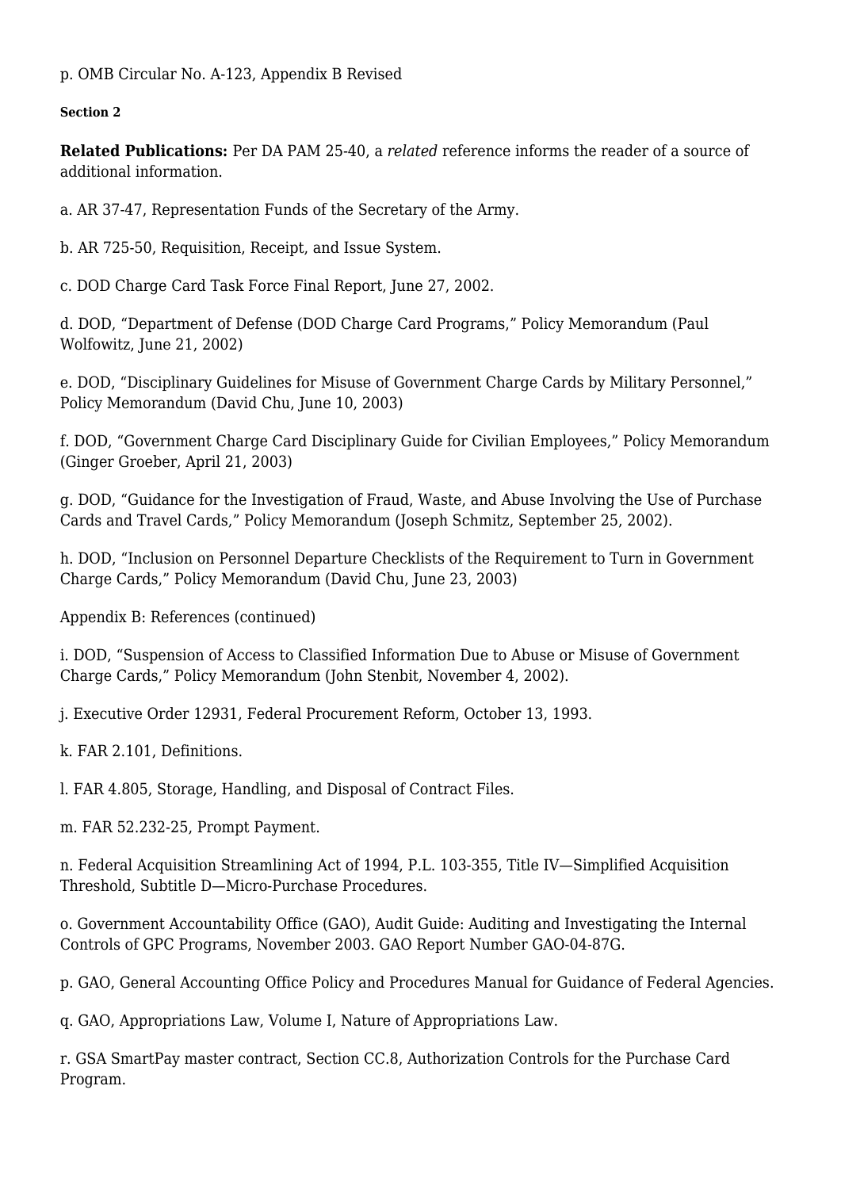p. OMB Circular No. A-123, Appendix B Revised

**Section 2**

**Related Publications:** Per DA PAM 25-40, a *related* reference informs the reader of a source of additional information.

a. AR 37-47, Representation Funds of the Secretary of the Army.

b. AR 725-50, Requisition, Receipt, and Issue System.

c. DOD Charge Card Task Force Final Report, June 27, 2002.

d. DOD, "Department of Defense (DOD Charge Card Programs," Policy Memorandum (Paul Wolfowitz, June 21, 2002)

e. DOD, "Disciplinary Guidelines for Misuse of Government Charge Cards by Military Personnel," Policy Memorandum (David Chu, June 10, 2003)

f. DOD, "Government Charge Card Disciplinary Guide for Civilian Employees," Policy Memorandum (Ginger Groeber, April 21, 2003)

g. DOD, "Guidance for the Investigation of Fraud, Waste, and Abuse Involving the Use of Purchase Cards and Travel Cards," Policy Memorandum (Joseph Schmitz, September 25, 2002).

h. DOD, "Inclusion on Personnel Departure Checklists of the Requirement to Turn in Government Charge Cards," Policy Memorandum (David Chu, June 23, 2003)

Appendix B: References (continued)

i. DOD, "Suspension of Access to Classified Information Due to Abuse or Misuse of Government Charge Cards," Policy Memorandum (John Stenbit, November 4, 2002).

j. Executive Order 12931, Federal Procurement Reform, October 13, 1993.

k. FAR 2.101, Definitions.

l. FAR 4.805, Storage, Handling, and Disposal of Contract Files.

m. FAR 52.232-25, Prompt Payment.

n. Federal Acquisition Streamlining Act of 1994, P.L. 103-355, Title IV—Simplified Acquisition Threshold, Subtitle D—Micro-Purchase Procedures.

o. Government Accountability Office (GAO), Audit Guide: Auditing and Investigating the Internal Controls of GPC Programs, November 2003. GAO Report Number GAO-04-87G.

p. GAO, General Accounting Office Policy and Procedures Manual for Guidance of Federal Agencies.

q. GAO, Appropriations Law, Volume I, Nature of Appropriations Law.

r. GSA SmartPay master contract, Section CC.8, Authorization Controls for the Purchase Card Program.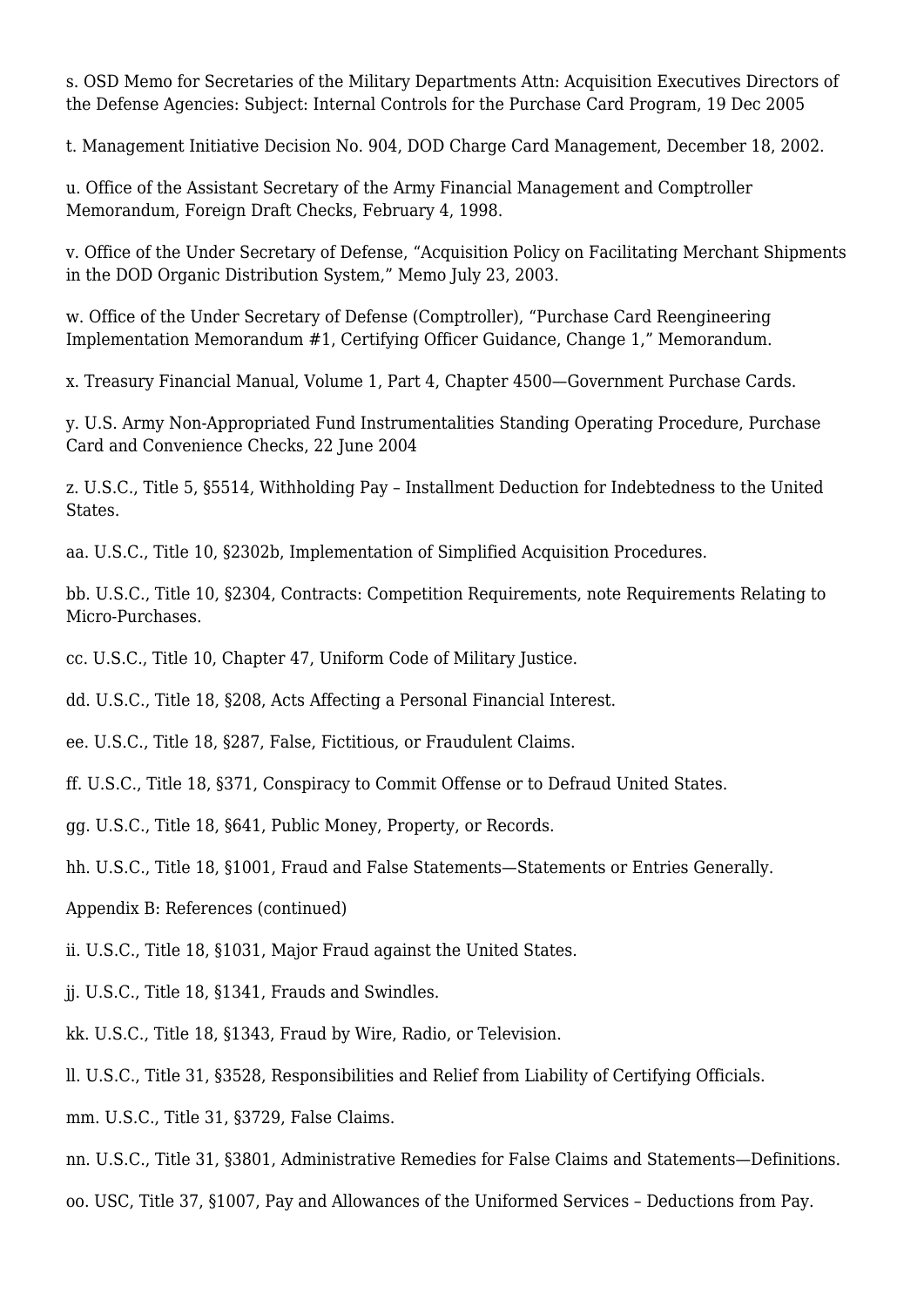s. OSD Memo for Secretaries of the Military Departments Attn: Acquisition Executives Directors of the Defense Agencies: Subject: Internal Controls for the Purchase Card Program, 19 Dec 2005

t. Management Initiative Decision No. 904, DOD Charge Card Management, December 18, 2002.

u. Office of the Assistant Secretary of the Army Financial Management and Comptroller Memorandum, Foreign Draft Checks, February 4, 1998.

v. Office of the Under Secretary of Defense, "Acquisition Policy on Facilitating Merchant Shipments in the DOD Organic Distribution System," Memo July 23, 2003.

w. Office of the Under Secretary of Defense (Comptroller), "Purchase Card Reengineering Implementation Memorandum #1, Certifying Officer Guidance, Change 1," Memorandum.

x. Treasury Financial Manual, Volume 1, Part 4, Chapter 4500—Government Purchase Cards.

y. U.S. Army Non-Appropriated Fund Instrumentalities Standing Operating Procedure, Purchase Card and Convenience Checks, 22 June 2004

z. U.S.C., Title 5, §5514, Withholding Pay – Installment Deduction for Indebtedness to the United States.

aa. U.S.C., Title 10, §2302b, Implementation of Simplified Acquisition Procedures.

bb. U.S.C., Title 10, §2304, Contracts: Competition Requirements, note Requirements Relating to Micro-Purchases.

cc. U.S.C., Title 10, Chapter 47, Uniform Code of Military Justice.

dd. U.S.C., Title 18, §208, Acts Affecting a Personal Financial Interest.

ee. U.S.C., Title 18, §287, False, Fictitious, or Fraudulent Claims.

ff. U.S.C., Title 18, §371, Conspiracy to Commit Offense or to Defraud United States.

gg. U.S.C., Title 18, §641, Public Money, Property, or Records.

hh. U.S.C., Title 18, §1001, Fraud and False Statements—Statements or Entries Generally.

Appendix B: References (continued)

ii. U.S.C., Title 18, §1031, Major Fraud against the United States.

jj. U.S.C., Title 18, §1341, Frauds and Swindles.

kk. U.S.C., Title 18, §1343, Fraud by Wire, Radio, or Television.

ll. U.S.C., Title 31, §3528, Responsibilities and Relief from Liability of Certifying Officials.

mm. U.S.C., Title 31, §3729, False Claims.

nn. U.S.C., Title 31, §3801, Administrative Remedies for False Claims and Statements—Definitions.

oo. USC, Title 37, §1007, Pay and Allowances of the Uniformed Services – Deductions from Pay.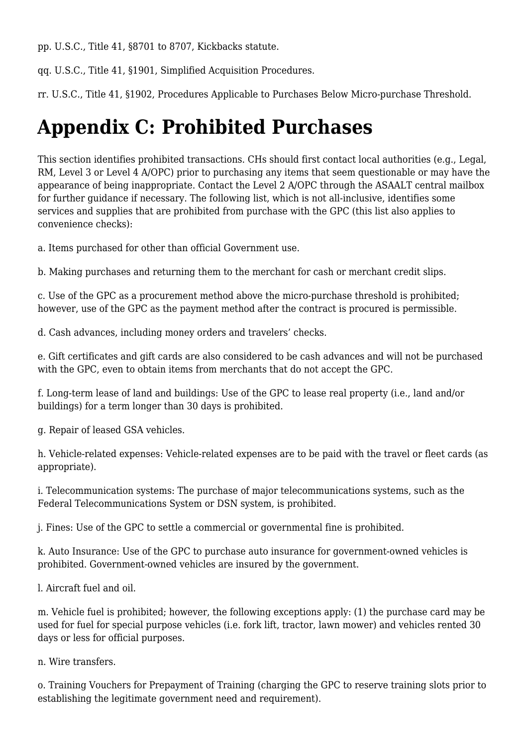pp. U.S.C., Title 41, §8701 to 8707, Kickbacks statute.

qq. U.S.C., Title 41, §1901, Simplified Acquisition Procedures.

rr. U.S.C., Title 41, §1902, Procedures Applicable to Purchases Below Micro-purchase Threshold.

# Appendix C: Prohibited Purchases

This section identifies prohibited transactions. CHs should first contact local authorities (e.g., Legal, RM, Level 3 or Level 4 A/OPC) prior to purchasing any items that seem questionable or may have the appearance of being inappropriate. Contact the Level 2 A/OPC through the ASAALT central mailbox for further guidance if necessary. The following list, which is not all-inclusive, identifies some services and supplies that are prohibited from purchase with the GPC (this list also applies to convenience checks):

a. Items purchased for other than official Government use.

b. Making purchases and returning them to the merchant for cash or merchant credit slips.

c. Use of the GPC as a procurement method above the micro-purchase threshold is prohibited; however, use of the GPC as the payment method after the contract is procured is permissible.

d. Cash advances, including money orders and travelers' checks.

e. Gift certificates and gift cards are also considered to be cash advances and will not be purchased with the GPC, even to obtain items from merchants that do not accept the GPC.

f. Long-term lease of land and buildings: Use of the GPC to lease real property (i.e., land and/or buildings) for a term longer than 30 days is prohibited.

g. Repair of leased GSA vehicles.

h. Vehicle-related expenses: Vehicle-related expenses are to be paid with the travel or fleet cards (as appropriate).

i. Telecommunication systems: The purchase of major telecommunications systems, such as the Federal Telecommunications System or DSN system, is prohibited.

j. Fines: Use of the GPC to settle a commercial or governmental fine is prohibited.

k. Auto Insurance: Use of the GPC to purchase auto insurance for government-owned vehicles is prohibited. Government-owned vehicles are insured by the government.

l. Aircraft fuel and oil.

m. Vehicle fuel is prohibited; however, the following exceptions apply: (1) the purchase card may be used for fuel for special purpose vehicles (i.e. fork lift, tractor, lawn mower) and vehicles rented 30 days or less for official purposes.

n. Wire transfers.

o. Training Vouchers for Prepayment of Training (charging the GPC to reserve training slots prior to establishing the legitimate government need and requirement).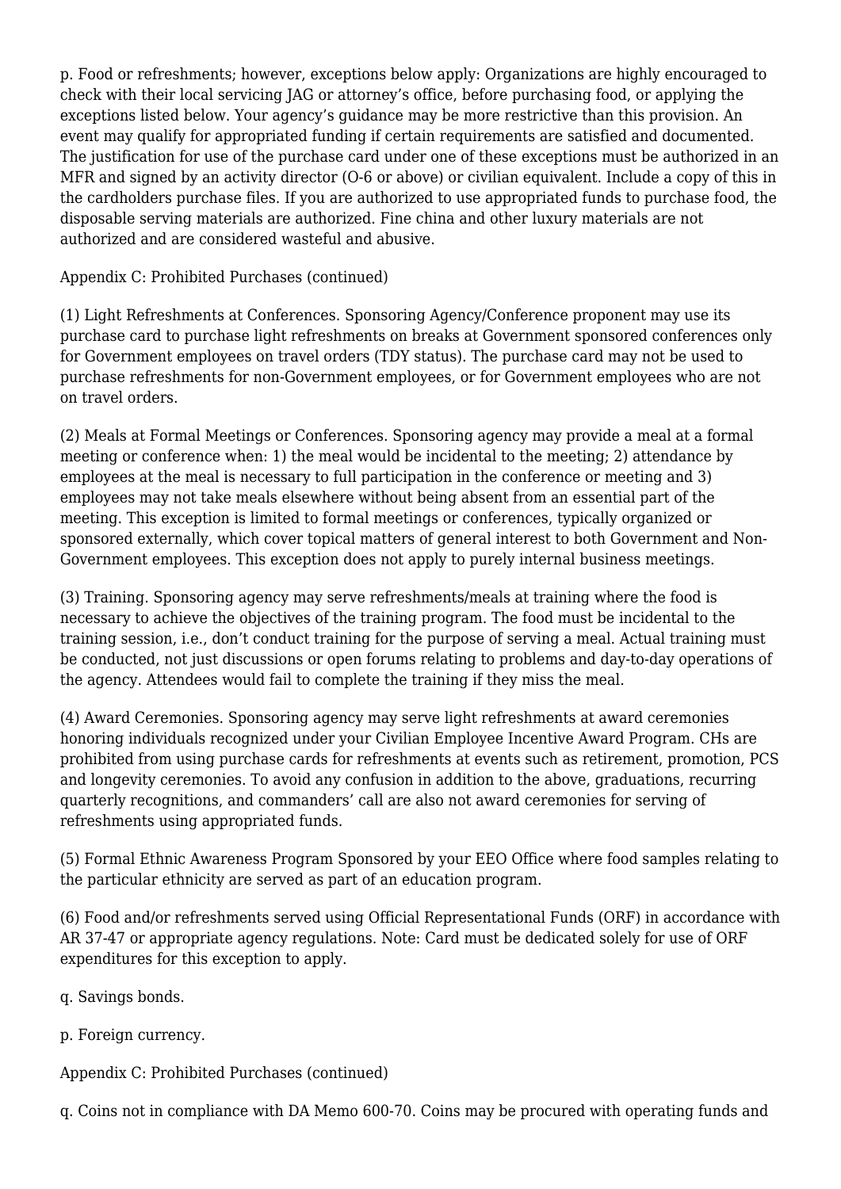p. Food or refreshments; however, exceptions below apply: Organizations are highly encouraged to check with their local servicing JAG or attorney's office, before purchasing food, or applying the exceptions listed below. Your agency's guidance may be more restrictive than this provision. An event may qualify for appropriated funding if certain requirements are satisfied and documented. The justification for use of the purchase card under one of these exceptions must be authorized in an MFR and signed by an activity director (O-6 or above) or civilian equivalent. Include a copy of this in the cardholders purchase files. If you are authorized to use appropriated funds to purchase food, the disposable serving materials are authorized. Fine china and other luxury materials are not authorized and are considered wasteful and abusive.

Appendix C: Prohibited Purchases (continued)

(1) Light Refreshments at Conferences. Sponsoring Agency/Conference proponent may use its purchase card to purchase light refreshments on breaks at Government sponsored conferences only for Government employees on travel orders (TDY status). The purchase card may not be used to purchase refreshments for non-Government employees, or for Government employees who are not on travel orders.

(2) Meals at Formal Meetings or Conferences. Sponsoring agency may provide a meal at a formal meeting or conference when: 1) the meal would be incidental to the meeting; 2) attendance by employees at the meal is necessary to full participation in the conference or meeting and 3) employees may not take meals elsewhere without being absent from an essential part of the meeting. This exception is limited to formal meetings or conferences, typically organized or sponsored externally, which cover topical matters of general interest to both Government and Non-Government employees. This exception does not apply to purely internal business meetings.

(3) Training. Sponsoring agency may serve refreshments/meals at training where the food is necessary to achieve the objectives of the training program. The food must be incidental to the training session, i.e., don't conduct training for the purpose of serving a meal. Actual training must be conducted, not just discussions or open forums relating to problems and day-to-day operations of the agency. Attendees would fail to complete the training if they miss the meal.

(4) Award Ceremonies. Sponsoring agency may serve light refreshments at award ceremonies honoring individuals recognized under your Civilian Employee Incentive Award Program. CHs are prohibited from using purchase cards for refreshments at events such as retirement, promotion, PCS and longevity ceremonies. To avoid any confusion in addition to the above, graduations, recurring quarterly recognitions, and commanders' call are also not award ceremonies for serving of refreshments using appropriated funds.

(5) Formal Ethnic Awareness Program Sponsored by your EEO Office where food samples relating to the particular ethnicity are served as part of an education program.

(6) Food and/or refreshments served using Official Representational Funds (ORF) in accordance with AR 37-47 or appropriate agency regulations. Note: Card must be dedicated solely for use of ORF expenditures for this exception to apply.

q. Savings bonds.

p. Foreign currency.

Appendix C: Prohibited Purchases (continued)

q. Coins not in compliance with DA Memo 600-70. Coins may be procured with operating funds and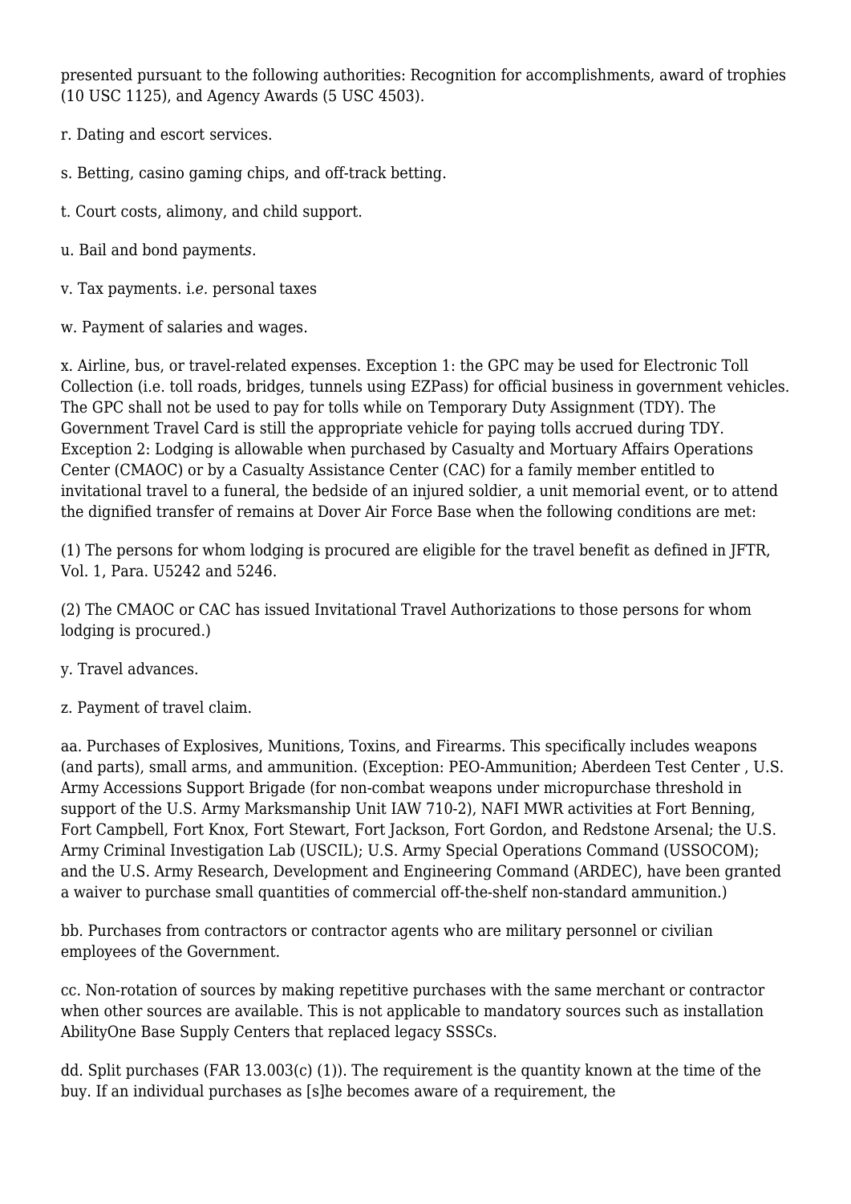presented pursuant to the following authorities: Recognition for accomplishments, award of trophies (10 USC 1125), and Agency Awards (5 USC 4503).

r. Dating and escort services.

s. Betting, casino gaming chips, and off-track betting.

t. Court costs, alimony, and child support.

u. Bail and bond payment*s.*

v. Tax payments. i*.e.* personal taxes

w. Payment of salaries and wages.

x. Airline, bus, or travel-related expenses. Exception 1: the GPC may be used for Electronic Toll Collection (i.e. toll roads, bridges, tunnels using EZPass) for official business in government vehicles. The GPC shall not be used to pay for tolls while on Temporary Duty Assignment (TDY). The Government Travel Card is still the appropriate vehicle for paying tolls accrued during TDY. Exception 2: Lodging is allowable when purchased by Casualty and Mortuary Affairs Operations Center (CMAOC) or by a Casualty Assistance Center (CAC) for a family member entitled to invitational travel to a funeral, the bedside of an injured soldier, a unit memorial event, or to attend the dignified transfer of remains at Dover Air Force Base when the following conditions are met:

(1) The persons for whom lodging is procured are eligible for the travel benefit as defined in JFTR, Vol. 1, Para. U5242 and 5246.

(2) The CMAOC or CAC has issued Invitational Travel Authorizations to those persons for whom lodging is procured.)

y. Travel advances.

z. Payment of travel claim.

aa. Purchases of Explosives, Munitions, Toxins, and Firearms. This specifically includes weapons (and parts), small arms, and ammunition. (Exception: PEO-Ammunition; Aberdeen Test Center , U.S. Army Accessions Support Brigade (for non-combat weapons under micropurchase threshold in support of the U.S. Army Marksmanship Unit IAW 710-2), NAFI MWR activities at Fort Benning, Fort Campbell, Fort Knox, Fort Stewart, Fort Jackson, Fort Gordon, and Redstone Arsenal; the U.S. Army Criminal Investigation Lab (USCIL); U.S. Army Special Operations Command (USSOCOM); and the U.S. Army Research, Development and Engineering Command (ARDEC), have been granted a waiver to purchase small quantities of commercial off-the-shelf non-standard ammunition.)

bb. Purchases from contractors or contractor agents who are military personnel or civilian employees of the Government.

cc. Non-rotation of sources by making repetitive purchases with the same merchant or contractor when other sources are available. This is not applicable to mandatory sources such as installation AbilityOne Base Supply Centers that replaced legacy SSSCs.

dd. Split purchases (FAR 13.003(c) (1)). The requirement is the quantity known at the time of the buy. If an individual purchases as [s]he becomes aware of a requirement, the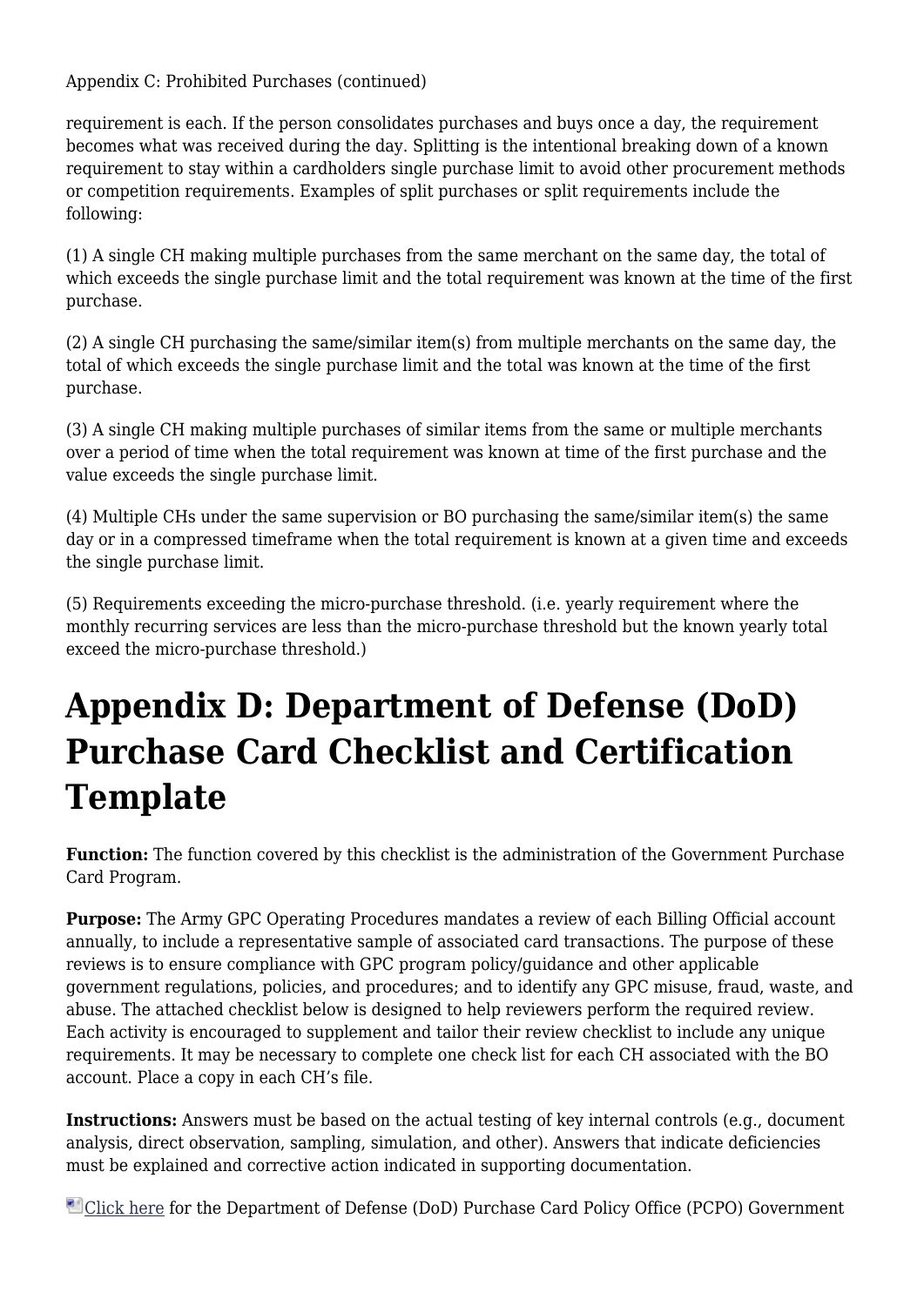requirement is each. If the person consolidates purchases and buys once a day, the requirement becomes what was received during the day. Splitting is the intentional breaking down of a known requirement to stay within a cardholders single purchase limit to avoid other procurement methods or competition requirements. Examples of split purchases or split requirements include the following:

(1) A single CH making multiple purchases from the same merchant on the same day, the total of which exceeds the single purchase limit and the total requirement was known at the time of the first purchase.

(2) A single CH purchasing the same/similar item(s) from multiple merchants on the same day, the total of which exceeds the single purchase limit and the total was known at the time of the first purchase.

(3) A single CH making multiple purchases of similar items from the same or multiple merchants over a period of time when the total requirement was known at time of the first purchase and the value exceeds the single purchase limit.

(4) Multiple CHs under the same supervision or BO purchasing the same/similar item(s) the same day or in a compressed timeframe when the total requirement is known at a given time and exceeds the single purchase limit.

(5) Requirements exceeding the micro-purchase threshold. (i.e. yearly requirement where the monthly recurring services are less than the micro-purchase threshold but the known yearly total exceed the micro-purchase threshold.)

# Appendix D: Department of Defense (DoD) Purchase Card Checklist and Certification Template

**Function:** The function covered by this checklist is the administration of the Government Purchase Card Program.

**Purpose:** The Army GPC Operating Procedures mandates a review of each Billing Official account annually, to include a representative sample of associated card transactions. The purpose of these reviews is to ensure compliance with GPC program policy/guidance and other applicable government regulations, policies, and procedures; and to identify any GPC misuse, fraud, waste, and abuse. The attached checklist below is designed to help reviewers perform the required review. Each activity is encouraged to supplement and tailor their review checklist to include any unique requirements. It may be necessary to complete one check list for each CH associated with the BO account. Place a copy in each CH's file.

**Instructions:** Answers must be based on the actual testing of key internal controls (e.g., document analysis, direct observation, sampling, simulation, and other). Answers that indicate deficiencies must be explained and corrective action indicated in supporting documentation.

Click here for the Department of Defense (DoD) Purchase Card Policy Office (PCPO) Government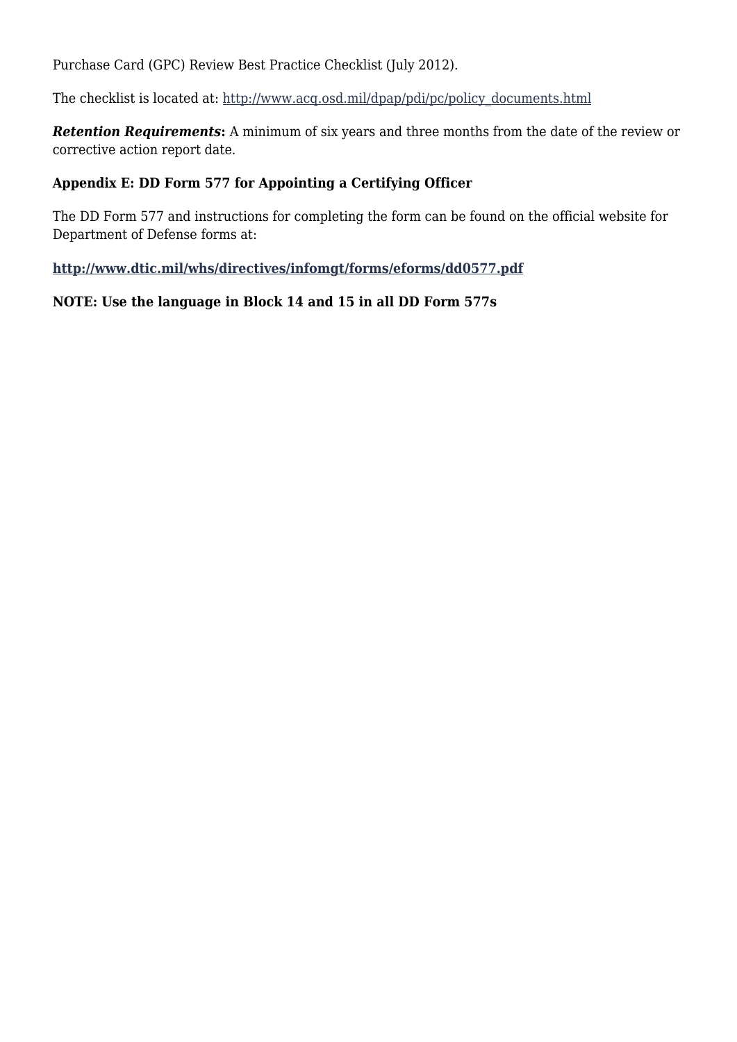Purchase Card (GPC) Review Best Practice Checklist (July 2012).

The checklist is located at: http://www.acq.osd.mil/dpap/pdi/pc/policy_documents.html

***Retention Requirements*:** A minimum of six years and three months from the date of the review or corrective action report date.

**Appendix E: DD Form 577 for Appointing a Certifying Officer**

The DD Form 577 and instructions for completing the form can be found on the official website for Department of Defense forms at:

**http://www.dtic.mil/whs/directives/infomgt/forms/eforms/dd0577.pdf**

**NOTE: Use the language in Block 14 and 15 in all DD Form 577s**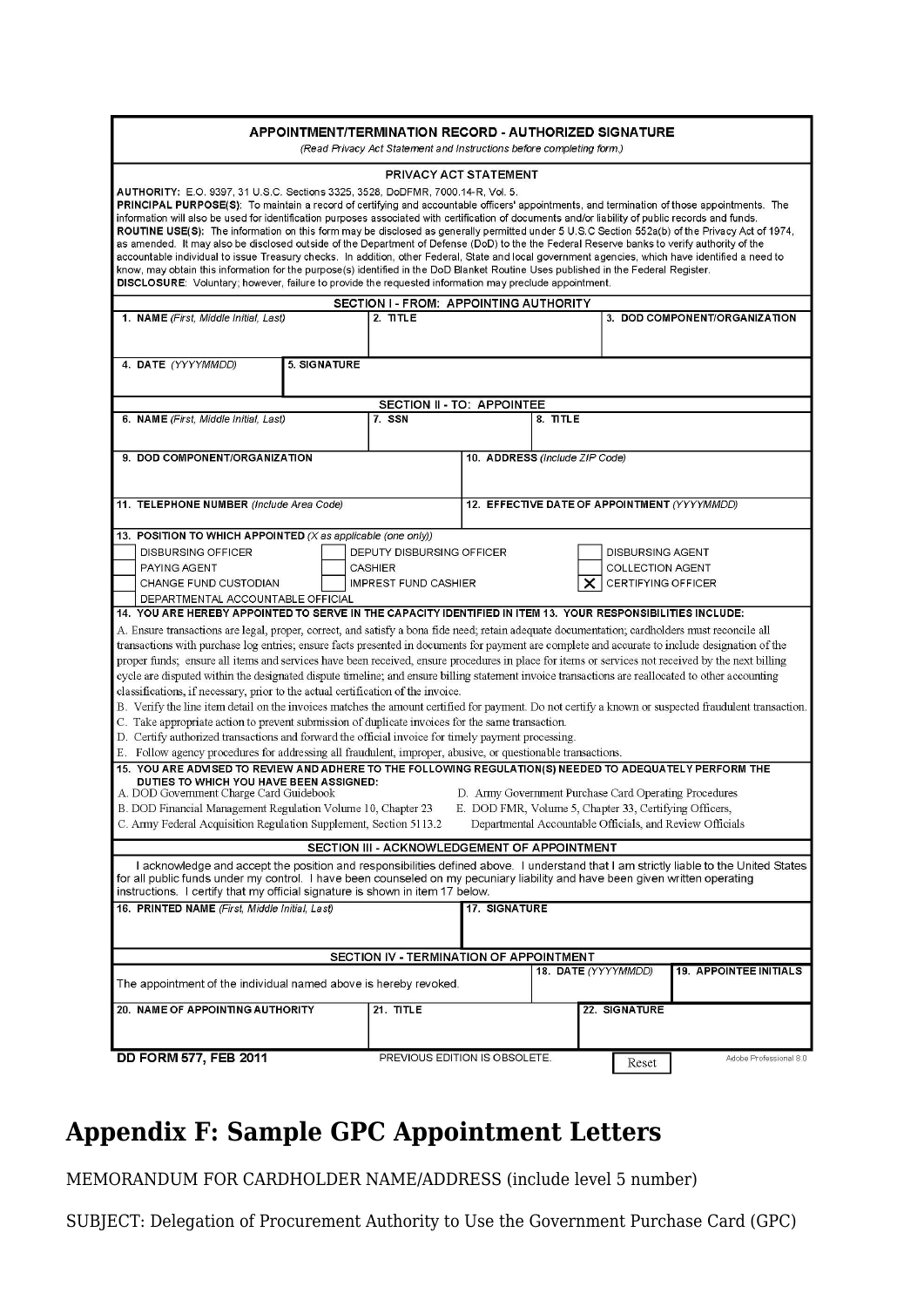**APPOINTMENT/TERMINATION RECORD - AUTHORIZED SIGNATURE**

*(Read Privacy Act Statement and Instructions before completing form.)*

**PRIVACY ACT STATEMENT**

**AUTHORITY:** E.O. 9397, 31 U.S.C. Sections 3325, 3528, DoDFMR, 7000.14-R, Vol. 5.

**PRINCIPAL PURPOSE(S):** To maintain a record of certifying and accountable officers' appointments, and termination of those appointments. The information will also be used for identification purposes associated with certification of documents and/or liability of public records and funds.

**ROUTINE USE(S):** The information on this form may be disclosed as generally permitted under 5 U.S.C Section 552a(b) of the Privacy Act of 1974, as amended. It may also be disclosed outside of the Department of Defense (DoD) to the the Federal Reserve banks to verify authority of the accountable individual to issue Treasury checks. In addition, other Federal, State and local government agencies, which have identified a need to know, may obtain this information for the purpose(s) identified in the DoD Blanket Routine Uses published in the Federal Register.

**DISCLOSURE:** Voluntary; however, failure to provide the requested information may preclude appointment.

**SECTION I - FROM: APPOINTING AUTHORITY**

| 1. NAME *(First, Middle Initial, Last)* | 2. TITLE | 3. DOD COMPONENT/ORGANIZATION |
|---|---|---|
| | | |

| 4. DATE *(YYYYMMDD)* | 5. SIGNATURE |
|---|---|
| | |

**SECTION II - TO: APPOINTEE**

| 6. NAME *(First, Middle Initial, Last)* | 7. SSN | 8. TITLE |
|---|---|---|
| | | |

| 9. DOD COMPONENT/ORGANIZATION | 10. ADDRESS *(Include ZIP Code)* |
|---|---|
| | |

| 11. TELEPHONE NUMBER *(Include Area Code)* | 12. EFFECTIVE DATE OF APPOINTMENT *(YYYYMMDD)* |
|---|---|
| | |

**13. POSITION TO WHICH APPOINTED** *(X as applicable (one only))*

| | | |
|---|---|---|
| [ ] DISBURSING OFFICER | [ ] DEPUTY DISBURSING OFFICER | [ ] DISBURSING AGENT |
| [ ] PAYING AGENT | [ ] CASHIER | [ ] COLLECTION AGENT |
| [ ] CHANGE FUND CUSTODIAN | [ ] IMPREST FUND CASHIER | [X] CERTIFYING OFFICER |
| [ ] DEPARTMENTAL ACCOUNTABLE OFFICIAL | | |

**14. YOU ARE HEREBY APPOINTED TO SERVE IN THE CAPACITY IDENTIFIED IN ITEM 13. YOUR RESPONSIBILITIES INCLUDE:**

A. Ensure transactions are legal, proper, correct, and satisfy a bona fide need; retain adequate documentation; cardholders must reconcile all transactions with purchase log entries; ensure facts presented in documents for payment are complete and accurate to include designation of the proper funds; ensure all items and services have been received, ensure procedures in place for items or services not received by the next billing cycle are disputed within the designated dispute timeline; and ensure billing statement invoice transactions are reallocated to other accounting classifications, if necessary, prior to the actual certification of the invoice.

B. Verify the line item detail on the invoices matches the amount certified for payment. Do not certify a known or suspected fraudulent transaction.

C. Take appropriate action to prevent submission of duplicate invoices for the same transaction.

D. Certify authorized transactions and forward the official invoice for timely payment processing.

E. Follow agency procedures for addressing all fraudulent, improper, abusive, or questionable transactions.

**15. YOU ARE ADVISED TO REVIEW AND ADHERE TO THE FOLLOWING REGULATION(S) NEEDED TO ADEQUATELY PERFORM THE DUTIES TO WHICH YOU HAVE BEEN ASSIGNED:**

A. DOD Government Charge Card Guidebook

B. DOD Financial Management Regulation Volume 10, Chapter 23

C. Army Federal Acquisition Regulation Supplement, Section 5113.2

D. Army Government Purchase Card Operating Procedures

E. DOD FMR, Volume 5, Chapter 33, Certifying Officers, Departmental Accountable Officials, and Review Officials

**SECTION III - ACKNOWLEDGEMENT OF APPOINTMENT**

I acknowledge and accept the position and responsibilities defined above. I understand that I am strictly liable to the United States for all public funds under my control. I have been counseled on my pecuniary liability and have been given written operating instructions. I certify that my official signature is shown in item 17 below.

| 16. PRINTED NAME *(First, Middle Initial, Last)* | 17. SIGNATURE |
|---|---|
| | |

**SECTION IV - TERMINATION OF APPOINTMENT**

| The appointment of the individual named above is hereby revoked. | 18. DATE *(YYYYMMDD)* | 19. APPOINTEE INITIALS |
|---|---|---|
| | | |

| 20. NAME OF APPOINTING AUTHORITY | 21. TITLE | 22. SIGNATURE |
|---|---|---|
| | | |

**DD FORM 577, FEB 2011** PREVIOUS EDITION IS OBSOLETE. Reset Adobe Professional 8.0

# Appendix F: Sample GPC Appointment Letters

MEMORANDUM FOR CARDHOLDER NAME/ADDRESS (include level 5 number)

SUBJECT: Delegation of Procurement Authority to Use the Government Purchase Card (GPC)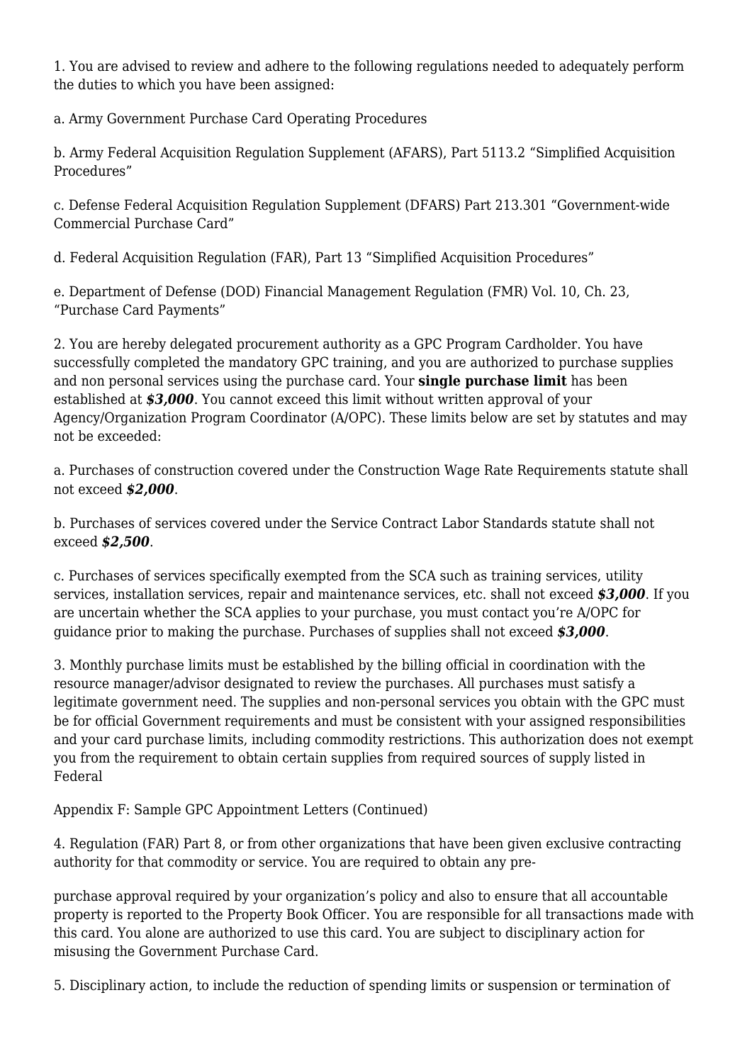1. You are advised to review and adhere to the following regulations needed to adequately perform the duties to which you have been assigned:

a. Army Government Purchase Card Operating Procedures

b. Army Federal Acquisition Regulation Supplement (AFARS), Part 5113.2 "Simplified Acquisition Procedures"

c. Defense Federal Acquisition Regulation Supplement (DFARS) Part 213.301 "Government-wide Commercial Purchase Card"

d. Federal Acquisition Regulation (FAR), Part 13 "Simplified Acquisition Procedures"

e. Department of Defense (DOD) Financial Management Regulation (FMR) Vol. 10, Ch. 23, "Purchase Card Payments"

2. You are hereby delegated procurement authority as a GPC Program Cardholder. You have successfully completed the mandatory GPC training, and you are authorized to purchase supplies and non personal services using the purchase card. Your **single purchase limit** has been established at ***$3,000***. You cannot exceed this limit without written approval of your Agency/Organization Program Coordinator (A/OPC). These limits below are set by statutes and may not be exceeded:

a. Purchases of construction covered under the Construction Wage Rate Requirements statute shall not exceed ***$2,000***.

b. Purchases of services covered under the Service Contract Labor Standards statute shall not exceed ***$2,500***.

c. Purchases of services specifically exempted from the SCA such as training services, utility services, installation services, repair and maintenance services, etc. shall not exceed ***$3,000***. If you are uncertain whether the SCA applies to your purchase, you must contact you're A/OPC for guidance prior to making the purchase. Purchases of supplies shall not exceed ***$3,000***.

3. Monthly purchase limits must be established by the billing official in coordination with the resource manager/advisor designated to review the purchases. All purchases must satisfy a legitimate government need. The supplies and non-personal services you obtain with the GPC must be for official Government requirements and must be consistent with your assigned responsibilities and your card purchase limits, including commodity restrictions. This authorization does not exempt you from the requirement to obtain certain supplies from required sources of supply listed in Federal

Appendix F: Sample GPC Appointment Letters (Continued)

4. Regulation (FAR) Part 8, or from other organizations that have been given exclusive contracting authority for that commodity or service. You are required to obtain any pre-

purchase approval required by your organization's policy and also to ensure that all accountable property is reported to the Property Book Officer. You are responsible for all transactions made with this card. You alone are authorized to use this card. You are subject to disciplinary action for misusing the Government Purchase Card.

5. Disciplinary action, to include the reduction of spending limits or suspension or termination of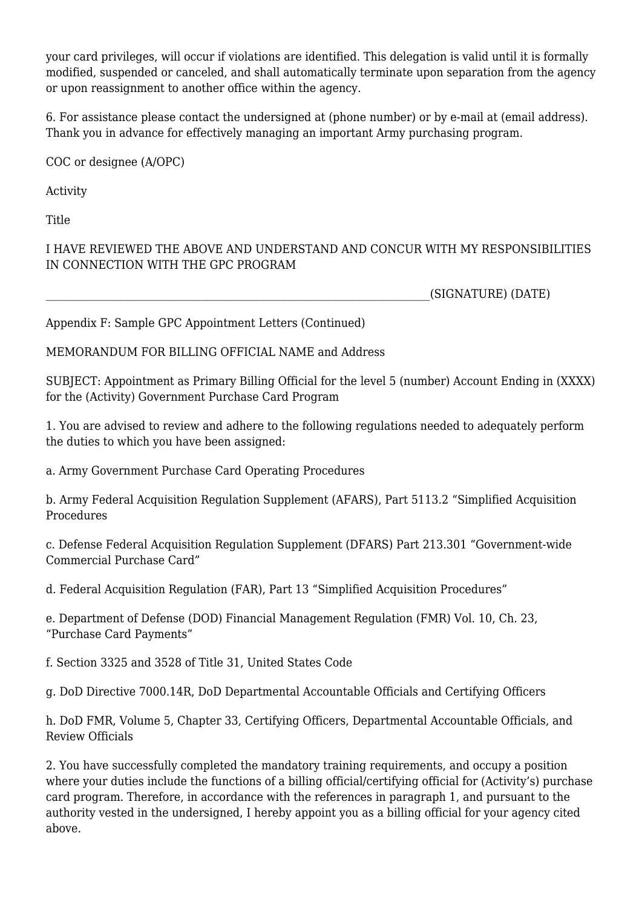your card privileges, will occur if violations are identified. This delegation is valid until it is formally modified, suspended or canceled, and shall automatically terminate upon separation from the agency or upon reassignment to another office within the agency.

6. For assistance please contact the undersigned at (phone number) or by e-mail at (email address). Thank you in advance for effectively managing an important Army purchasing program.

COC or designee (A/OPC)

Activity

Title

I HAVE REVIEWED THE ABOVE AND UNDERSTAND AND CONCUR WITH MY RESPONSIBILITIES IN CONNECTION WITH THE GPC PROGRAM

________________________________________________________________________(SIGNATURE) (DATE)

Appendix F: Sample GPC Appointment Letters (Continued)

MEMORANDUM FOR BILLING OFFICIAL NAME and Address

SUBJECT: Appointment as Primary Billing Official for the level 5 (number) Account Ending in (XXXX) for the (Activity) Government Purchase Card Program

1. You are advised to review and adhere to the following regulations needed to adequately perform the duties to which you have been assigned:

a. Army Government Purchase Card Operating Procedures

b. Army Federal Acquisition Regulation Supplement (AFARS), Part 5113.2 “Simplified Acquisition Procedures

c. Defense Federal Acquisition Regulation Supplement (DFARS) Part 213.301 “Government-wide Commercial Purchase Card”

d. Federal Acquisition Regulation (FAR), Part 13 “Simplified Acquisition Procedures”

e. Department of Defense (DOD) Financial Management Regulation (FMR) Vol. 10, Ch. 23, “Purchase Card Payments”

f. Section 3325 and 3528 of Title 31, United States Code

g. DoD Directive 7000.14R, DoD Departmental Accountable Officials and Certifying Officers

h. DoD FMR, Volume 5, Chapter 33, Certifying Officers, Departmental Accountable Officials, and Review Officials

2. You have successfully completed the mandatory training requirements, and occupy a position where your duties include the functions of a billing official/certifying official for (Activity’s) purchase card program. Therefore, in accordance with the references in paragraph 1, and pursuant to the authority vested in the undersigned, I hereby appoint you as a billing official for your agency cited above.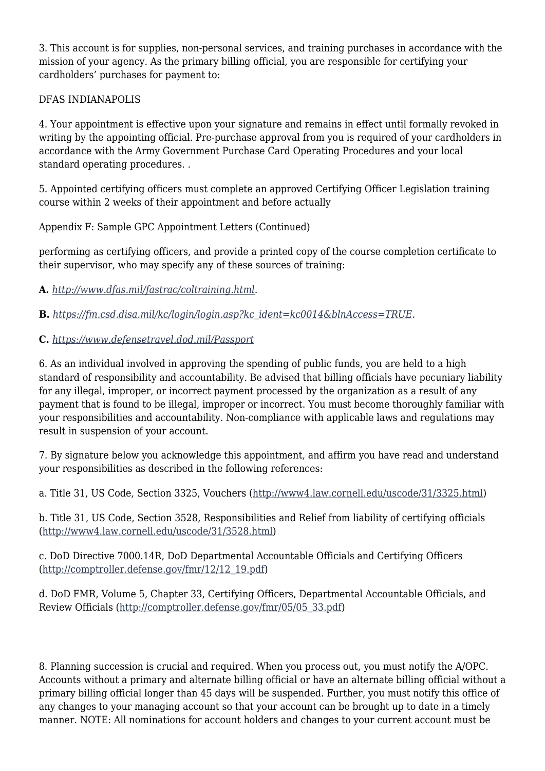3. This account is for supplies, non-personal services, and training purchases in accordance with the mission of your agency. As the primary billing official, you are responsible for certifying your cardholders' purchases for payment to:

DFAS INDIANAPOLIS

4. Your appointment is effective upon your signature and remains in effect until formally revoked in writing by the appointing official. Pre-purchase approval from you is required of your cardholders in accordance with the Army Government Purchase Card Operating Procedures and your local standard operating procedures. .

5. Appointed certifying officers must complete an approved Certifying Officer Legislation training course within 2 weeks of their appointment and before actually

Appendix F: Sample GPC Appointment Letters (Continued)

performing as certifying officers, and provide a printed copy of the course completion certificate to their supervisor, who may specify any of these sources of training:

**A.** *http://www.dfas.mil/fastrac/coltraining.html*.

**B.** *https://fm.csd.disa.mil/kc/login/login.asp?kc_ident=kc0014&blnAccess=TRUE*.

**C.** *https://www.defensetravel.dod.mil/Passport*

6. As an individual involved in approving the spending of public funds, you are held to a high standard of responsibility and accountability. Be advised that billing officials have pecuniary liability for any illegal, improper, or incorrect payment processed by the organization as a result of any payment that is found to be illegal, improper or incorrect. You must become thoroughly familiar with your responsibilities and accountability. Non-compliance with applicable laws and regulations may result in suspension of your account.

7. By signature below you acknowledge this appointment, and affirm you have read and understand your responsibilities as described in the following references:

a. Title 31, US Code, Section 3325, Vouchers (http://www4.law.cornell.edu/uscode/31/3325.html)

b. Title 31, US Code, Section 3528, Responsibilities and Relief from liability of certifying officials (http://www4.law.cornell.edu/uscode/31/3528.html)

c. DoD Directive 7000.14R, DoD Departmental Accountable Officials and Certifying Officers (http://comptroller.defense.gov/fmr/12/12_19.pdf)

d. DoD FMR, Volume 5, Chapter 33, Certifying Officers, Departmental Accountable Officials, and Review Officials (http://comptroller.defense.gov/fmr/05/05_33.pdf)

8. Planning succession is crucial and required. When you process out, you must notify the A/OPC. Accounts without a primary and alternate billing official or have an alternate billing official without a primary billing official longer than 45 days will be suspended. Further, you must notify this office of any changes to your managing account so that your account can be brought up to date in a timely manner. NOTE: All nominations for account holders and changes to your current account must be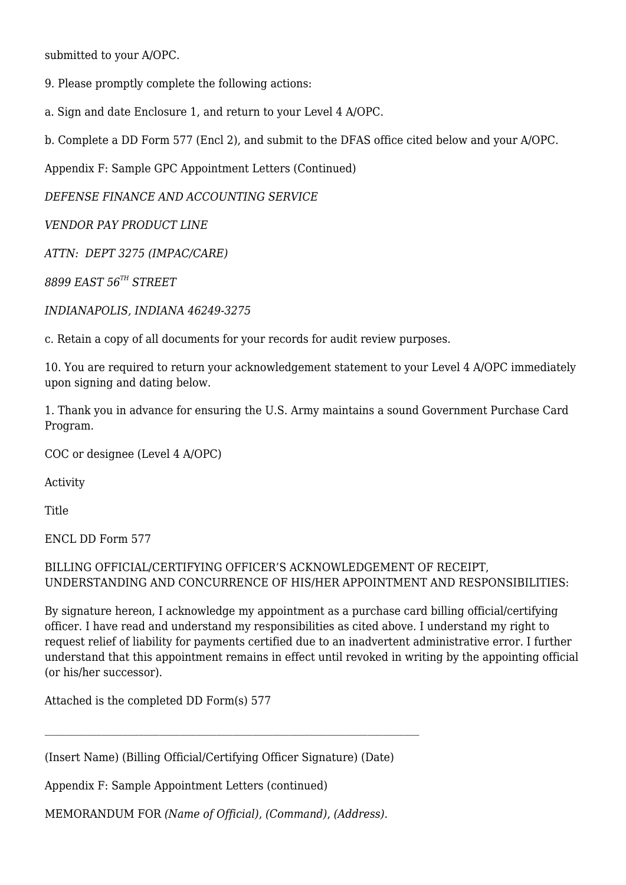submitted to your A/OPC.

9. Please promptly complete the following actions:

a. Sign and date Enclosure 1, and return to your Level 4 A/OPC.

b. Complete a DD Form 577 (Encl 2), and submit to the DFAS office cited below and your A/OPC.

Appendix F: Sample GPC Appointment Letters (Continued)

*DEFENSE FINANCE AND ACCOUNTING SERVICE*

*VENDOR PAY PRODUCT LINE*

*ATTN: DEPT 3275 (IMPAC/CARE)*

*8899 EAST 56TH STREET*

*INDIANAPOLIS, INDIANA 46249-3275*

c. Retain a copy of all documents for your records for audit review purposes.

10. You are required to return your acknowledgement statement to your Level 4 A/OPC immediately upon signing and dating below.

1. Thank you in advance for ensuring the U.S. Army maintains a sound Government Purchase Card Program.

COC or designee (Level 4 A/OPC)

Activity

Title

ENCL DD Form 577

BILLING OFFICIAL/CERTIFYING OFFICER'S ACKNOWLEDGEMENT OF RECEIPT, UNDERSTANDING AND CONCURRENCE OF HIS/HER APPOINTMENT AND RESPONSIBILITIES:

By signature hereon, I acknowledge my appointment as a purchase card billing official/certifying officer. I have read and understand my responsibilities as cited above. I understand my right to request relief of liability for payments certified due to an inadvertent administrative error. I further understand that this appointment remains in effect until revoked in writing by the appointing official (or his/her successor).

Attached is the completed DD Form(s) 577

\_\_\_\_\_\_\_\_\_\_\_\_\_\_\_\_\_\_\_\_\_\_\_\_\_\_\_\_\_\_\_\_\_\_\_\_\_\_\_\_\_\_\_\_\_\_\_\_\_\_\_\_\_\_\_\_\_\_\_\_

(Insert Name) (Billing Official/Certifying Officer Signature) (Date)

Appendix F: Sample Appointment Letters (continued)

MEMORANDUM FOR *(Name of Official), (Command), (Address).*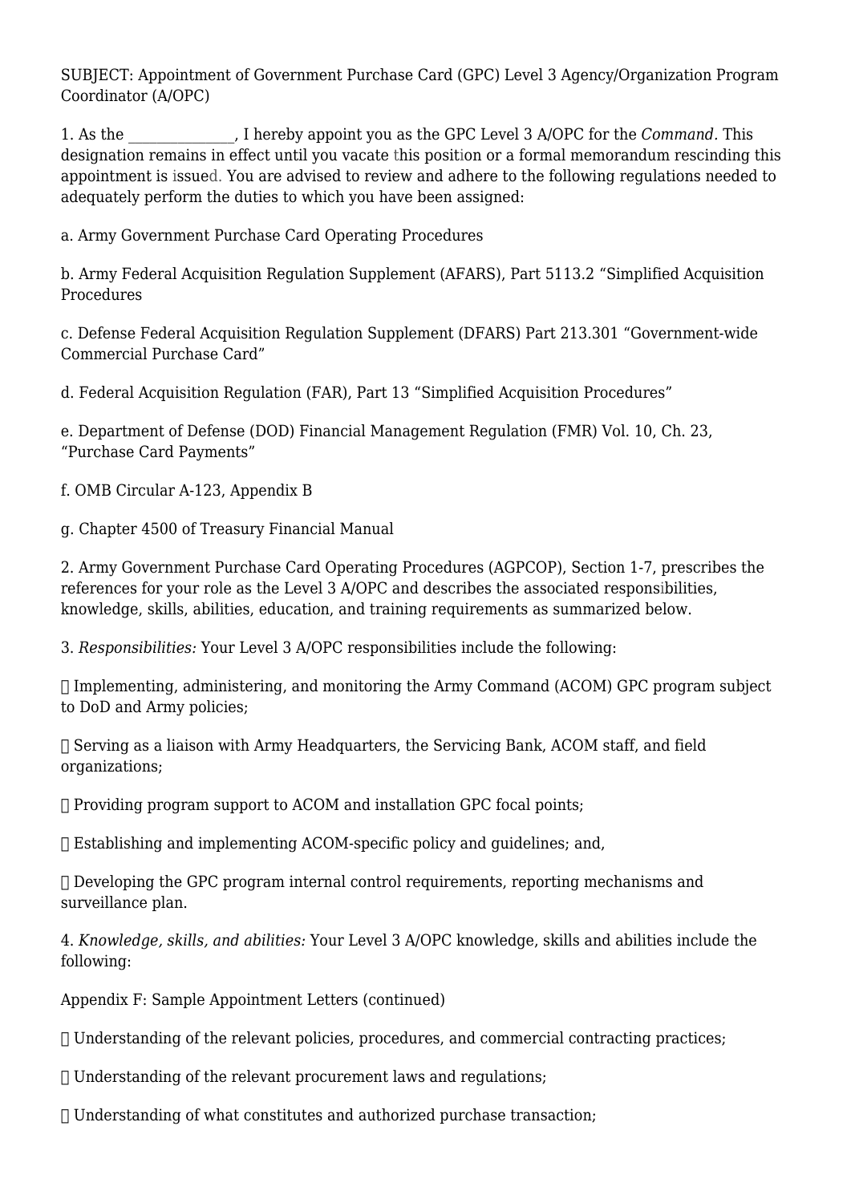SUBJECT: Appointment of Government Purchase Card (GPC) Level 3 Agency/Organization Program Coordinator (A/OPC)

1. As the _______________, I hereby appoint you as the GPC Level 3 A/OPC for the *Command*. This designation remains in effect until you vacate this position or a formal memorandum rescinding this appointment is issued. You are advised to review and adhere to the following regulations needed to adequately perform the duties to which you have been assigned:

a. Army Government Purchase Card Operating Procedures

b. Army Federal Acquisition Regulation Supplement (AFARS), Part 5113.2 "Simplified Acquisition Procedures

c. Defense Federal Acquisition Regulation Supplement (DFARS) Part 213.301 "Government-wide Commercial Purchase Card"

d. Federal Acquisition Regulation (FAR), Part 13 "Simplified Acquisition Procedures"

e. Department of Defense (DOD) Financial Management Regulation (FMR) Vol. 10, Ch. 23, "Purchase Card Payments"

f. OMB Circular A-123, Appendix B

g. Chapter 4500 of Treasury Financial Manual

2. Army Government Purchase Card Operating Procedures (AGPCOP), Section 1-7, prescribes the references for your role as the Level 3 A/OPC and describes the associated responsibilities, knowledge, skills, abilities, education, and training requirements as summarized below.

3. *Responsibilities:* Your Level 3 A/OPC responsibilities include the following:

- Implementing, administering, and monitoring the Army Command (ACOM) GPC program subject to DoD and Army policies;
- Serving as a liaison with Army Headquarters, the Servicing Bank, ACOM staff, and field organizations;
- Providing program support to ACOM and installation GPC focal points;
- Establishing and implementing ACOM-specific policy and guidelines; and,
- Developing the GPC program internal control requirements, reporting mechanisms and surveillance plan.

4. *Knowledge, skills, and abilities:* Your Level 3 A/OPC knowledge, skills and abilities include the following:

Appendix F: Sample Appointment Letters (continued)

- Understanding of the relevant policies, procedures, and commercial contracting practices;
- Understanding of the relevant procurement laws and regulations;
- Understanding of what constitutes and authorized purchase transaction;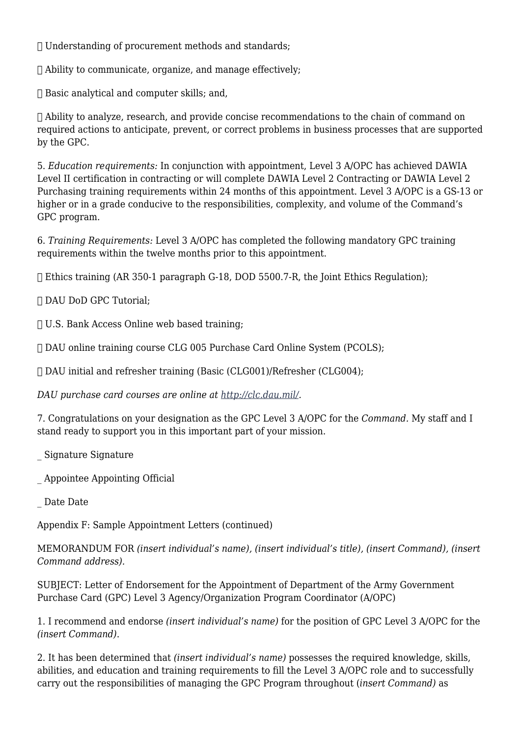- Understanding of procurement methods and standards;

- Ability to communicate, organize, and manage effectively;

- Basic analytical and computer skills; and,

- Ability to analyze, research, and provide concise recommendations to the chain of command on required actions to anticipate, prevent, or correct problems in business processes that are supported by the GPC.

5. *Education requirements:* In conjunction with appointment, Level 3 A/OPC has achieved DAWIA Level II certification in contracting or will complete DAWIA Level 2 Contracting or DAWIA Level 2 Purchasing training requirements within 24 months of this appointment. Level 3 A/OPC is a GS-13 or higher or in a grade conducive to the responsibilities, complexity, and volume of the Command's GPC program.

6. *Training Requirements:* Level 3 A/OPC has completed the following mandatory GPC training requirements within the twelve months prior to this appointment.

- Ethics training (AR 350-1 paragraph G-18, DOD 5500.7-R, the Joint Ethics Regulation);

- DAU DoD GPC Tutorial;

- U.S. Bank Access Online web based training;

- DAU online training course CLG 005 Purchase Card Online System (PCOLS);

- DAU initial and refresher training (Basic (CLG001)/Refresher (CLG004);

*DAU purchase card courses are online at [http://clc.dau.mil/](http://clc.dau.mil/).*

7. Congratulations on your designation as the GPC Level 3 A/OPC for the *Command.* My staff and I stand ready to support you in this important part of your mission.

_ Signature Signature

_ Appointee Appointing Official

_ Date Date

Appendix F: Sample Appointment Letters (continued)

MEMORANDUM FOR *(insert individual's name), (insert individual's title), (insert Command), (insert Command address).*

SUBJECT: Letter of Endorsement for the Appointment of Department of the Army Government Purchase Card (GPC) Level 3 Agency/Organization Program Coordinator (A/OPC)

1. I recommend and endorse *(insert individual's name)* for the position of GPC Level 3 A/OPC for the *(insert Command)*.

2. It has been determined that *(insert individual's name)* possesses the required knowledge, skills, abilities, and education and training requirements to fill the Level 3 A/OPC role and to successfully carry out the responsibilities of managing the GPC Program throughout (*insert Command)* as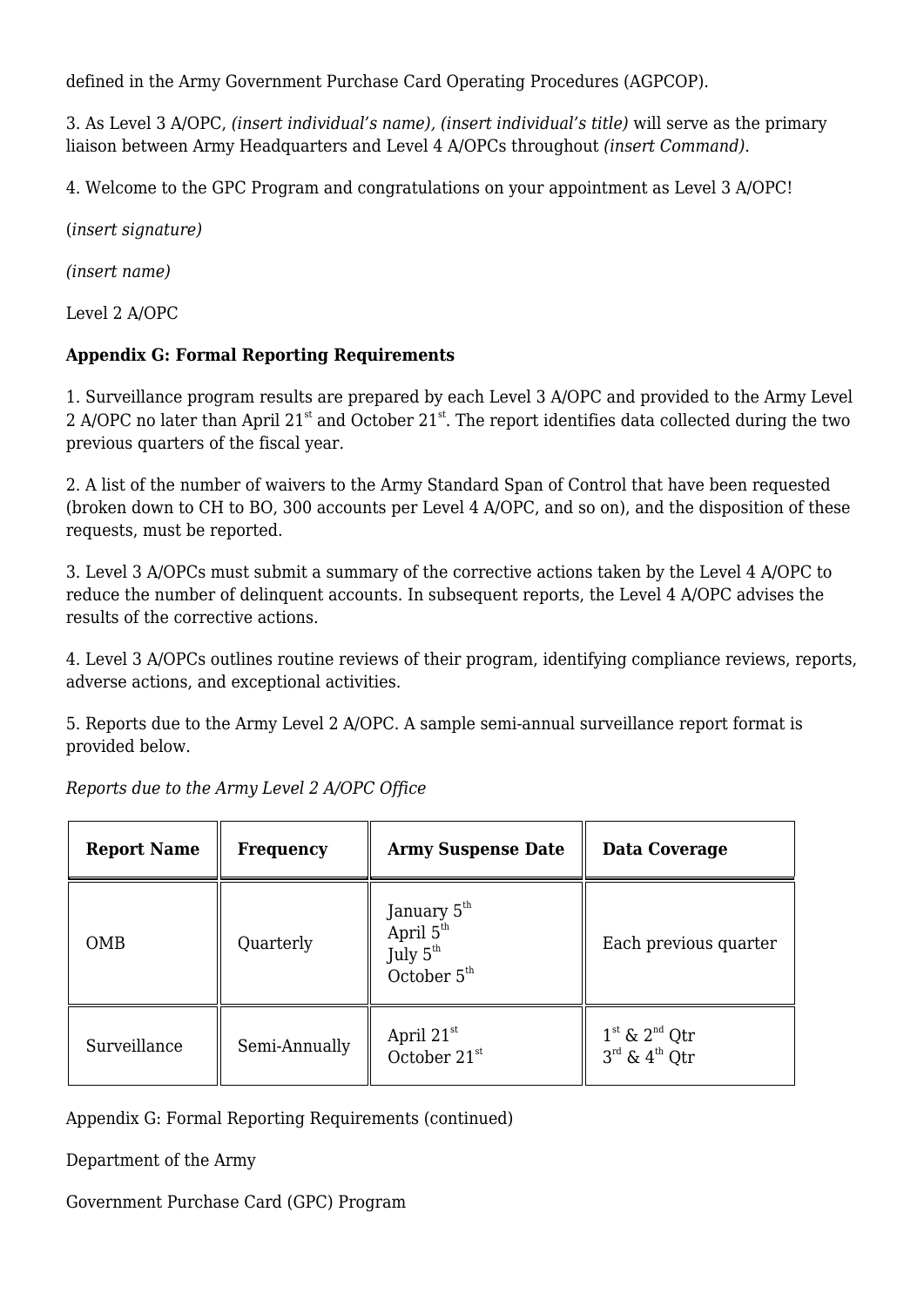defined in the Army Government Purchase Card Operating Procedures (AGPCOP).

3. As Level 3 A/OPC, *(insert individual's name), (insert individual's title)* will serve as the primary liaison between Army Headquarters and Level 4 A/OPCs throughout *(insert Command)*.

4. Welcome to the GPC Program and congratulations on your appointment as Level 3 A/OPC!

(*insert signature)*

*(insert name)*

Level 2 A/OPC

**Appendix G: Formal Reporting Requirements**

1. Surveillance program results are prepared by each Level 3 A/OPC and provided to the Army Level 2 A/OPC no later than April 21st and October 21st. The report identifies data collected during the two previous quarters of the fiscal year.

2. A list of the number of waivers to the Army Standard Span of Control that have been requested (broken down to CH to BO, 300 accounts per Level 4 A/OPC, and so on), and the disposition of these requests, must be reported.

3. Level 3 A/OPCs must submit a summary of the corrective actions taken by the Level 4 A/OPC to reduce the number of delinquent accounts. In subsequent reports, the Level 4 A/OPC advises the results of the corrective actions.

4. Level 3 A/OPCs outlines routine reviews of their program, identifying compliance reviews, reports, adverse actions, and exceptional activities.

5. Reports due to the Army Level 2 A/OPC. A sample semi-annual surveillance report format is provided below.

*Reports due to the Army Level 2 A/OPC Office*

| **Report Name** | **Frequency** | **Army Suspense Date** | **Data Coverage** |
|---|---|---|---|
| OMB | Quarterly | January 5th<br>April 5th<br>July 5th<br>October 5th | Each previous quarter |
| Surveillance | Semi-Annually | April 21st<br>October 21st | 1st & 2nd Qtr<br>3rd & 4th Qtr |

Appendix G: Formal Reporting Requirements (continued)

Department of the Army

Government Purchase Card (GPC) Program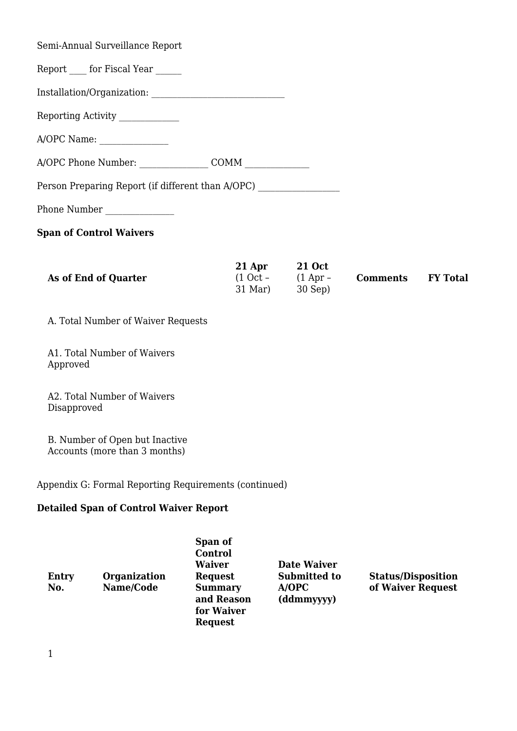Semi-Annual Surveillance Report

Report ____ for Fiscal Year ______

Installation/Organization: _______________________________

Reporting Activity ______________

A/OPC Name: ________________

A/OPC Phone Number: ________________ COMM _______________

Person Preparing Report (if different than A/OPC) ___________________

Phone Number ________________

**Span of Control Waivers**

| **As of End of Quarter** | **21 Apr** (1 Oct – 31 Mar) | **21 Oct** (1 Apr – 30 Sep) | **Comments** | **FY Total** |
|---|---|---|---|---|
| A. Total Number of Waiver Requests | | | | |
| A1. Total Number of Waivers Approved | | | | |
| A2. Total Number of Waivers Disapproved | | | | |
| B. Number of Open but Inactive Accounts (more than 3 months) | | | | |

Appendix G: Formal Reporting Requirements (continued)

**Detailed Span of Control Waiver Report**

| **Entry No.** | **Organization Name/Code** | **Span of Control Waiver Request Summary and Reason for Waiver Request** | **Date Waiver Submitted to A/OPC (ddmmyyyy)** | **Status/Disposition of Waiver Request** |
|---|---|---|---|---|
| 1 | | | | |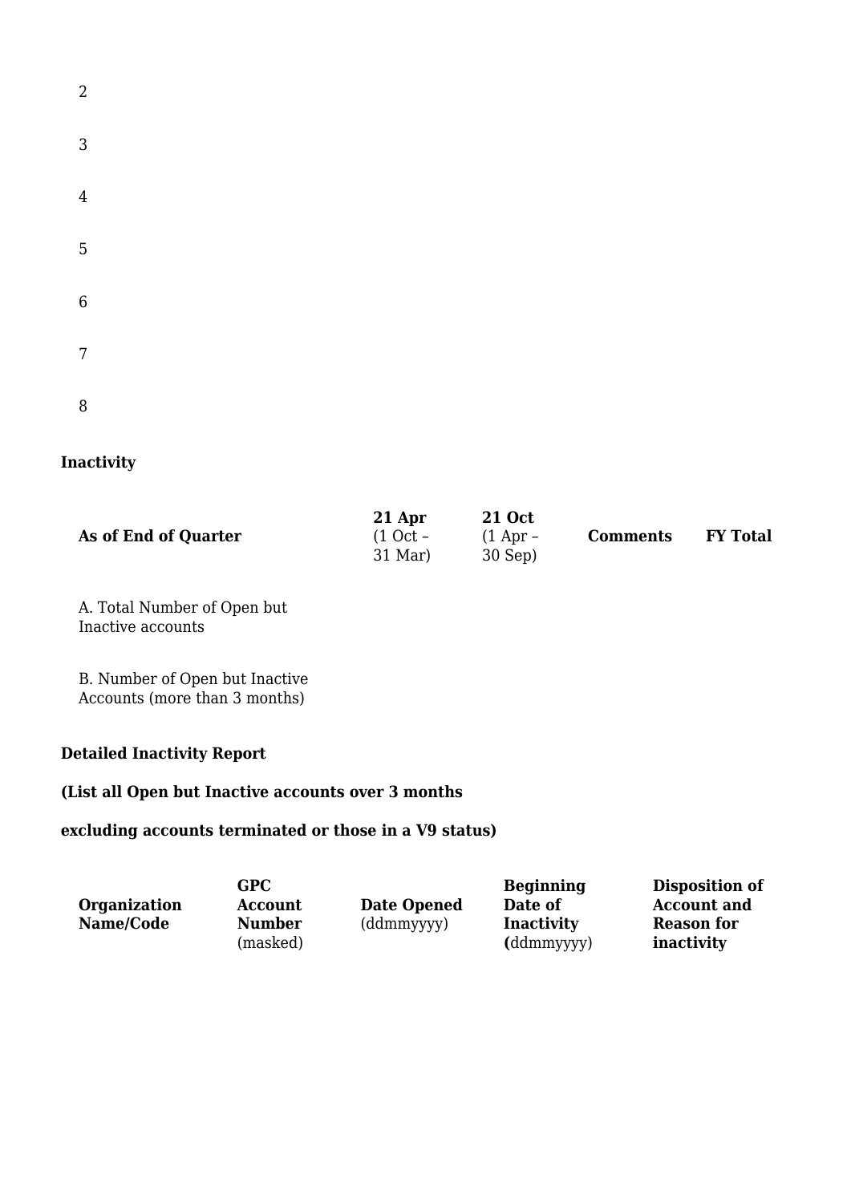2

3

4

5

6

7

8

**Inactivity**

| As of End of Quarter | 21 Apr (1 Oct – 31 Mar) | 21 Oct (1 Apr – 30 Sep) | Comments | FY Total |
|---|---|---|---|---|
| A. Total Number of Open but Inactive accounts | | | | |
| B. Number of Open but Inactive Accounts (more than 3 months) | | | | |

**Detailed Inactivity Report**

**(List all Open but Inactive accounts over 3 months**

**excluding accounts terminated or those in a V9 status)**

| Organization Name/Code | GPC Account Number (masked) | Date Opened (ddmmyyyy) | Beginning Date of Inactivity (ddmmyyyy) | Disposition of Account and Reason for inactivity |
|---|---|---|---|---|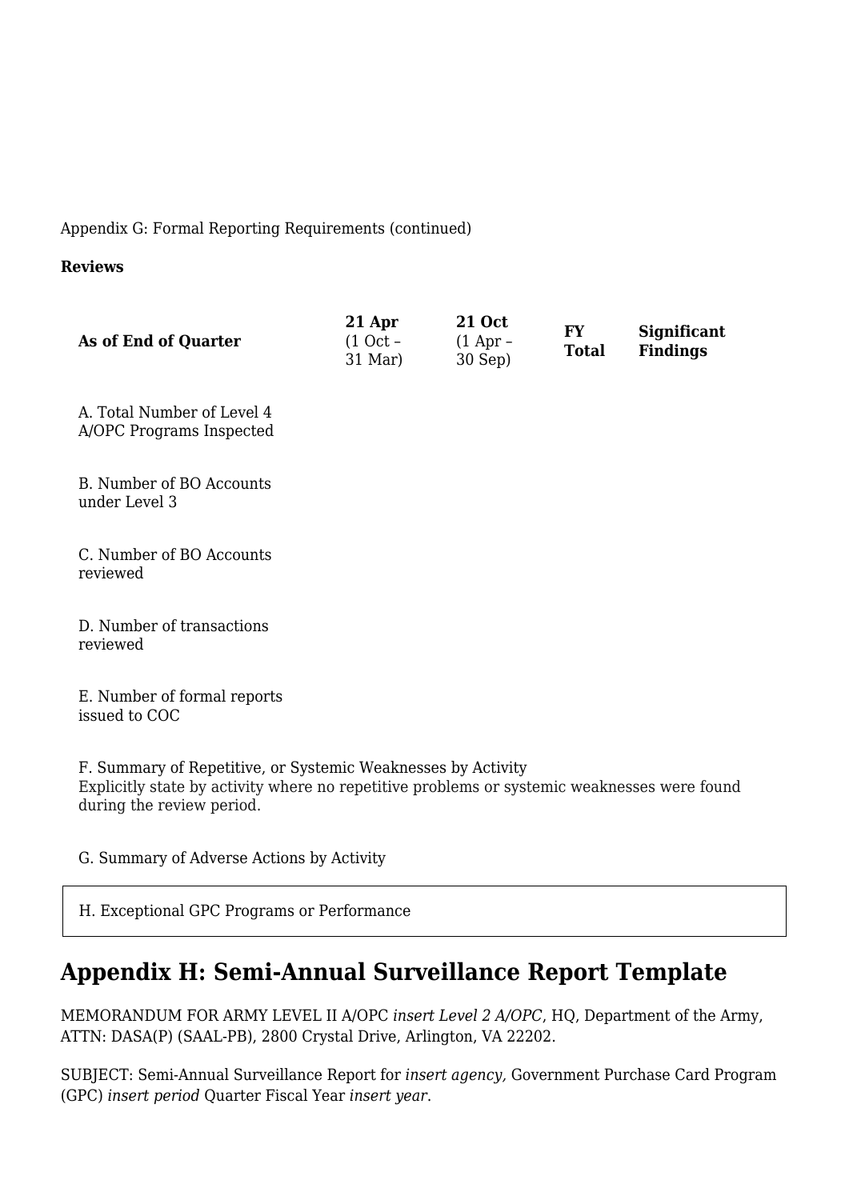Appendix G: Formal Reporting Requirements (continued)

**Reviews**

| **As of End of Quarter** | **21 Apr** (1 Oct – 31 Mar) | **21 Oct** (1 Apr – 30 Sep) | **FY Total** | **Significant Findings** |
|---|---|---|---|---|
| A. Total Number of Level 4 A/OPC Programs Inspected | | | | |
| B. Number of BO Accounts under Level 3 | | | | |
| C. Number of BO Accounts reviewed | | | | |
| D. Number of transactions reviewed | | | | |
| E. Number of formal reports issued to COC | | | | |
| F. Summary of Repetitive, or Systemic Weaknesses by Activity<br>Explicitly state by activity where no repetitive problems or systemic weaknesses were found during the review period. | | | | |
| G. Summary of Adverse Actions by Activity | | | | |
| H. Exceptional GPC Programs or Performance | | | | |

## Appendix H: Semi-Annual Surveillance Report Template

MEMORANDUM FOR ARMY LEVEL II A/OPC *insert Level 2 A/OPC*, HQ, Department of the Army, ATTN: DASA(P) (SAAL-PB), 2800 Crystal Drive, Arlington, VA 22202.

SUBJECT: Semi-Annual Surveillance Report for *insert agency,* Government Purchase Card Program (GPC) *insert period* Quarter Fiscal Year *insert year*.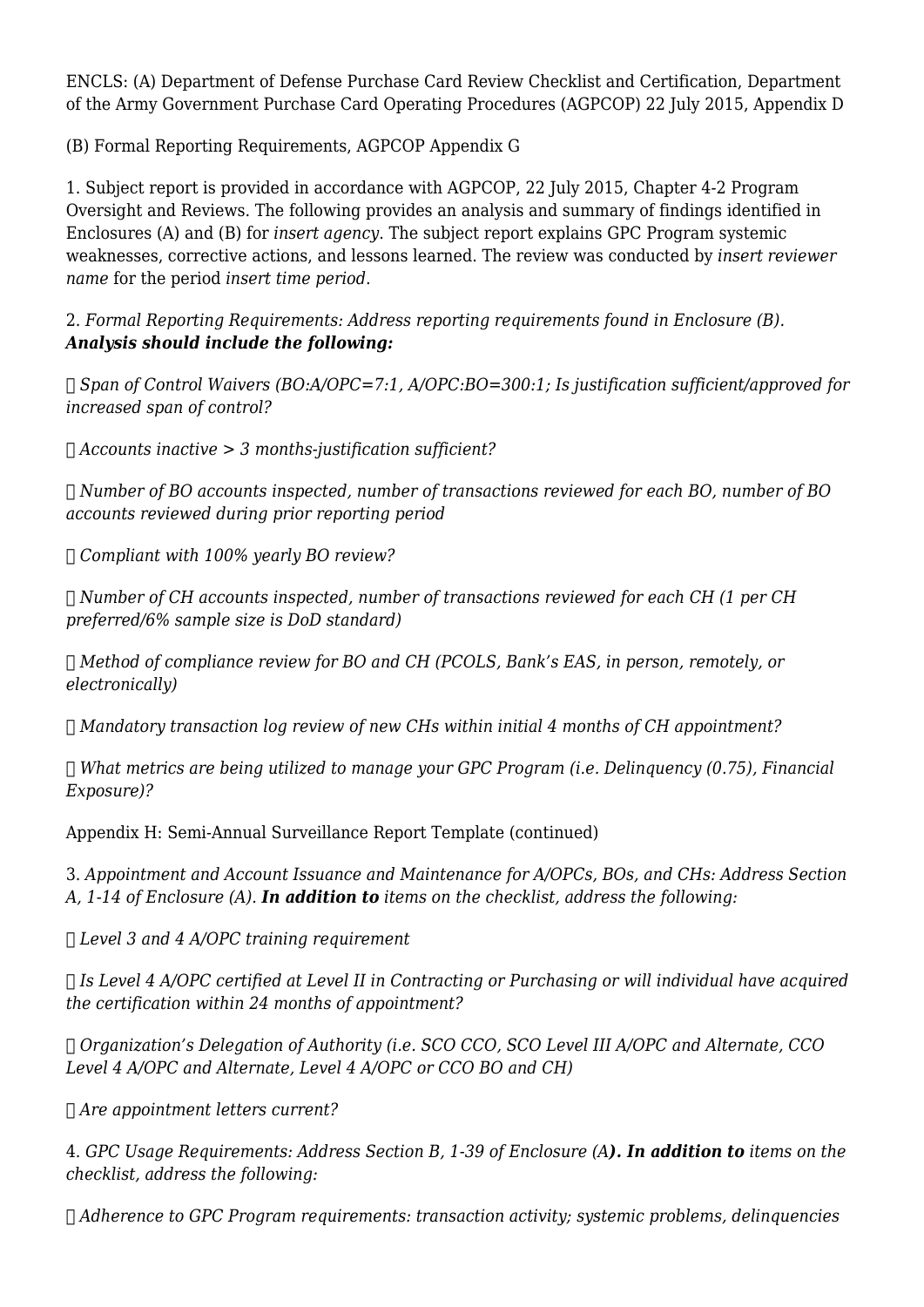ENCLS: (A) Department of Defense Purchase Card Review Checklist and Certification, Department of the Army Government Purchase Card Operating Procedures (AGPCOP) 22 July 2015, Appendix D

(B) Formal Reporting Requirements, AGPCOP Appendix G

1. Subject report is provided in accordance with AGPCOP, 22 July 2015, Chapter 4-2 Program Oversight and Reviews. The following provides an analysis and summary of findings identified in Enclosures (A) and (B) for *insert agency*. The subject report explains GPC Program systemic weaknesses, corrective actions, and lessons learned. The review was conducted by *insert reviewer name* for the period *insert time period*.

2. *Formal Reporting Requirements: Address reporting requirements found in Enclosure (B).* ***Analysis should include the following:***

- *Span of Control Waivers (BO:A/OPC=7:1, A/OPC:BO=300:1; Is justification sufficient/approved for increased span of control?*
- *Accounts inactive > 3 months-justification sufficient?*
- *Number of BO accounts inspected, number of transactions reviewed for each BO, number of BO accounts reviewed during prior reporting period*
- *Compliant with 100% yearly BO review?*
- *Number of CH accounts inspected, number of transactions reviewed for each CH (1 per CH preferred/6% sample size is DoD standard)*
- *Method of compliance review for BO and CH (PCOLS, Bank's EAS, in person, remotely, or electronically)*
- *Mandatory transaction log review of new CHs within initial 4 months of CH appointment?*
- *What metrics are being utilized to manage your GPC Program (i.e. Delinquency (0.75), Financial Exposure)?*

Appendix H: Semi-Annual Surveillance Report Template (continued)

3. *Appointment and Account Issuance and Maintenance for A/OPCs, BOs, and CHs: Address Section A, 1-14 of Enclosure (A).* ***In addition to*** *items on the checklist, address the following:*

- *Level 3 and 4 A/OPC training requirement*
- *Is Level 4 A/OPC certified at Level II in Contracting or Purchasing or will individual have acquired the certification within 24 months of appointment?*
- *Organization's Delegation of Authority (i.e. SCO CCO, SCO Level III A/OPC and Alternate, CCO Level 4 A/OPC and Alternate, Level 4 A/OPC or CCO BO and CH)*
- *Are appointment letters current?*

4. *GPC Usage Requirements: Address Section B, 1-39 of Enclosure (A****). In addition to*** *items on the checklist, address the following:*

- *Adherence to GPC Program requirements: transaction activity; systemic problems, delinquencies*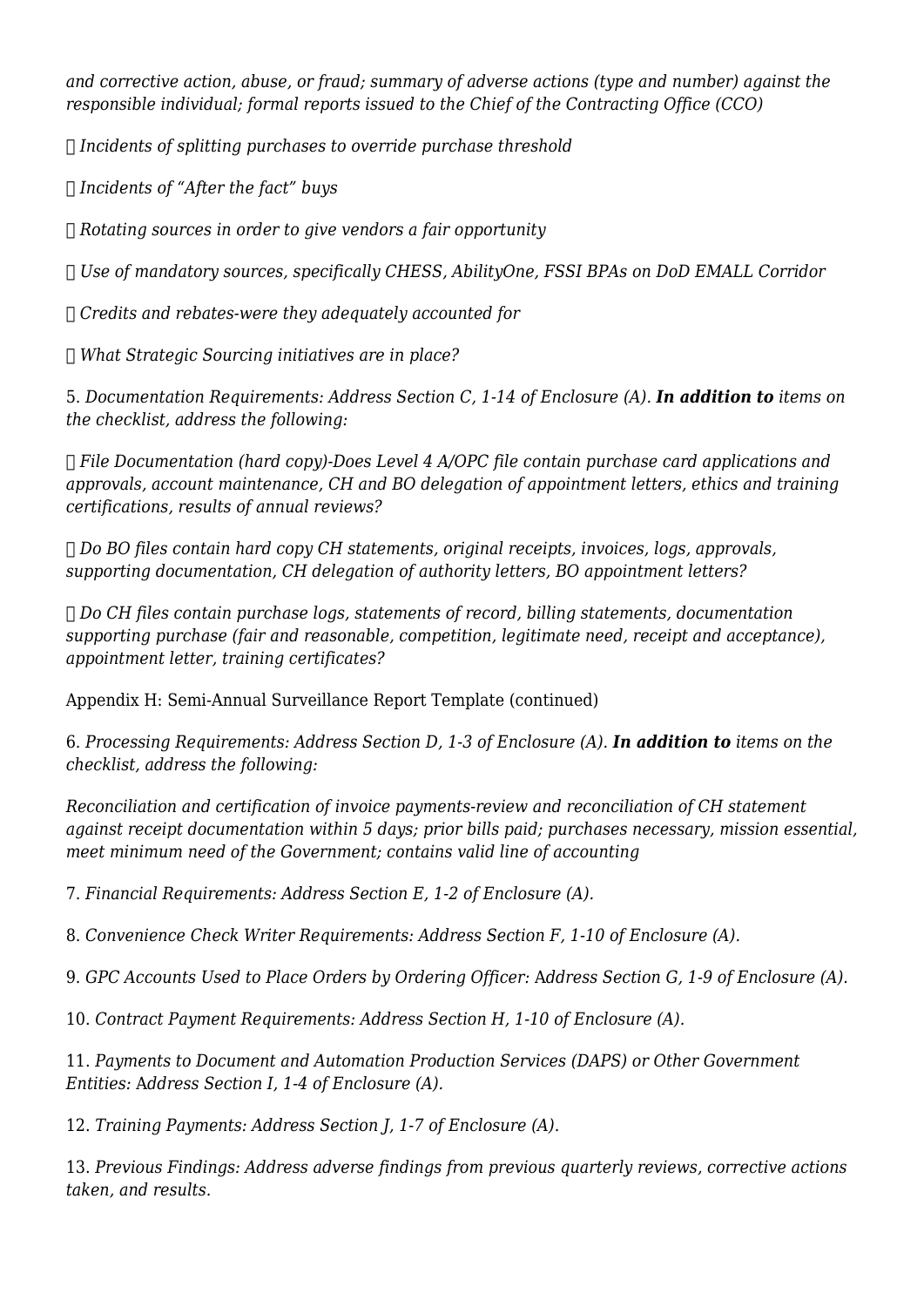*and corrective action, abuse, or fraud; summary of adverse actions (type and number) against the responsible individual; formal reports issued to the Chief of the Contracting Office (CCO)*

- *Incidents of splitting purchases to override purchase threshold*
- *Incidents of "After the fact" buys*
- *Rotating sources in order to give vendors a fair opportunity*
- *Use of mandatory sources, specifically CHESS, AbilityOne, FSSI BPAs on DoD EMALL Corridor*
- *Credits and rebates-were they adequately accounted for*
- *What Strategic Sourcing initiatives are in place?*

5. *Documentation Requirements: Address Section C, 1-14 of Enclosure (A).* ***In addition to*** *items on the checklist, address the following:*

- *File Documentation (hard copy)-Does Level 4 A/OPC file contain purchase card applications and approvals, account maintenance, CH and BO delegation of appointment letters, ethics and training certifications, results of annual reviews?*
- *Do BO files contain hard copy CH statements, original receipts, invoices, logs, approvals, supporting documentation, CH delegation of authority letters, BO appointment letters?*
- *Do CH files contain purchase logs, statements of record, billing statements, documentation supporting purchase (fair and reasonable, competition, legitimate need, receipt and acceptance), appointment letter, training certificates?*

Appendix H: Semi-Annual Surveillance Report Template (continued)

6. *Processing Requirements: Address Section D, 1-3 of Enclosure (A).* ***In addition to*** *items on the checklist, address the following:*

*Reconciliation and certification of invoice payments-review and reconciliation of CH statement against receipt documentation within 5 days; prior bills paid; purchases necessary, mission essential, meet minimum need of the Government; contains valid line of accounting*

7. *Financial Requirements: Address Section E, 1-2 of Enclosure (A).*

8. *Convenience Check Writer Requirements: Address Section F, 1-10 of Enclosure (A).*

9. *GPC Accounts Used to Place Orders by Ordering Officer: Address Section G, 1-9 of Enclosure (A).*

10. *Contract Payment Requirements: Address Section H, 1-10 of Enclosure (A).*

11. *Payments to Document and Automation Production Services (DAPS) or Other Government Entities: Address Section I, 1-4 of Enclosure (A).*

12. *Training Payments: Address Section J, 1-7 of Enclosure (A).*

13. *Previous Findings: Address adverse findings from previous quarterly reviews, corrective actions taken, and results.*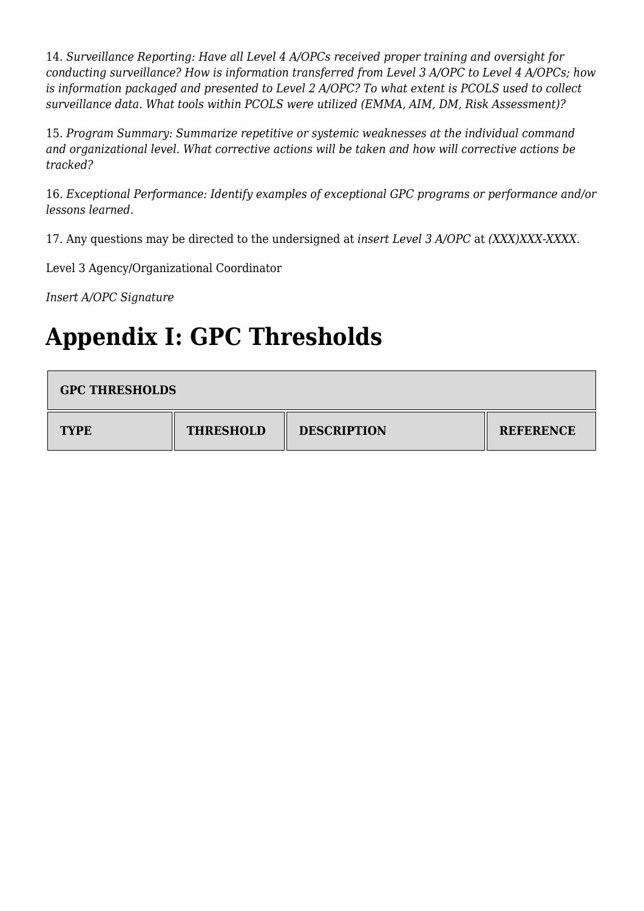14. *Surveillance Reporting: Have all Level 4 A/OPCs received proper training and oversight for conducting surveillance? How is information transferred from Level 3 A/OPC to Level 4 A/OPCs; how is information packaged and presented to Level 2 A/OPC? To what extent is PCOLS used to collect surveillance data. What tools within PCOLS were utilized (EMMA, AIM, DM, Risk Assessment)?*

15. *Program Summary: Summarize repetitive or systemic weaknesses at the individual command and organizational level. What corrective actions will be taken and how will corrective actions be tracked?*

16. *Exceptional Performance: Identify examples of exceptional GPC programs or performance and/or lessons learned.*

17. Any questions may be directed to the undersigned at *insert Level 3 A/OPC* at *(XXX)XXX-XXXX*.

Level 3 Agency/Organizational Coordinator

*Insert A/OPC Signature*

# Appendix I: GPC Thresholds

| GPC THRESHOLDS | | | |
|---|---|---|---|
| **TYPE** | **THRESHOLD** | **DESCRIPTION** | **REFERENCE** |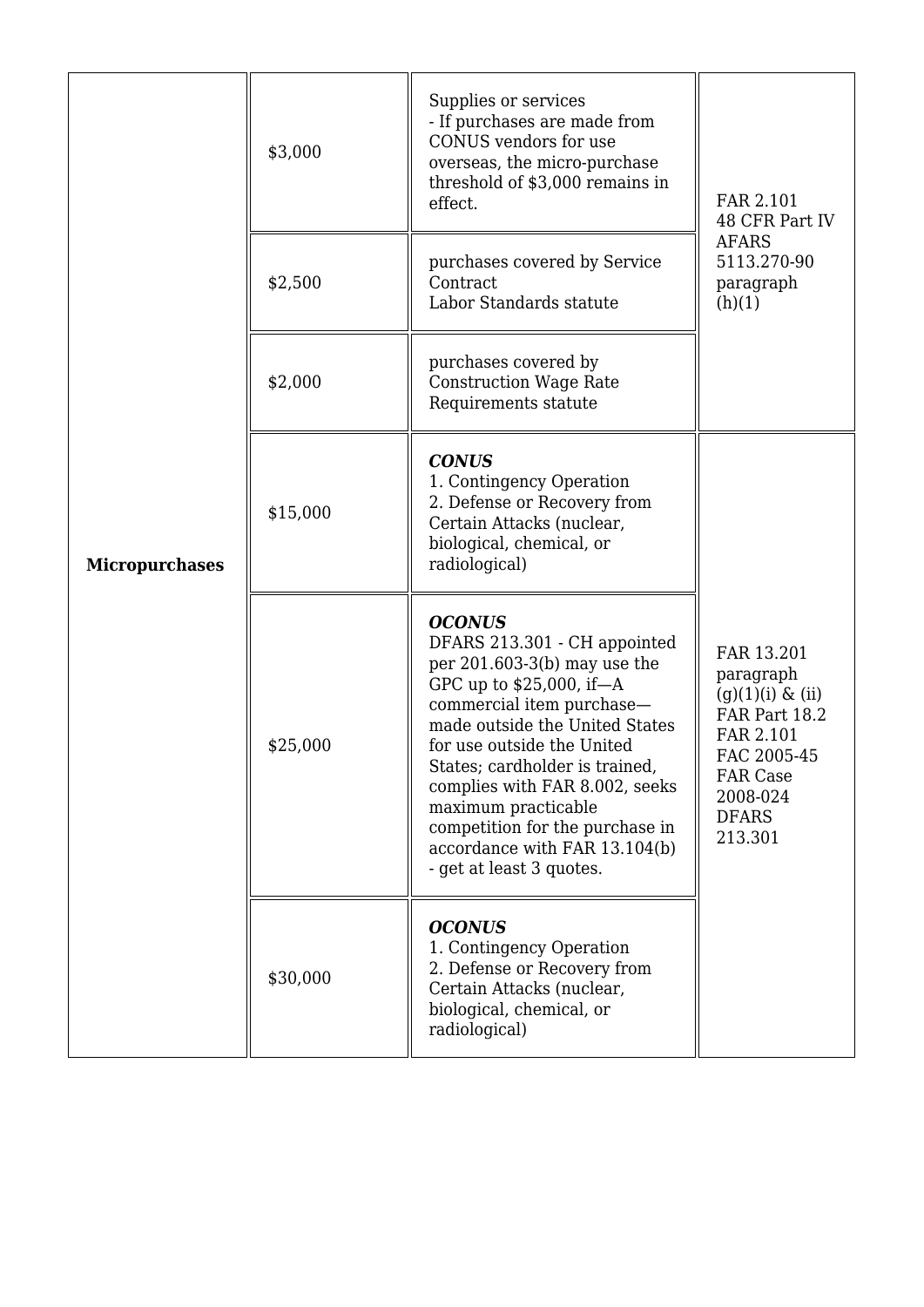| Micropurchases | $3,000 | Supplies or services<br>- If purchases are made from CONUS vendors for use overseas, the micro-purchase threshold of $3,000 remains in effect. | FAR 2.101<br>48 CFR Part IV<br>AFARS<br>5113.270-90<br>paragraph<br>(h)(1) |
|---|---|---|---|
| | $2,500 | purchases covered by Service Contract<br>Labor Standards statute | |
| | $2,000 | purchases covered by Construction Wage Rate Requirements statute | |
| | $15,000 | ***CONUS***<br>1. Contingency Operation<br>2. Defense or Recovery from Certain Attacks (nuclear, biological, chemical, or radiological) | FAR 13.201<br>paragraph<br>(g)(1)(i) & (ii)<br>FAR Part 18.2<br>FAR 2.101<br>FAC 2005-45<br>FAR Case<br>2008-024<br>DFARS<br>213.301 |
| | $25,000 | ***OCONUS***<br>DFARS 213.301 - CH appointed per 201.603-3(b) may use the GPC up to $25,000, if—A commercial item purchase—made outside the United States for use outside the United States; cardholder is trained, complies with FAR 8.002, seeks maximum practicable competition for the purchase in accordance with FAR 13.104(b) - get at least 3 quotes. | |
| | $30,000 | ***OCONUS***<br>1. Contingency Operation<br>2. Defense or Recovery from Certain Attacks (nuclear, biological, chemical, or radiological) | |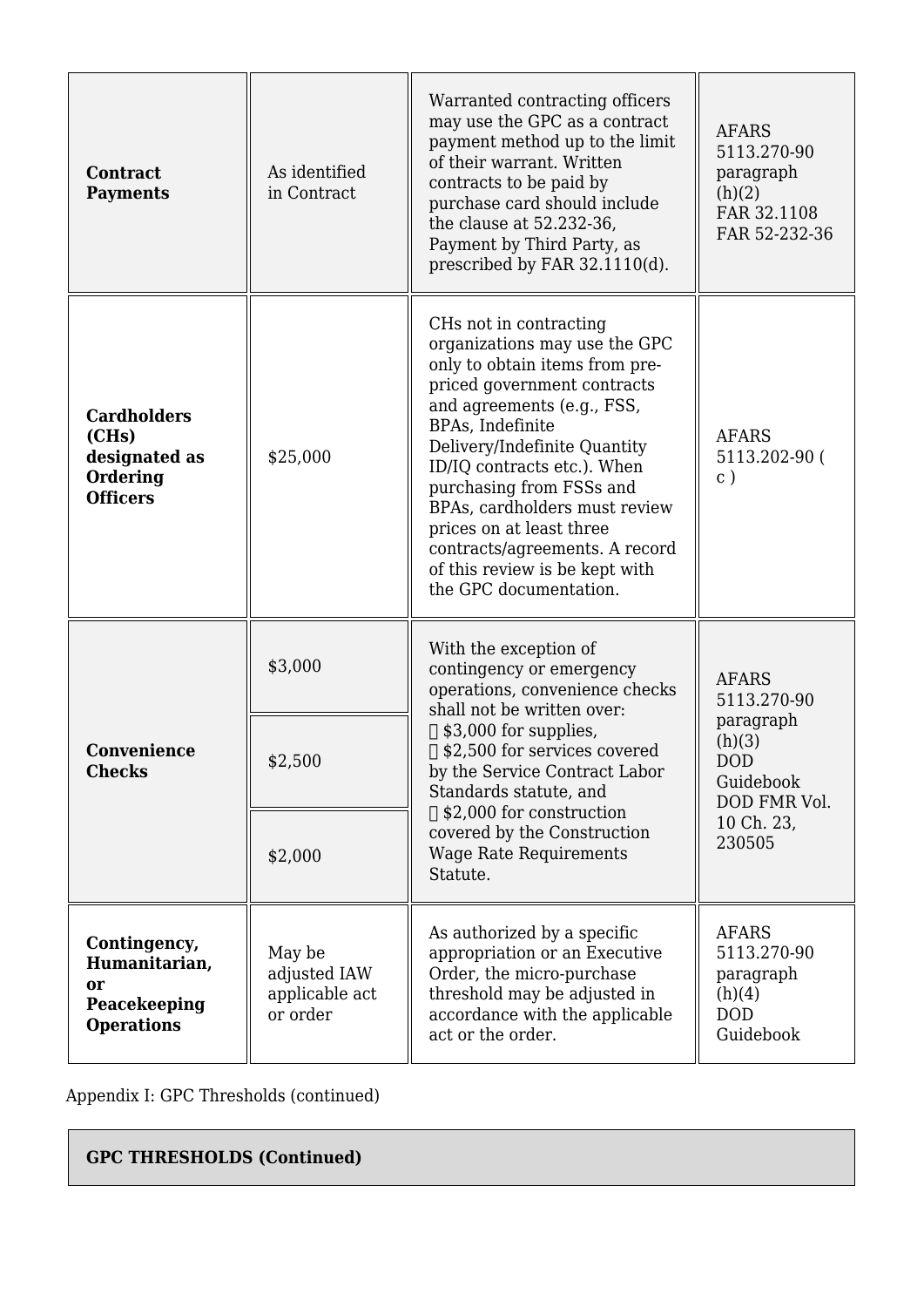| | | | |
|---|---|---|---|
| **Contract Payments** | As identified in Contract | Warranted contracting officers may use the GPC as a contract payment method up to the limit of their warrant. Written contracts to be paid by purchase card should include the clause at 52.232-36, Payment by Third Party, as prescribed by FAR 32.1110(d). | AFARS 5113.270-90 paragraph (h)(2) FAR 32.1108 FAR 52-232-36 |
| **Cardholders (CHs) designated as Ordering Officers** | \$25,000 | CHs not in contracting organizations may use the GPC only to obtain items from pre-priced government contracts and agreements (e.g., FSS, BPAs, Indefinite Delivery/Indefinite Quantity ID/IQ contracts etc.). When purchasing from FSSs and BPAs, cardholders must review prices on at least three contracts/agreements. A record of this review is be kept with the GPC documentation. | AFARS 5113.202-90 ( c ) |
| **Convenience Checks** | \$3,000<br>\$2,500<br>\$2,000 | With the exception of contingency or emergency operations, convenience checks shall not be written over:<br> \$3,000 for supplies,<br> \$2,500 for services covered by the Service Contract Labor Standards statute, and<br> \$2,000 for construction covered by the Construction Wage Rate Requirements Statute. | AFARS 5113.270-90 paragraph (h)(3) DOD Guidebook DOD FMR Vol. 10 Ch. 23, 230505 |
| **Contingency, Humanitarian, or Peacekeeping Operations** | May be adjusted IAW applicable act or order | As authorized by a specific appropriation or an Executive Order, the micro-purchase threshold may be adjusted in accordance with the applicable act or the order. | AFARS 5113.270-90 paragraph (h)(4) DOD Guidebook |

Appendix I: GPC Thresholds (continued)

| **GPC THRESHOLDS (Continued)** |
|---|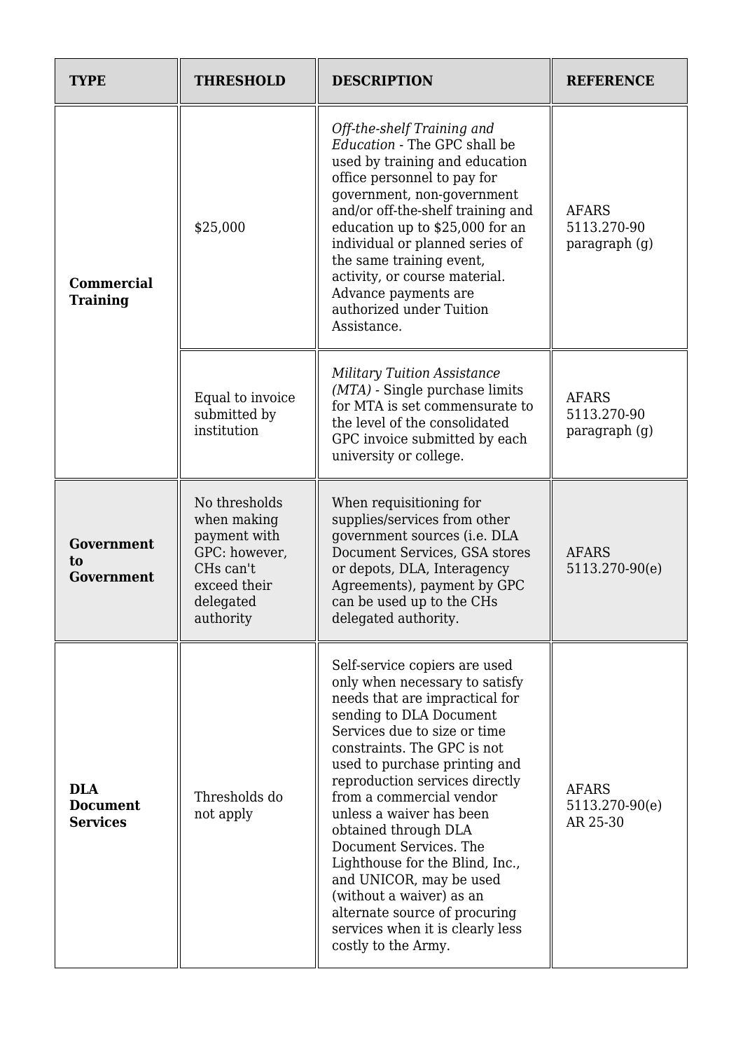| TYPE | THRESHOLD | DESCRIPTION | REFERENCE |
|---|---|---|---|
| **Commercial Training** | $25,000 | *Off-the-shelf Training and Education* - The GPC shall be used by training and education office personnel to pay for government, non-government and/or off-the-shelf training and education up to $25,000 for an individual or planned series of the same training event, activity, or course material. Advance payments are authorized under Tuition Assistance. | AFARS 5113.270-90 paragraph (g) |
| | Equal to invoice submitted by institution | *Military Tuition Assistance (MTA)* - Single purchase limits for MTA is set commensurate to the level of the consolidated GPC invoice submitted by each university or college. | AFARS 5113.270-90 paragraph (g) |
| **Government to Government** | No thresholds when making payment with GPC: however, CHs can't exceed their delegated authority | When requisitioning for supplies/services from other government sources (i.e. DLA Document Services, GSA stores or depots, DLA, Interagency Agreements), payment by GPC can be used up to the CHs delegated authority. | AFARS 5113.270-90(e) |
| **DLA Document Services** | Thresholds do not apply | Self-service copiers are used only when necessary to satisfy needs that are impractical for sending to DLA Document Services due to size or time constraints. The GPC is not used to purchase printing and reproduction services directly from a commercial vendor unless a waiver has been obtained through DLA Document Services. The Lighthouse for the Blind, Inc., and UNICOR, may be used (without a waiver) as an alternate source of procuring services when it is clearly less costly to the Army. | AFARS 5113.270-90(e) AR 25-30 |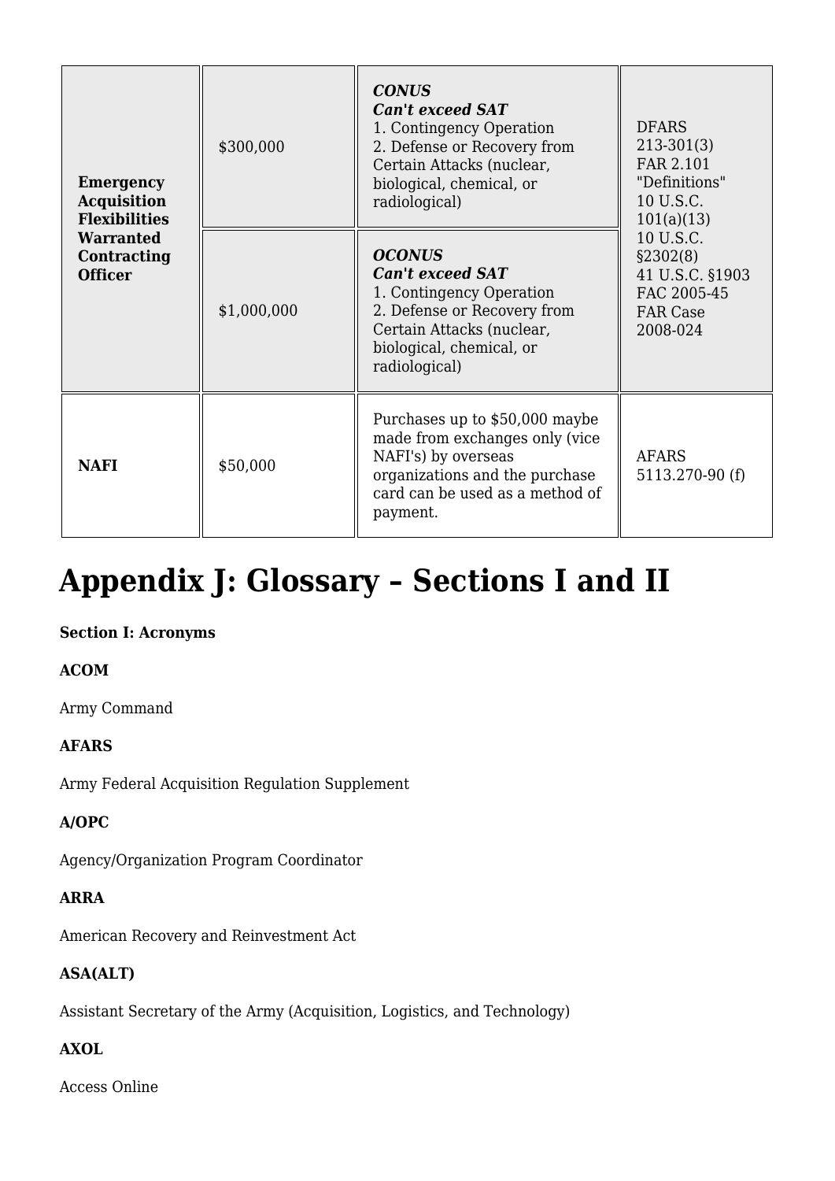| | | | |
|---|---|---|---|
| **Emergency Acquisition Flexibilities Warranted Contracting Officer** | $300,000 | ***CONUS*** ***Can't exceed SAT*** 1. Contingency Operation 2. Defense or Recovery from Certain Attacks (nuclear, biological, chemical, or radiological) | DFARS 213-301(3) FAR 2.101 "Definitions" 10 U.S.C. 101(a)(13) 10 U.S.C. §2302(8) 41 U.S.C. §1903 FAC 2005-45 FAR Case 2008-024 |
| | $1,000,000 | ***OCONUS*** ***Can't exceed SAT*** 1. Contingency Operation 2. Defense or Recovery from Certain Attacks (nuclear, biological, chemical, or radiological) | |
| **NAFI** | $50,000 | Purchases up to $50,000 maybe made from exchanges only (vice NAFI's) by overseas organizations and the purchase card can be used as a method of payment. | AFARS 5113.270-90 (f) |

# Appendix J: Glossary – Sections I and II

**Section I: Acronyms**

**ACOM**

Army Command

**AFARS**

Army Federal Acquisition Regulation Supplement

**A/OPC**

Agency/Organization Program Coordinator

**ARRA**

American Recovery and Reinvestment Act

**ASA(ALT)**

Assistant Secretary of the Army (Acquisition, Logistics, and Technology)

**AXOL**

Access Online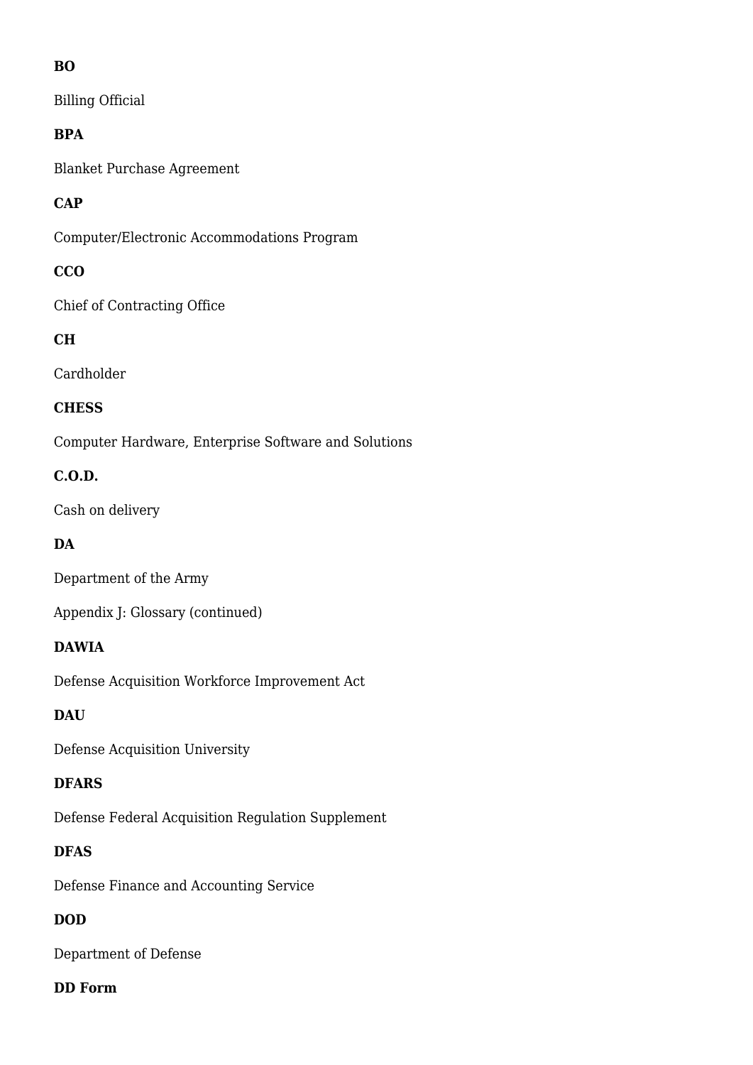**BO**

Billing Official

**BPA**

Blanket Purchase Agreement

**CAP**

Computer/Electronic Accommodations Program

**CCO**

Chief of Contracting Office

**CH**

Cardholder

**CHESS**

Computer Hardware, Enterprise Software and Solutions

**C.O.D.**

Cash on delivery

**DA**

Department of the Army

Appendix J: Glossary (continued)

**DAWIA**

Defense Acquisition Workforce Improvement Act

**DAU**

Defense Acquisition University

**DFARS**

Defense Federal Acquisition Regulation Supplement

**DFAS**

Defense Finance and Accounting Service

**DOD**

Department of Defense

**DD Form**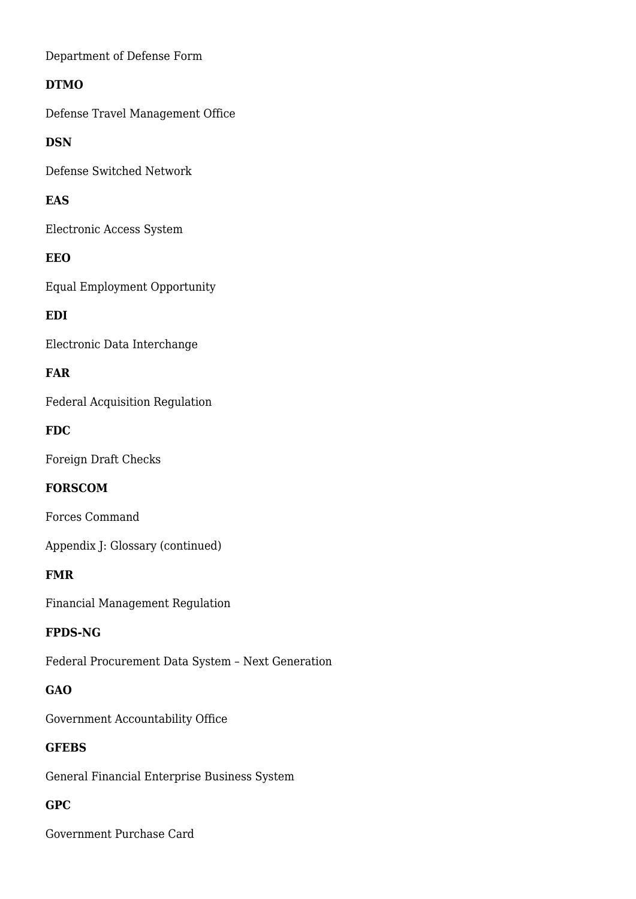Department of Defense Form

**DTMO**

Defense Travel Management Office

**DSN**

Defense Switched Network

**EAS**

Electronic Access System

**EEO**

Equal Employment Opportunity

**EDI**

Electronic Data Interchange

**FAR**

Federal Acquisition Regulation

**FDC**

Foreign Draft Checks

**FORSCOM**

Forces Command

Appendix J: Glossary (continued)

**FMR**

Financial Management Regulation

**FPDS-NG**

Federal Procurement Data System – Next Generation

**GAO**

Government Accountability Office

**GFEBS**

General Financial Enterprise Business System

**GPC**

Government Purchase Card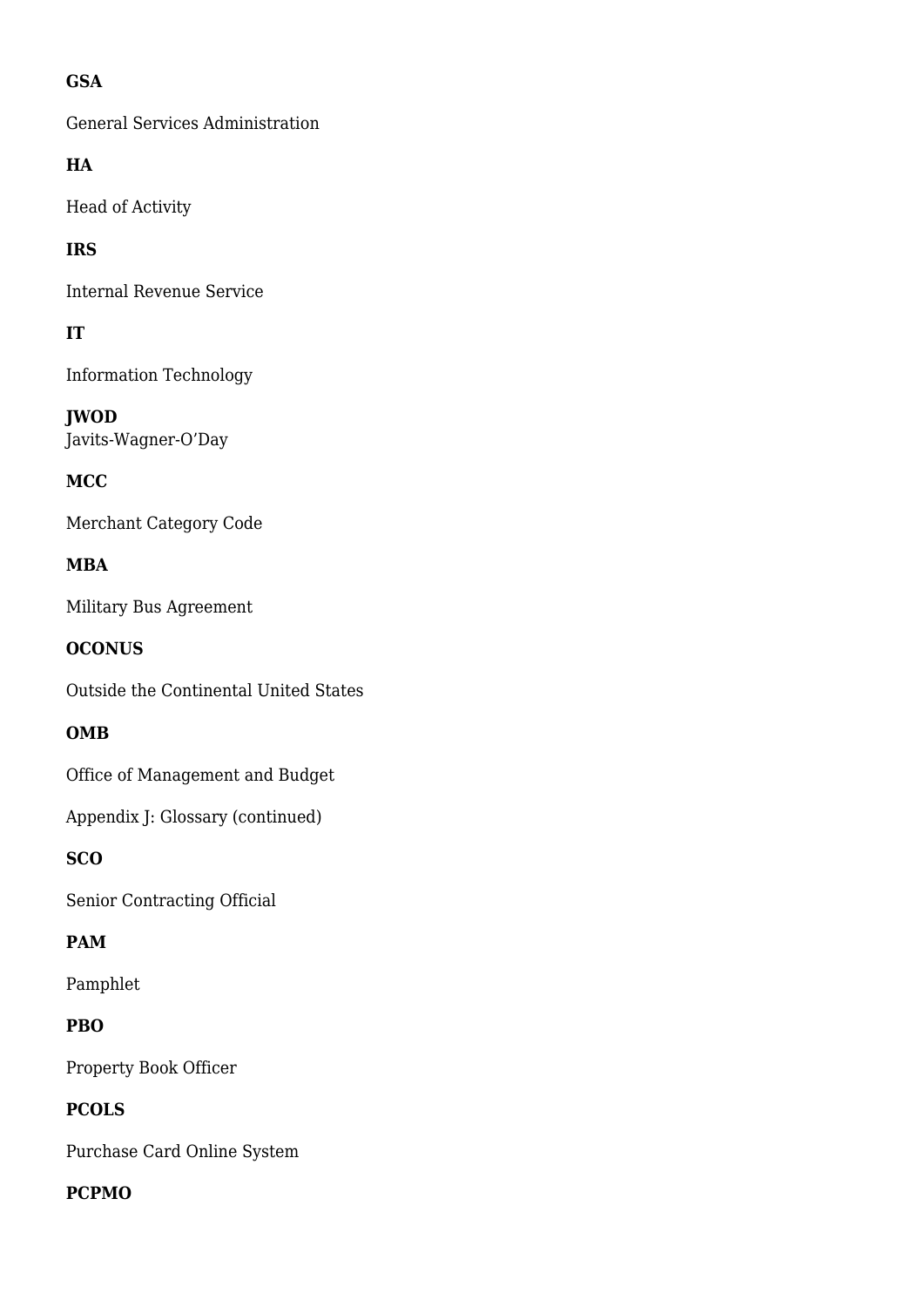**GSA**

General Services Administration

**HA**

Head of Activity

**IRS**

Internal Revenue Service

**IT**

Information Technology

**JWOD**
Javits-Wagner-O'Day

**MCC**

Merchant Category Code

**MBA**

Military Bus Agreement

**OCONUS**

Outside the Continental United States

**OMB**

Office of Management and Budget

Appendix J: Glossary (continued)

**SCO**

Senior Contracting Official

**PAM**

Pamphlet

**PBO**

Property Book Officer

**PCOLS**

Purchase Card Online System

**PCPMO**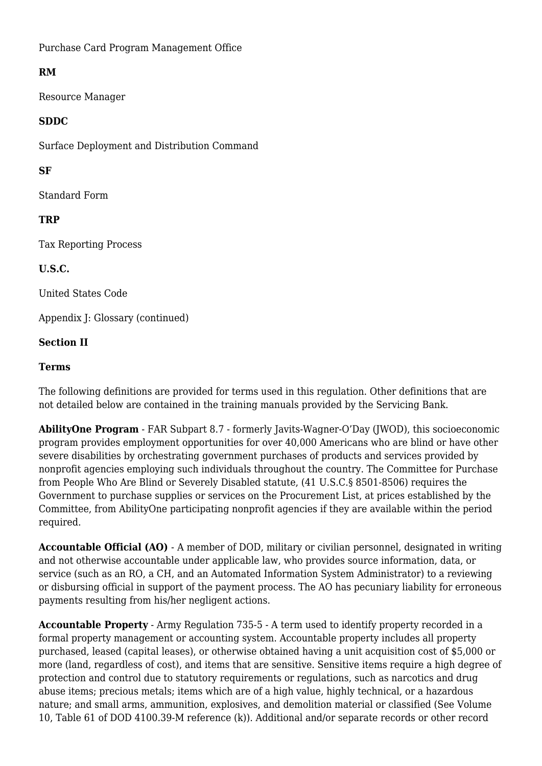Purchase Card Program Management Office

**RM**

Resource Manager

**SDDC**

Surface Deployment and Distribution Command

**SF**

Standard Form

**TRP**

Tax Reporting Process

**U.S.C.**

United States Code

Appendix J: Glossary (continued)

**Section II**

**Terms**

The following definitions are provided for terms used in this regulation. Other definitions that are not detailed below are contained in the training manuals provided by the Servicing Bank.

**AbilityOne Program** - FAR Subpart 8.7 - formerly Javits-Wagner-O'Day (JWOD), this socioeconomic program provides employment opportunities for over 40,000 Americans who are blind or have other severe disabilities by orchestrating government purchases of products and services provided by nonprofit agencies employing such individuals throughout the country. The Committee for Purchase from People Who Are Blind or Severely Disabled statute, (41 U.S.C.§ 8501-8506) requires the Government to purchase supplies or services on the Procurement List, at prices established by the Committee, from AbilityOne participating nonprofit agencies if they are available within the period required.

**Accountable Official (AO)** - A member of DOD, military or civilian personnel, designated in writing and not otherwise accountable under applicable law, who provides source information, data, or service (such as an RO, a CH, and an Automated Information System Administrator) to a reviewing or disbursing official in support of the payment process. The AO has pecuniary liability for erroneous payments resulting from his/her negligent actions.

**Accountable Property** - Army Regulation 735-5 - A term used to identify property recorded in a formal property management or accounting system. Accountable property includes all property purchased, leased (capital leases), or otherwise obtained having a unit acquisition cost of $5,000 or more (land, regardless of cost), and items that are sensitive. Sensitive items require a high degree of protection and control due to statutory requirements or regulations, such as narcotics and drug abuse items; precious metals; items which are of a high value, highly technical, or a hazardous nature; and small arms, ammunition, explosives, and demolition material or classified (See Volume 10, Table 61 of DOD 4100.39-M reference (k)). Additional and/or separate records or other record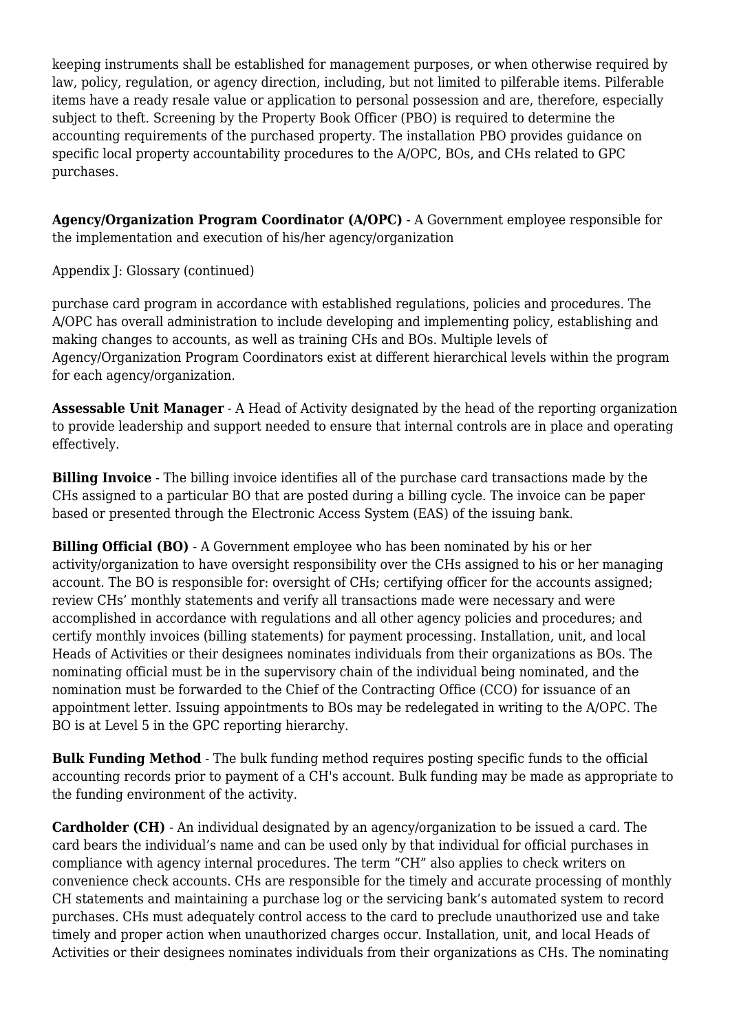keeping instruments shall be established for management purposes, or when otherwise required by law, policy, regulation, or agency direction, including, but not limited to pilferable items. Pilferable items have a ready resale value or application to personal possession and are, therefore, especially subject to theft. Screening by the Property Book Officer (PBO) is required to determine the accounting requirements of the purchased property. The installation PBO provides guidance on specific local property accountability procedures to the A/OPC, BOs, and CHs related to GPC purchases.

**Agency/Organization Program Coordinator (A/OPC)** - A Government employee responsible for the implementation and execution of his/her agency/organization

Appendix J: Glossary (continued)

purchase card program in accordance with established regulations, policies and procedures. The A/OPC has overall administration to include developing and implementing policy, establishing and making changes to accounts, as well as training CHs and BOs. Multiple levels of Agency/Organization Program Coordinators exist at different hierarchical levels within the program for each agency/organization.

**Assessable Unit Manager** - A Head of Activity designated by the head of the reporting organization to provide leadership and support needed to ensure that internal controls are in place and operating effectively.

**Billing Invoice** - The billing invoice identifies all of the purchase card transactions made by the CHs assigned to a particular BO that are posted during a billing cycle. The invoice can be paper based or presented through the Electronic Access System (EAS) of the issuing bank.

**Billing Official (BO)** - A Government employee who has been nominated by his or her activity/organization to have oversight responsibility over the CHs assigned to his or her managing account. The BO is responsible for: oversight of CHs; certifying officer for the accounts assigned; review CHs' monthly statements and verify all transactions made were necessary and were accomplished in accordance with regulations and all other agency policies and procedures; and certify monthly invoices (billing statements) for payment processing. Installation, unit, and local Heads of Activities or their designees nominates individuals from their organizations as BOs. The nominating official must be in the supervisory chain of the individual being nominated, and the nomination must be forwarded to the Chief of the Contracting Office (CCO) for issuance of an appointment letter. Issuing appointments to BOs may be redelegated in writing to the A/OPC. The BO is at Level 5 in the GPC reporting hierarchy.

**Bulk Funding Method** - The bulk funding method requires posting specific funds to the official accounting records prior to payment of a CH's account. Bulk funding may be made as appropriate to the funding environment of the activity.

**Cardholder (CH)** - An individual designated by an agency/organization to be issued a card. The card bears the individual's name and can be used only by that individual for official purchases in compliance with agency internal procedures. The term "CH" also applies to check writers on convenience check accounts. CHs are responsible for the timely and accurate processing of monthly CH statements and maintaining a purchase log or the servicing bank's automated system to record purchases. CHs must adequately control access to the card to preclude unauthorized use and take timely and proper action when unauthorized charges occur. Installation, unit, and local Heads of Activities or their designees nominates individuals from their organizations as CHs. The nominating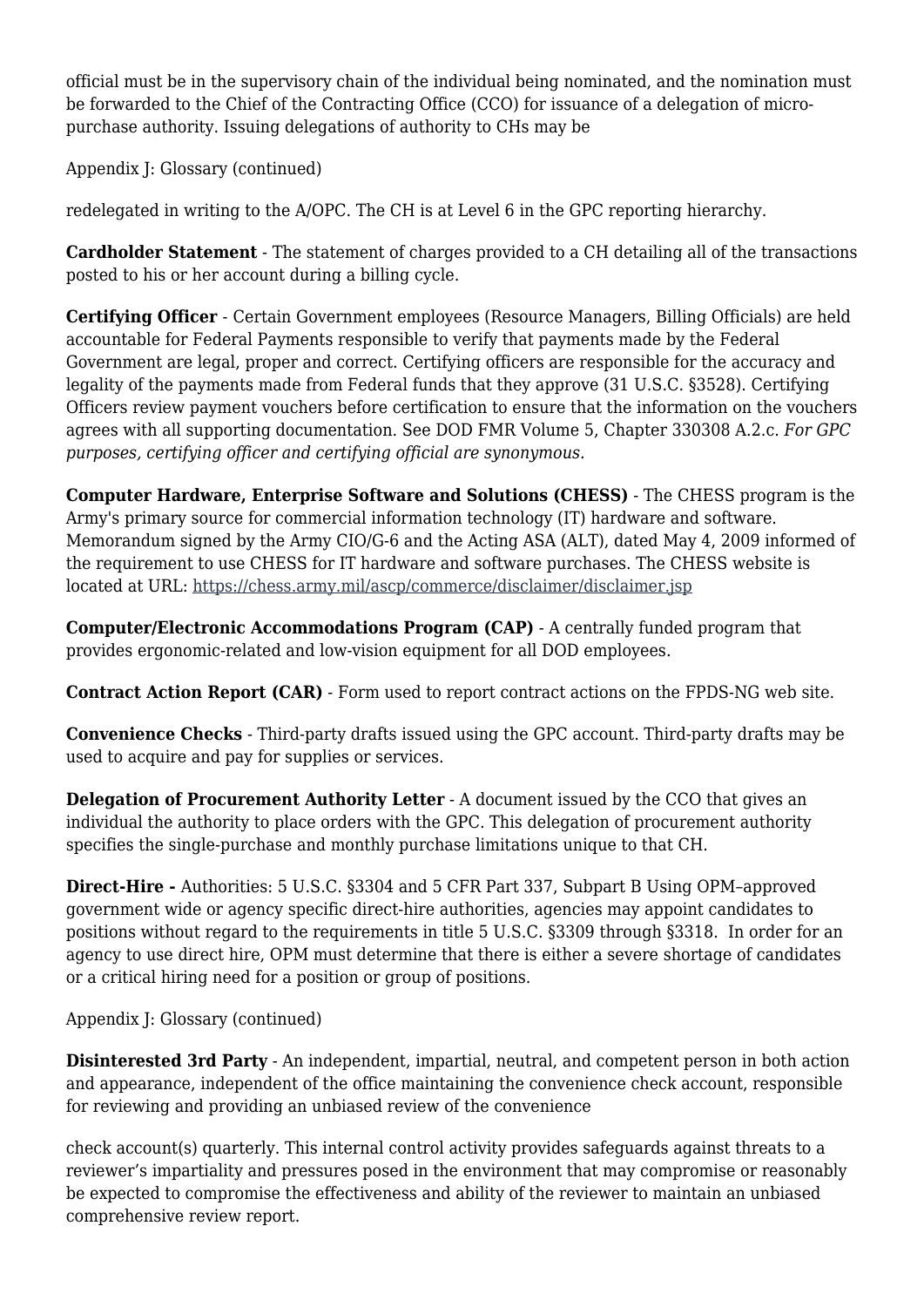official must be in the supervisory chain of the individual being nominated, and the nomination must be forwarded to the Chief of the Contracting Office (CCO) for issuance of a delegation of micro-purchase authority. Issuing delegations of authority to CHs may be

Appendix J: Glossary (continued)

redelegated in writing to the A/OPC. The CH is at Level 6 in the GPC reporting hierarchy.

**Cardholder Statement** - The statement of charges provided to a CH detailing all of the transactions posted to his or her account during a billing cycle.

**Certifying Officer** - Certain Government employees (Resource Managers, Billing Officials) are held accountable for Federal Payments responsible to verify that payments made by the Federal Government are legal, proper and correct. Certifying officers are responsible for the accuracy and legality of the payments made from Federal funds that they approve (31 U.S.C. §3528). Certifying Officers review payment vouchers before certification to ensure that the information on the vouchers agrees with all supporting documentation. See DOD FMR Volume 5, Chapter 330308 A.2.c. *For GPC purposes, certifying officer and certifying official are synonymous.*

**Computer Hardware, Enterprise Software and Solutions (CHESS)** - The CHESS program is the Army's primary source for commercial information technology (IT) hardware and software. Memorandum signed by the Army CIO/G-6 and the Acting ASA (ALT), dated May 4, 2009 informed of the requirement to use CHESS for IT hardware and software purchases. The CHESS website is located at URL: https://chess.army.mil/ascp/commerce/disclaimer/disclaimer.jsp

**Computer/Electronic Accommodations Program (CAP)** - A centrally funded program that provides ergonomic-related and low-vision equipment for all DOD employees.

**Contract Action Report (CAR)** - Form used to report contract actions on the FPDS-NG web site.

**Convenience Checks** - Third-party drafts issued using the GPC account. Third-party drafts may be used to acquire and pay for supplies or services.

**Delegation of Procurement Authority Letter** - A document issued by the CCO that gives an individual the authority to place orders with the GPC. This delegation of procurement authority specifies the single-purchase and monthly purchase limitations unique to that CH.

**Direct-Hire -** Authorities: 5 U.S.C. §3304 and 5 CFR Part 337, Subpart B Using OPM–approved government wide or agency specific direct-hire authorities, agencies may appoint candidates to positions without regard to the requirements in title 5 U.S.C. §3309 through §3318. In order for an agency to use direct hire, OPM must determine that there is either a severe shortage of candidates or a critical hiring need for a position or group of positions.

Appendix J: Glossary (continued)

**Disinterested 3rd Party** - An independent, impartial, neutral, and competent person in both action and appearance, independent of the office maintaining the convenience check account, responsible for reviewing and providing an unbiased review of the convenience

check account(s) quarterly. This internal control activity provides safeguards against threats to a reviewer's impartiality and pressures posed in the environment that may compromise or reasonably be expected to compromise the effectiveness and ability of the reviewer to maintain an unbiased comprehensive review report.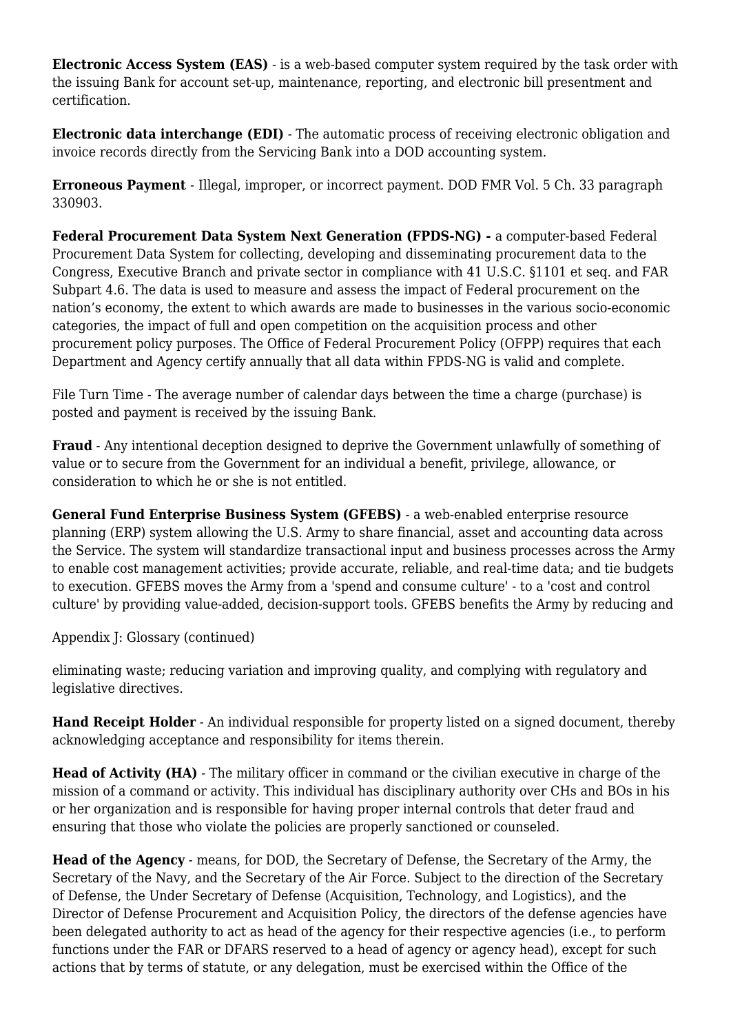**Electronic Access System (EAS)** - is a web-based computer system required by the task order with the issuing Bank for account set-up, maintenance, reporting, and electronic bill presentment and certification.

**Electronic data interchange (EDI)** - The automatic process of receiving electronic obligation and invoice records directly from the Servicing Bank into a DOD accounting system.

**Erroneous Payment** - Illegal, improper, or incorrect payment. DOD FMR Vol. 5 Ch. 33 paragraph 330903.

**Federal Procurement Data System Next Generation (FPDS-NG) -** a computer-based Federal Procurement Data System for collecting, developing and disseminating procurement data to the Congress, Executive Branch and private sector in compliance with 41 U.S.C. §1101 et seq. and FAR Subpart 4.6. The data is used to measure and assess the impact of Federal procurement on the nation's economy, the extent to which awards are made to businesses in the various socio-economic categories, the impact of full and open competition on the acquisition process and other procurement policy purposes. The Office of Federal Procurement Policy (OFPP) requires that each Department and Agency certify annually that all data within FPDS-NG is valid and complete.

File Turn Time - The average number of calendar days between the time a charge (purchase) is posted and payment is received by the issuing Bank.

**Fraud** - Any intentional deception designed to deprive the Government unlawfully of something of value or to secure from the Government for an individual a benefit, privilege, allowance, or consideration to which he or she is not entitled.

**General Fund Enterprise Business System (GFEBS)** - a web-enabled enterprise resource planning (ERP) system allowing the U.S. Army to share financial, asset and accounting data across the Service. The system will standardize transactional input and business processes across the Army to enable cost management activities; provide accurate, reliable, and real-time data; and tie budgets to execution. GFEBS moves the Army from a 'spend and consume culture' - to a 'cost and control culture' by providing value-added, decision-support tools. GFEBS benefits the Army by reducing and

Appendix J: Glossary (continued)

eliminating waste; reducing variation and improving quality, and complying with regulatory and legislative directives.

**Hand Receipt Holder** - An individual responsible for property listed on a signed document, thereby acknowledging acceptance and responsibility for items therein.

**Head of Activity (HA)** - The military officer in command or the civilian executive in charge of the mission of a command or activity. This individual has disciplinary authority over CHs and BOs in his or her organization and is responsible for having proper internal controls that deter fraud and ensuring that those who violate the policies are properly sanctioned or counseled.

**Head of the Agency** - means, for DOD, the Secretary of Defense, the Secretary of the Army, the Secretary of the Navy, and the Secretary of the Air Force. Subject to the direction of the Secretary of Defense, the Under Secretary of Defense (Acquisition, Technology, and Logistics), and the Director of Defense Procurement and Acquisition Policy, the directors of the defense agencies have been delegated authority to act as head of the agency for their respective agencies (i.e., to perform functions under the FAR or DFARS reserved to a head of agency or agency head), except for such actions that by terms of statute, or any delegation, must be exercised within the Office of the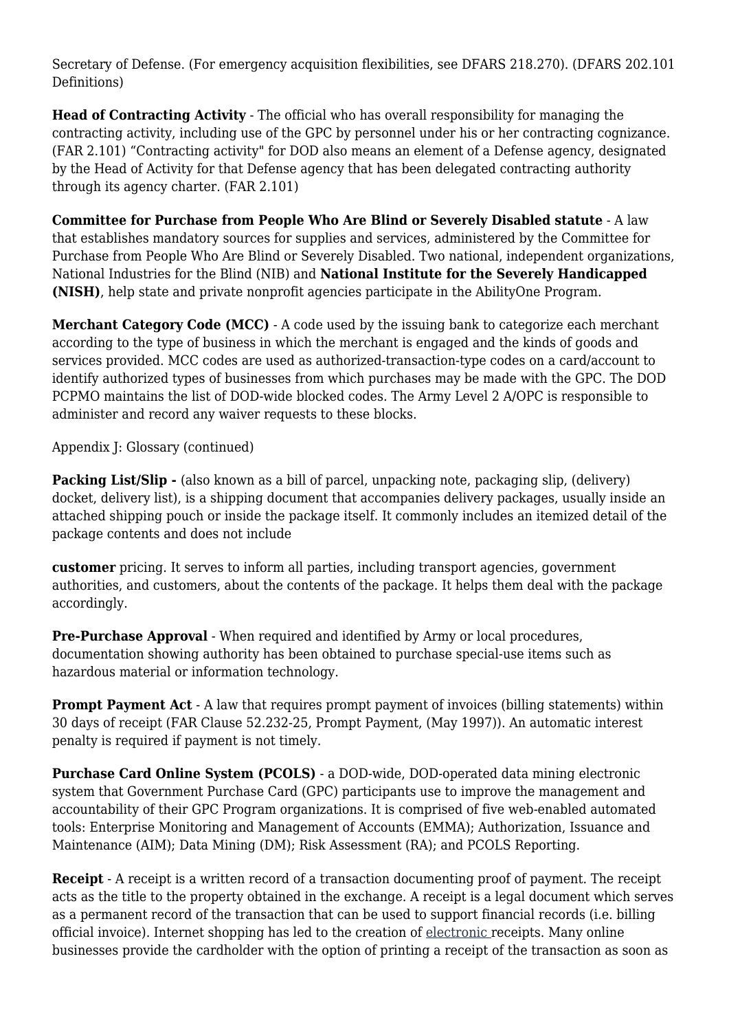Secretary of Defense. (For emergency acquisition flexibilities, see DFARS 218.270). (DFARS 202.101 Definitions)

**Head of Contracting Activity** - The official who has overall responsibility for managing the contracting activity, including use of the GPC by personnel under his or her contracting cognizance. (FAR 2.101) "Contracting activity" for DOD also means an element of a Defense agency, designated by the Head of Activity for that Defense agency that has been delegated contracting authority through its agency charter. (FAR 2.101)

**Committee for Purchase from People Who Are Blind or Severely Disabled statute** - A law that establishes mandatory sources for supplies and services, administered by the Committee for Purchase from People Who Are Blind or Severely Disabled. Two national, independent organizations, National Industries for the Blind (NIB) and **National Institute for the Severely Handicapped (NISH)**, help state and private nonprofit agencies participate in the AbilityOne Program.

**Merchant Category Code (MCC)** - A code used by the issuing bank to categorize each merchant according to the type of business in which the merchant is engaged and the kinds of goods and services provided. MCC codes are used as authorized-transaction-type codes on a card/account to identify authorized types of businesses from which purchases may be made with the GPC. The DOD PCPMO maintains the list of DOD-wide blocked codes. The Army Level 2 A/OPC is responsible to administer and record any waiver requests to these blocks.

Appendix J: Glossary (continued)

**Packing List/Slip -** (also known as a bill of parcel, unpacking note, packaging slip, (delivery) docket, delivery list), is a shipping document that accompanies delivery packages, usually inside an attached shipping pouch or inside the package itself. It commonly includes an itemized detail of the package contents and does not include

**customer** pricing. It serves to inform all parties, including transport agencies, government authorities, and customers, about the contents of the package. It helps them deal with the package accordingly.

**Pre-Purchase Approval** - When required and identified by Army or local procedures, documentation showing authority has been obtained to purchase special-use items such as hazardous material or information technology.

**Prompt Payment Act** - A law that requires prompt payment of invoices (billing statements) within 30 days of receipt (FAR Clause 52.232-25, Prompt Payment, (May 1997)). An automatic interest penalty is required if payment is not timely.

**Purchase Card Online System (PCOLS)** - a DOD-wide, DOD-operated data mining electronic system that Government Purchase Card (GPC) participants use to improve the management and accountability of their GPC Program organizations. It is comprised of five web-enabled automated tools: Enterprise Monitoring and Management of Accounts (EMMA); Authorization, Issuance and Maintenance (AIM); Data Mining (DM); Risk Assessment (RA); and PCOLS Reporting.

**Receipt** - A receipt is a written record of a transaction documenting proof of payment. The receipt acts as the title to the property obtained in the exchange. A receipt is a legal document which serves as a permanent record of the transaction that can be used to support financial records (i.e. billing official invoice). Internet shopping has led to the creation of electronic receipts. Many online businesses provide the cardholder with the option of printing a receipt of the transaction as soon as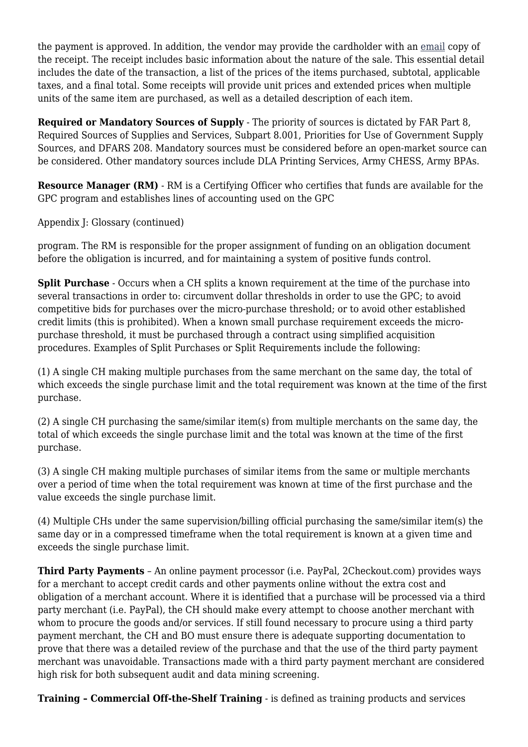the payment is approved. In addition, the vendor may provide the cardholder with an email copy of the receipt. The receipt includes basic information about the nature of the sale. This essential detail includes the date of the transaction, a list of the prices of the items purchased, subtotal, applicable taxes, and a final total. Some receipts will provide unit prices and extended prices when multiple units of the same item are purchased, as well as a detailed description of each item.

**Required or Mandatory Sources of Supply** - The priority of sources is dictated by FAR Part 8, Required Sources of Supplies and Services, Subpart 8.001, Priorities for Use of Government Supply Sources, and DFARS 208. Mandatory sources must be considered before an open-market source can be considered. Other mandatory sources include DLA Printing Services, Army CHESS, Army BPAs.

**Resource Manager (RM)** - RM is a Certifying Officer who certifies that funds are available for the GPC program and establishes lines of accounting used on the GPC

Appendix J: Glossary (continued)

program. The RM is responsible for the proper assignment of funding on an obligation document before the obligation is incurred, and for maintaining a system of positive funds control.

**Split Purchase** - Occurs when a CH splits a known requirement at the time of the purchase into several transactions in order to: circumvent dollar thresholds in order to use the GPC; to avoid competitive bids for purchases over the micro-purchase threshold; or to avoid other established credit limits (this is prohibited). When a known small purchase requirement exceeds the micro-purchase threshold, it must be purchased through a contract using simplified acquisition procedures. Examples of Split Purchases or Split Requirements include the following:

(1) A single CH making multiple purchases from the same merchant on the same day, the total of which exceeds the single purchase limit and the total requirement was known at the time of the first purchase.

(2) A single CH purchasing the same/similar item(s) from multiple merchants on the same day, the total of which exceeds the single purchase limit and the total was known at the time of the first purchase.

(3) A single CH making multiple purchases of similar items from the same or multiple merchants over a period of time when the total requirement was known at time of the first purchase and the value exceeds the single purchase limit.

(4) Multiple CHs under the same supervision/billing official purchasing the same/similar item(s) the same day or in a compressed timeframe when the total requirement is known at a given time and exceeds the single purchase limit.

**Third Party Payments** – An online payment processor (i.e. PayPal, 2Checkout.com) provides ways for a merchant to accept credit cards and other payments online without the extra cost and obligation of a merchant account. Where it is identified that a purchase will be processed via a third party merchant (i.e. PayPal), the CH should make every attempt to choose another merchant with whom to procure the goods and/or services. If still found necessary to procure using a third party payment merchant, the CH and BO must ensure there is adequate supporting documentation to prove that there was a detailed review of the purchase and that the use of the third party payment merchant was unavoidable. Transactions made with a third party payment merchant are considered high risk for both subsequent audit and data mining screening.

**Training – Commercial Off-the-Shelf Training** - is defined as training products and services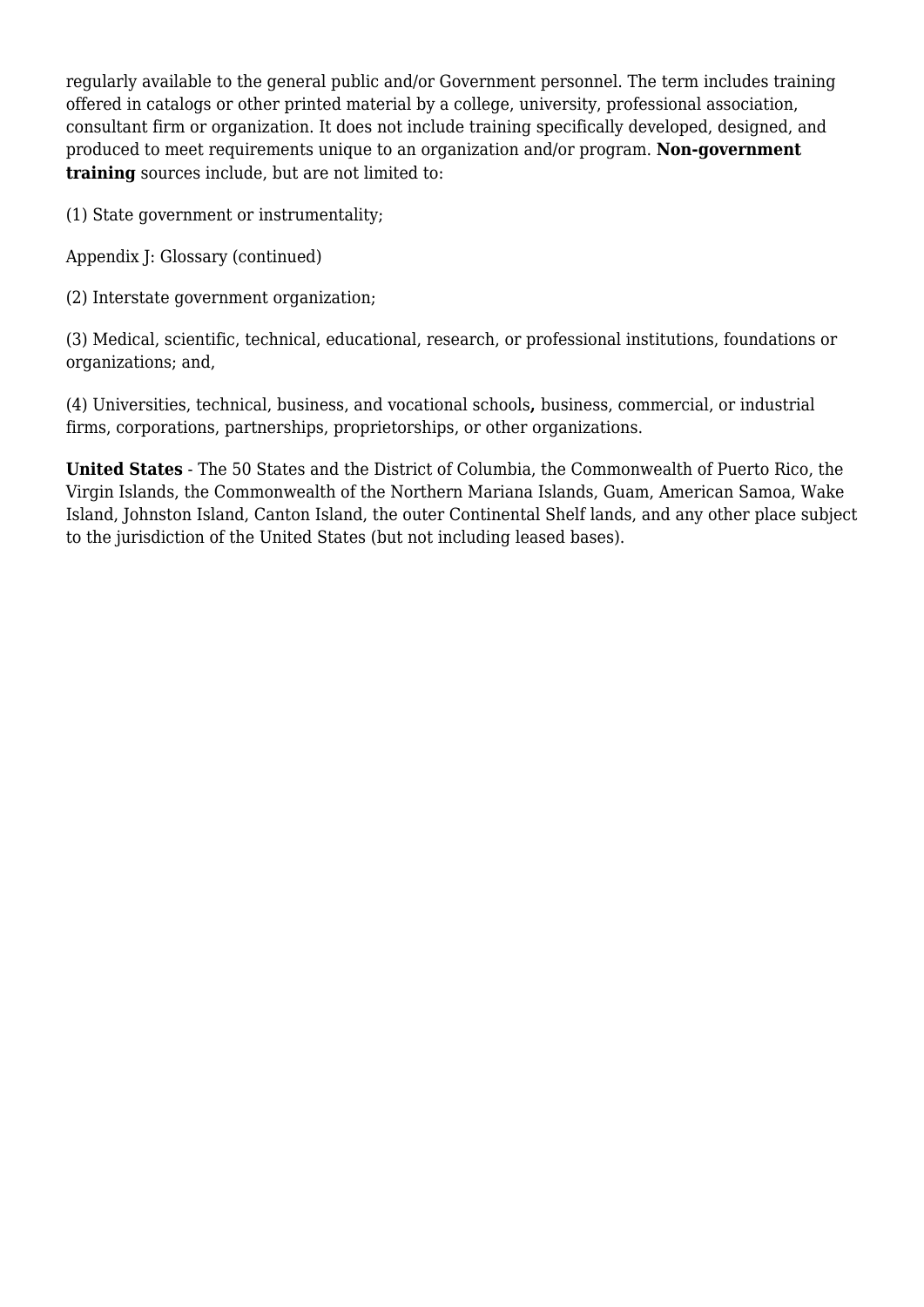regularly available to the general public and/or Government personnel. The term includes training offered in catalogs or other printed material by a college, university, professional association, consultant firm or organization. It does not include training specifically developed, designed, and produced to meet requirements unique to an organization and/or program. **Non-government training** sources include, but are not limited to:

(1) State government or instrumentality;

Appendix J: Glossary (continued)

(2) Interstate government organization;

(3) Medical, scientific, technical, educational, research, or professional institutions, foundations or organizations; and,

(4) Universities, technical, business, and vocational schools**,** business, commercial, or industrial firms, corporations, partnerships, proprietorships, or other organizations.

**United States** - The 50 States and the District of Columbia, the Commonwealth of Puerto Rico, the Virgin Islands, the Commonwealth of the Northern Mariana Islands, Guam, American Samoa, Wake Island, Johnston Island, Canton Island, the outer Continental Shelf lands, and any other place subject to the jurisdiction of the United States (but not including leased bases).